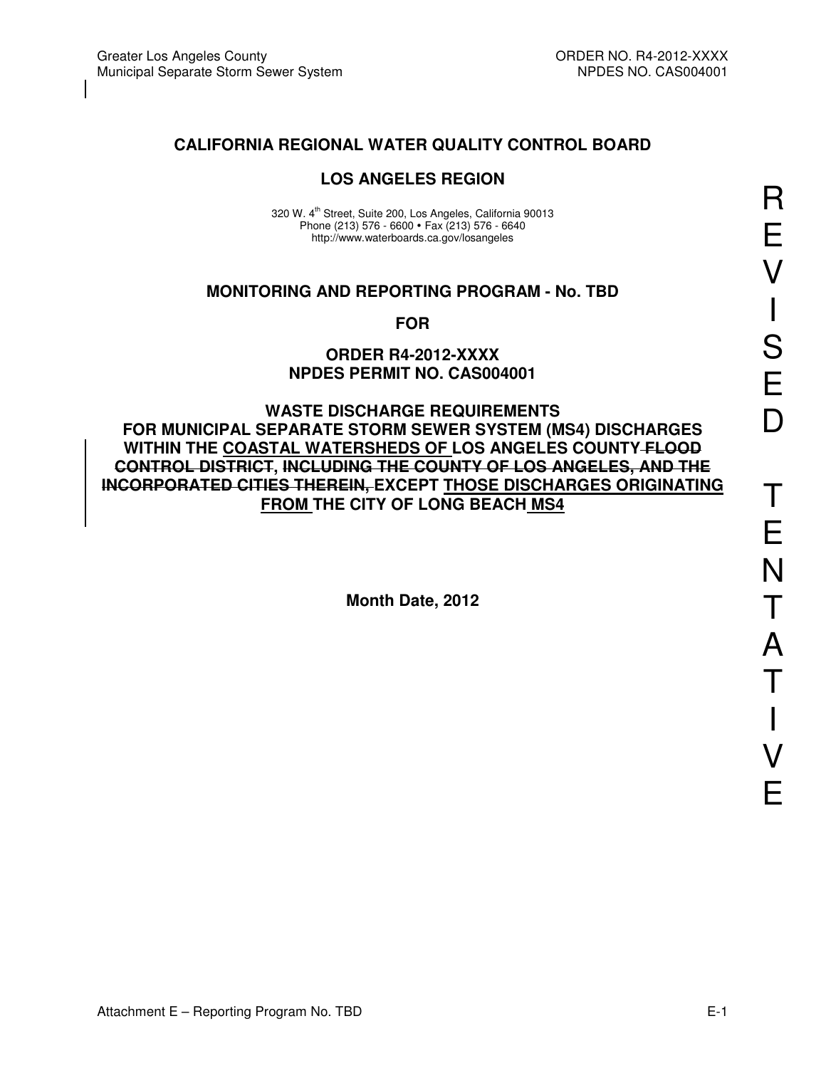# CALIFORNIA REGIONAL WATER QUALITY CONTROL BOARD

## LOS ANGELES REGION

320 W. 4th Street, Suite 200, Los Angeles, California 90013
Phone (213) 576 - 6600 • Fax (213) 576 - 6640
http://www.waterboards.ca.gov/losangeles

## MONITORING AND REPORTING PROGRAM - No. TBD

**FOR**

**ORDER R4-2012-XXXX**
**NPDES PERMIT NO. CAS004001**

**WASTE DISCHARGE REQUIREMENTS**
**FOR MUNICIPAL SEPARATE STORM SEWER SYSTEM (MS4) DISCHARGES WITHIN THE <u>COASTAL WATERSHEDS OF</u> LOS ANGELES COUNTY ~~FLOOD CONTROL DISTRICT, INCLUDING THE COUNTY OF LOS ANGELES, AND THE INCORPORATED CITIES THEREIN,~~ EXCEPT <u>THOSE DISCHARGES ORIGINATING FROM</u> THE CITY OF LONG BEACH <u>MS4</u>**

**Month Date, 2012**

REVISED TENTATIVE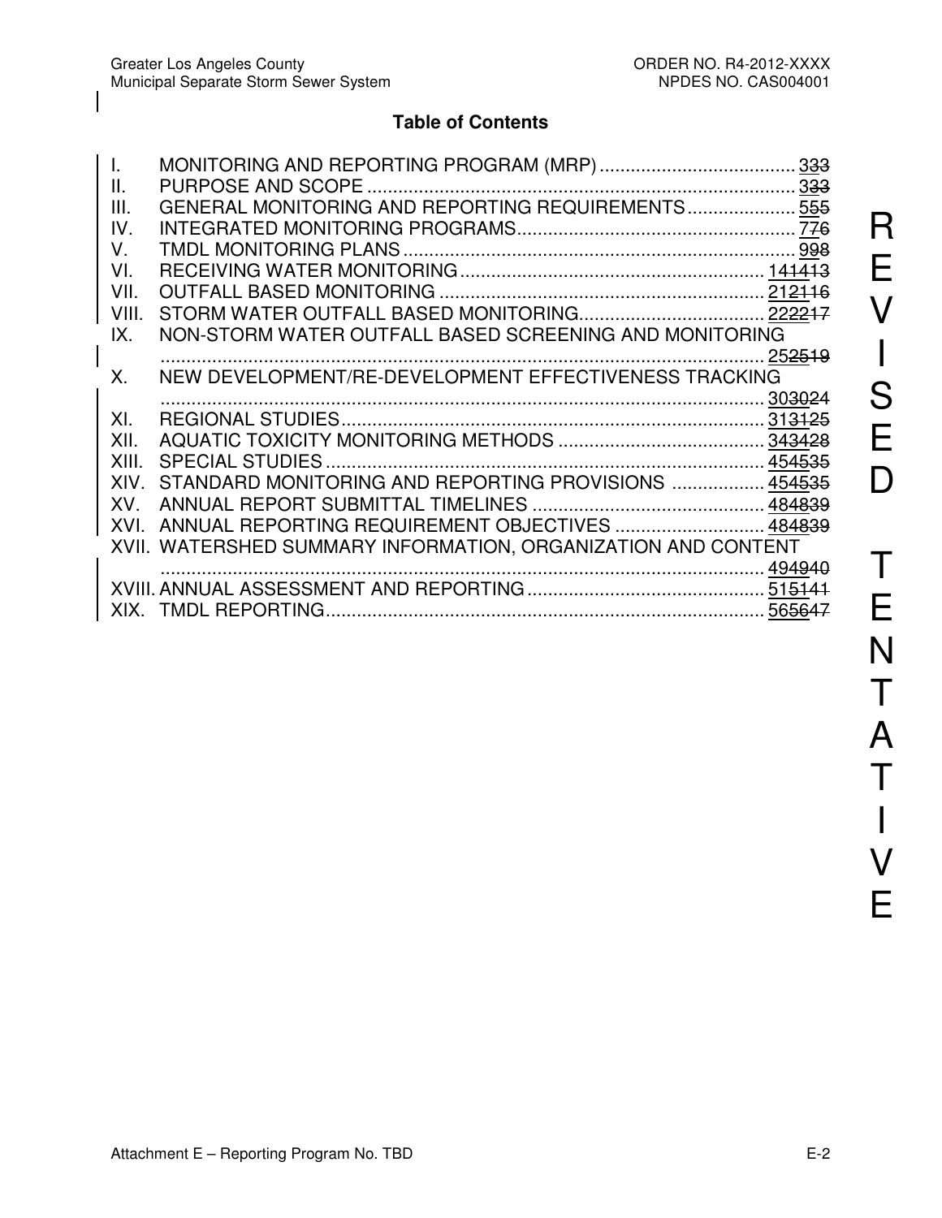# Table of Contents

| | | |
|---|---|---|
| I. | MONITORING AND REPORTING PROGRAM (MRP) | 333 |
| II. | PURPOSE AND SCOPE | 333 |
| III. | GENERAL MONITORING AND REPORTING REQUIREMENTS | 555 |
| IV. | INTEGRATED MONITORING PROGRAMS | 776 |
| V. | TMDL MONITORING PLANS | 998 |
| VI. | RECEIVING WATER MONITORING | 141413 |
| VII. | OUTFALL BASED MONITORING | 212116 |
| VIII. | STORM WATER OUTFALL BASED MONITORING | 222217 |
| IX. | NON-STORM WATER OUTFALL BASED SCREENING AND MONITORING | 252519 |
| X. | NEW DEVELOPMENT/RE-DEVELOPMENT EFFECTIVENESS TRACKING | 303024 |
| XI. | REGIONAL STUDIES | 313125 |
| XII. | AQUATIC TOXICITY MONITORING METHODS | 343428 |
| XIII. | SPECIAL STUDIES | 454535 |
| XIV. | STANDARD MONITORING AND REPORTING PROVISIONS | 454535 |
| XV. | ANNUAL REPORT SUBMITTAL TIMELINES | 484839 |
| XVI. | ANNUAL REPORTING REQUIREMENT OBJECTIVES | 484839 |
| XVII. | WATERSHED SUMMARY INFORMATION, ORGANIZATION AND CONTENT | 494940 |
| XVIII. | ANNUAL ASSESSMENT AND REPORTING | 515141 |
| XIX. | TMDL REPORTING | 565647 |

REVISED TENTATIVE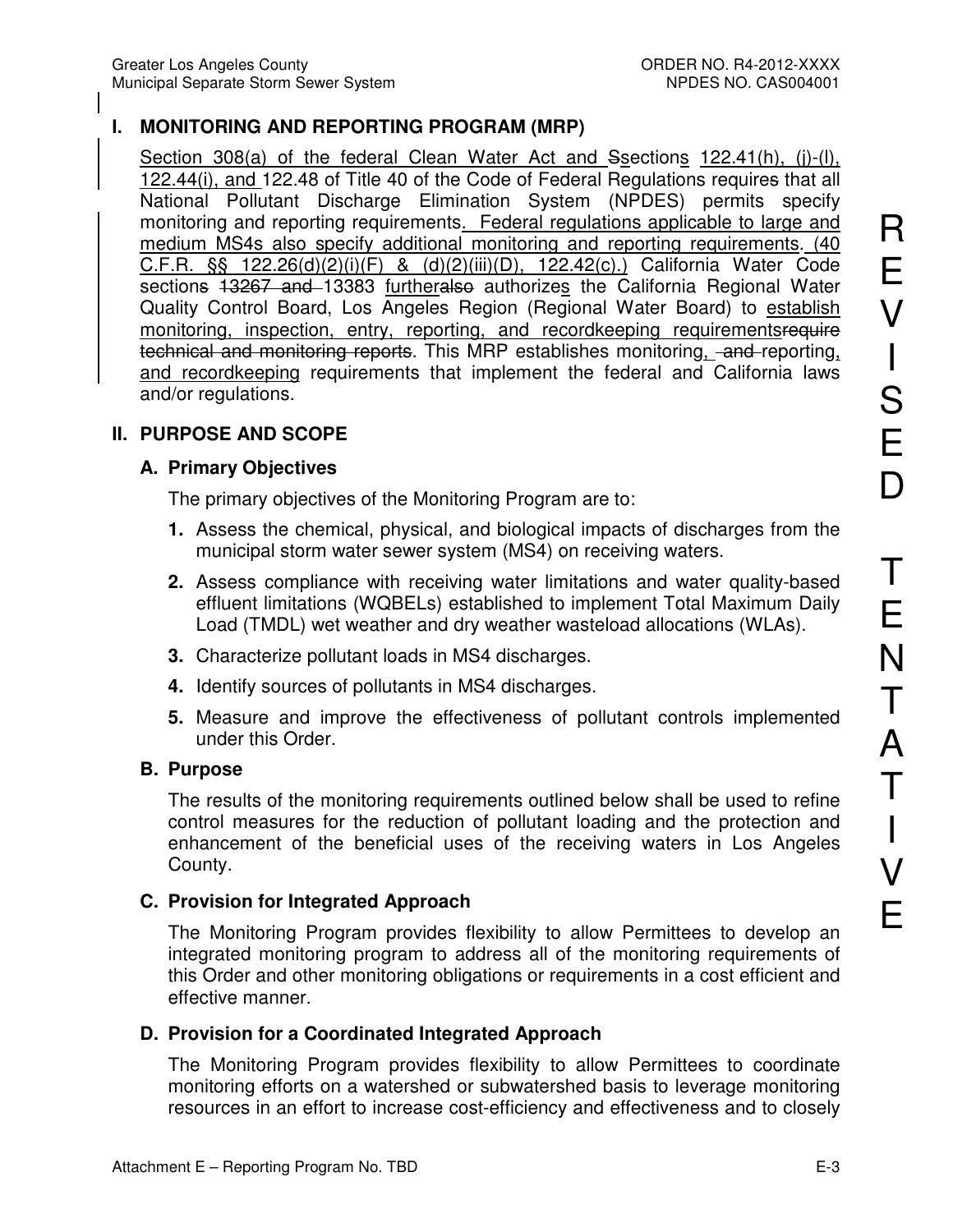## I. MONITORING AND REPORTING PROGRAM (MRP)

Section 308(a) of the federal Clean Water Act and Ssections 122.41(h), (j)-(l), 122.44(i), and 122.48 of Title 40 of the Code of Federal Regulations requires that all National Pollutant Discharge Elimination System (NPDES) permits specify monitoring and reporting requirements. Federal regulations applicable to large and medium MS4s also specify additional monitoring and reporting requirements. (40 C.F.R. §§ 122.26(d)(2)(i)(F) & (d)(2)(iii)(D), 122.42(c).) California Water Code sections 13267 and 13383 furtheralso authorizes the California Regional Water Quality Control Board, Los Angeles Region (Regional Water Board) to establish monitoring, inspection, entry, reporting, and recordkeeping requirementsrequire technical and monitoring reports. This MRP establishes monitoring, and reporting, and recordkeeping requirements that implement the federal and California laws and/or regulations.

## II. PURPOSE AND SCOPE

### A. Primary Objectives

The primary objectives of the Monitoring Program are to:

1. Assess the chemical, physical, and biological impacts of discharges from the municipal storm water sewer system (MS4) on receiving waters.
2. Assess compliance with receiving water limitations and water quality-based effluent limitations (WQBELs) established to implement Total Maximum Daily Load (TMDL) wet weather and dry weather wasteload allocations (WLAs).
3. Characterize pollutant loads in MS4 discharges.
4. Identify sources of pollutants in MS4 discharges.
5. Measure and improve the effectiveness of pollutant controls implemented under this Order.

### B. Purpose

The results of the monitoring requirements outlined below shall be used to refine control measures for the reduction of pollutant loading and the protection and enhancement of the beneficial uses of the receiving waters in Los Angeles County.

### C. Provision for Integrated Approach

The Monitoring Program provides flexibility to allow Permittees to develop an integrated monitoring program to address all of the monitoring requirements of this Order and other monitoring obligations or requirements in a cost efficient and effective manner.

### D. Provision for a Coordinated Integrated Approach

The Monitoring Program provides flexibility to allow Permittees to coordinate monitoring efforts on a watershed or subwatershed basis to leverage monitoring resources in an effort to increase cost-efficiency and effectiveness and to closely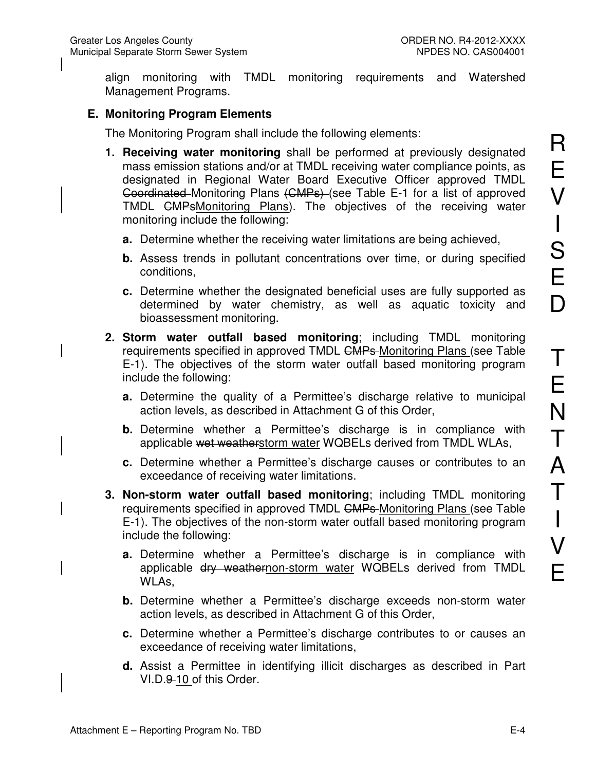align monitoring with TMDL monitoring requirements and Watershed Management Programs.

### E. Monitoring Program Elements

The Monitoring Program shall include the following elements:

1. **Receiving water monitoring** shall be performed at previously designated mass emission stations and/or at TMDL receiving water compliance points, as designated in Regional Water Board Executive Officer approved TMDL ~~Coordinated~~ Monitoring Plans ~~(CMPs)~~ (see Table E-1 for a list of approved TMDL ~~CMPs~~Monitoring Plans). The objectives of the receiving water monitoring include the following:

   a. Determine whether the receiving water limitations are being achieved,

   b. Assess trends in pollutant concentrations over time, or during specified conditions,

   c. Determine whether the designated beneficial uses are fully supported as determined by water chemistry, as well as aquatic toxicity and bioassessment monitoring.

2. **Storm water outfall based monitoring**; including TMDL monitoring requirements specified in approved TMDL ~~CMPs~~ Monitoring Plans (see Table E-1). The objectives of the storm water outfall based monitoring program include the following:

   a. Determine the quality of a Permittee's discharge relative to municipal action levels, as described in Attachment G of this Order,

   b. Determine whether a Permittee's discharge is in compliance with applicable ~~wet weather~~storm water WQBELs derived from TMDL WLAs,

   c. Determine whether a Permittee's discharge causes or contributes to an exceedance of receiving water limitations.

3. **Non-storm water outfall based monitoring**; including TMDL monitoring requirements specified in approved TMDL ~~CMPs~~ Monitoring Plans (see Table E-1). The objectives of the non-storm water outfall based monitoring program include the following:

   a. Determine whether a Permittee's discharge is in compliance with applicable ~~dry weather~~non-storm water WQBELs derived from TMDL WLAs,

   b. Determine whether a Permittee's discharge exceeds non-storm water action levels, as described in Attachment G of this Order,

   c. Determine whether a Permittee's discharge contributes to or causes an exceedance of receiving water limitations,

   d. Assist a Permittee in identifying illicit discharges as described in Part VI.D.~~9~~ 10 of this Order.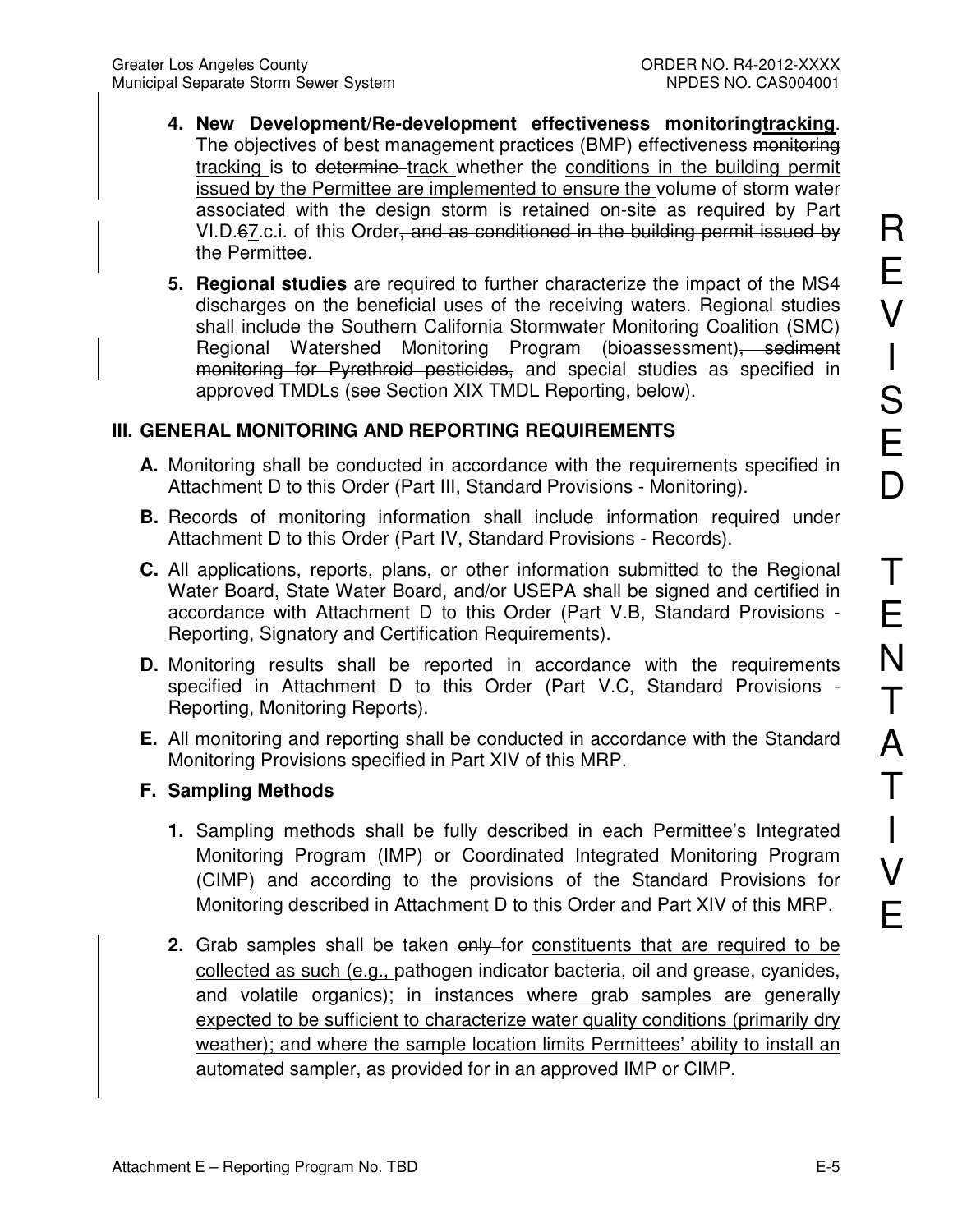4. **New Development/Re-development effectiveness ~~monitoring~~<u>tracking</u>**. The objectives of best management practices (BMP) effectiveness ~~monitoring~~ <u>tracking</u> is to ~~determine~~ <u>track</u> whether the <u>conditions in the building permit issued by the Permittee are implemented to ensure the</u> volume of storm water associated with the design storm is retained on-site as required by Part VI.D.~~6~~<u>7</u>.c.i. of this Order~~, and as conditioned in the building permit issued by the Permittee~~.

5. **Regional studies** are required to further characterize the impact of the MS4 discharges on the beneficial uses of the receiving waters. Regional studies shall include the Southern California Stormwater Monitoring Coalition (SMC) Regional Watershed Monitoring Program (bioassessment)~~, sediment monitoring for Pyrethroid pesticides,~~ and special studies as specified in approved TMDLs (see Section XIX TMDL Reporting, below).

## III. GENERAL MONITORING AND REPORTING REQUIREMENTS

**A.** Monitoring shall be conducted in accordance with the requirements specified in Attachment D to this Order (Part III, Standard Provisions - Monitoring).

**B.** Records of monitoring information shall include information required under Attachment D to this Order (Part IV, Standard Provisions - Records).

**C.** All applications, reports, plans, or other information submitted to the Regional Water Board, State Water Board, and/or USEPA shall be signed and certified in accordance with Attachment D to this Order (Part V.B, Standard Provisions - Reporting, Signatory and Certification Requirements).

**D.** Monitoring results shall be reported in accordance with the requirements specified in Attachment D to this Order (Part V.C, Standard Provisions - Reporting, Monitoring Reports).

**E.** All monitoring and reporting shall be conducted in accordance with the Standard Monitoring Provisions specified in Part XIV of this MRP.

**F. Sampling Methods**

1. Sampling methods shall be fully described in each Permittee's Integrated Monitoring Program (IMP) or Coordinated Integrated Monitoring Program (CIMP) and according to the provisions of the Standard Provisions for Monitoring described in Attachment D to this Order and Part XIV of this MRP.

2. Grab samples shall be taken ~~only~~ for <u>constituents that are required to be collected as such (e.g.,</u> pathogen indicator bacteria, oil and grease, cyanides, and volatile organics<u>); in instances where grab samples are generally expected to be sufficient to characterize water quality conditions (primarily dry weather); and where the sample location limits Permittees' ability to install an automated sampler, as provided for in an approved IMP or CIMP</u>.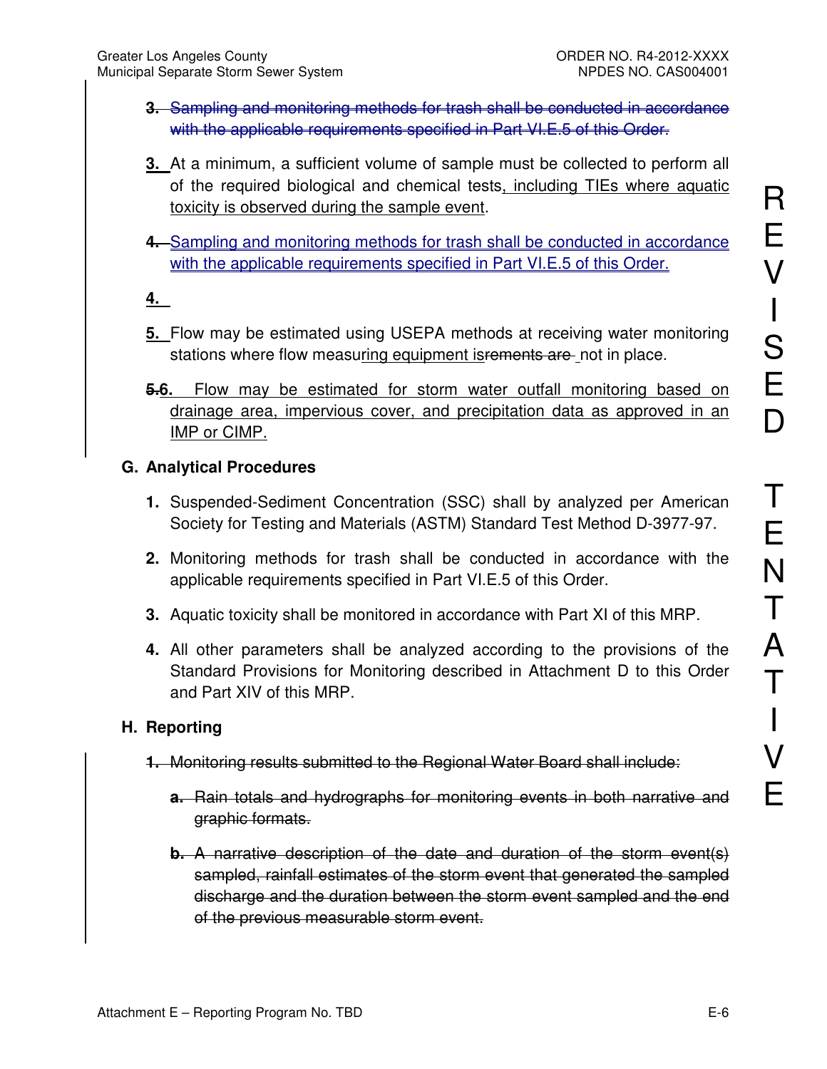3. ~~Sampling and monitoring methods for trash shall be conducted in accordance with the applicable requirements specified in Part VI.E.5 of this Order.~~

3. At a minimum, a sufficient volume of sample must be collected to perform all of the required biological and chemical tests, including TIEs where aquatic toxicity is observed during the sample event.

4. Sampling and monitoring methods for trash shall be conducted in accordance with the applicable requirements specified in Part VI.E.5 of this Order.

4.

5. Flow may be estimated using USEPA methods at receiving water monitoring stations where flow measuring equipment is~~rements are~~ not in place.

~~5.~~6. Flow may be estimated for storm water outfall monitoring based on drainage area, impervious cover, and precipitation data as approved in an IMP or CIMP.

## G. Analytical Procedures

1. Suspended-Sediment Concentration (SSC) shall by analyzed per American Society for Testing and Materials (ASTM) Standard Test Method D-3977-97.

2. Monitoring methods for trash shall be conducted in accordance with the applicable requirements specified in Part VI.E.5 of this Order.

3. Aquatic toxicity shall be monitored in accordance with Part XI of this MRP.

4. All other parameters shall be analyzed according to the provisions of the Standard Provisions for Monitoring described in Attachment D to this Order and Part XIV of this MRP.

## H. Reporting

~~1. Monitoring results submitted to the Regional Water Board shall include:~~

~~a. Rain totals and hydrographs for monitoring events in both narrative and graphic formats.~~

~~b. A narrative description of the date and duration of the storm event(s) sampled, rainfall estimates of the storm event that generated the sampled discharge and the duration between the storm event sampled and the end of the previous measurable storm event.~~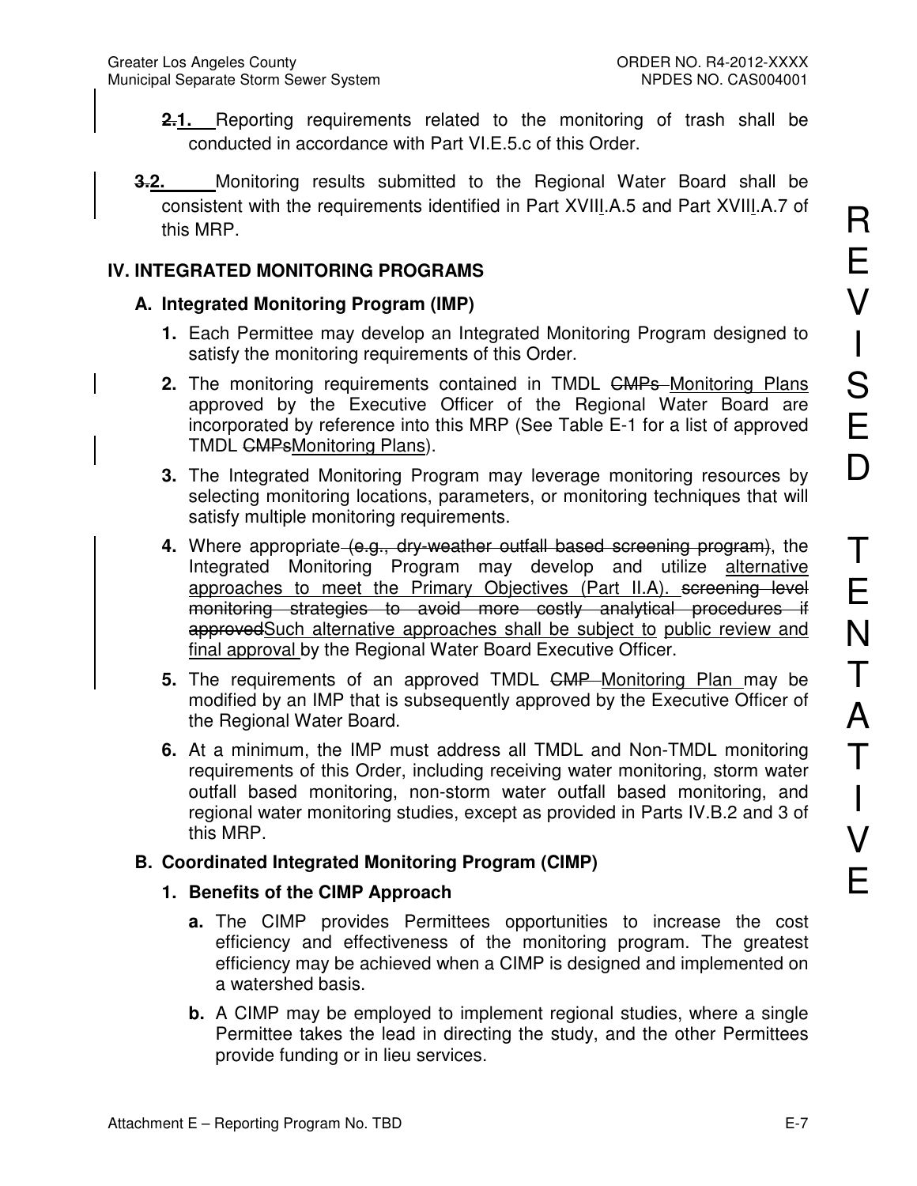**~~2.~~1.** Reporting requirements related to the monitoring of trash shall be conducted in accordance with Part VI.E.5.c of this Order.

**~~3.~~2.** Monitoring results submitted to the Regional Water Board shall be consistent with the requirements identified in Part XVIII.A.5 and Part XVIII.A.7 of this MRP.

## IV. INTEGRATED MONITORING PROGRAMS

### A. Integrated Monitoring Program (IMP)

1. Each Permittee may develop an Integrated Monitoring Program designed to satisfy the monitoring requirements of this Order.
2. The monitoring requirements contained in TMDL ~~CMPs~~ Monitoring Plans approved by the Executive Officer of the Regional Water Board are incorporated by reference into this MRP (See Table E-1 for a list of approved TMDL ~~CMPs~~Monitoring Plans).
3. The Integrated Monitoring Program may leverage monitoring resources by selecting monitoring locations, parameters, or monitoring techniques that will satisfy multiple monitoring requirements.
4. Where appropriate ~~(e.g., dry-weather outfall based screening program)~~, the Integrated Monitoring Program may develop and utilize alternative approaches to meet the Primary Objectives (Part II.A). ~~screening level monitoring strategies to avoid more costly analytical procedures if approved~~Such alternative approaches shall be subject to public review and final approval by the Regional Water Board Executive Officer.
5. The requirements of an approved TMDL ~~CMP~~ Monitoring Plan may be modified by an IMP that is subsequently approved by the Executive Officer of the Regional Water Board.
6. At a minimum, the IMP must address all TMDL and Non-TMDL monitoring requirements of this Order, including receiving water monitoring, storm water outfall based monitoring, non-storm water outfall based monitoring, and regional water monitoring studies, except as provided in Parts IV.B.2 and 3 of this MRP.

### B. Coordinated Integrated Monitoring Program (CIMP)

**1. Benefits of the CIMP Approach**

a. The CIMP provides Permittees opportunities to increase the cost efficiency and effectiveness of the monitoring program. The greatest efficiency may be achieved when a CIMP is designed and implemented on a watershed basis.

b. A CIMP may be employed to implement regional studies, where a single Permittee takes the lead in directing the study, and the other Permittees provide funding or in lieu services.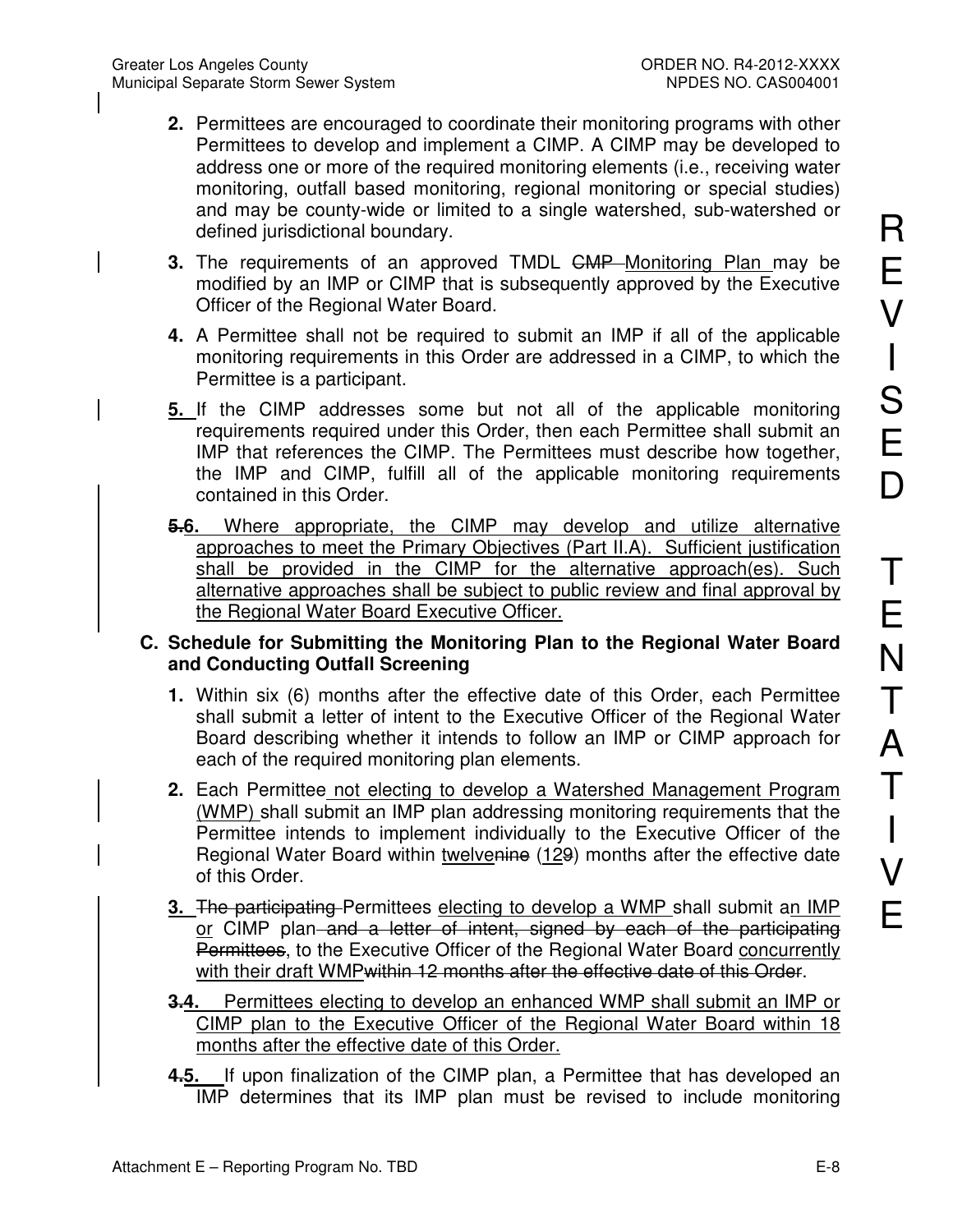2. Permittees are encouraged to coordinate their monitoring programs with other Permittees to develop and implement a CIMP. A CIMP may be developed to address one or more of the required monitoring elements (i.e., receiving water monitoring, outfall based monitoring, regional monitoring or special studies) and may be county-wide or limited to a single watershed, sub-watershed or defined jurisdictional boundary.

3. The requirements of an approved TMDL ~~CMP~~ Monitoring Plan may be modified by an IMP or CIMP that is subsequently approved by the Executive Officer of the Regional Water Board.

4. A Permittee shall not be required to submit an IMP if all of the applicable monitoring requirements in this Order are addressed in a CIMP, to which the Permittee is a participant.

5. If the CIMP addresses some but not all of the applicable monitoring requirements required under this Order, then each Permittee shall submit an IMP that references the CIMP. The Permittees must describe how together, the IMP and CIMP, fulfill all of the applicable monitoring requirements contained in this Order.

~~5.~~6. Where appropriate, the CIMP may develop and utilize alternative approaches to meet the Primary Objectives (Part II.A). Sufficient justification shall be provided in the CIMP for the alternative approach(es). Such alternative approaches shall be subject to public review and final approval by the Regional Water Board Executive Officer.

**C. Schedule for Submitting the Monitoring Plan to the Regional Water Board and Conducting Outfall Screening**

1. Within six (6) months after the effective date of this Order, each Permittee shall submit a letter of intent to the Executive Officer of the Regional Water Board describing whether it intends to follow an IMP or CIMP approach for each of the required monitoring plan elements.

2. Each Permittee not electing to develop a Watershed Management Program (WMP) shall submit an IMP plan addressing monitoring requirements that the Permittee intends to implement individually to the Executive Officer of the Regional Water Board within twelve~~nine~~ (12~~9~~) months after the effective date of this Order.

3. ~~The participating~~ Permittees electing to develop a WMP shall submit an IMP or CIMP plan ~~and a letter of intent, signed by each of the participating Permittees~~, to the Executive Officer of the Regional Water Board concurrently with their draft WMP~~within 12 months after the effective date of this Order~~.

~~3.~~4. Permittees electing to develop an enhanced WMP shall submit an IMP or CIMP plan to the Executive Officer of the Regional Water Board within 18 months after the effective date of this Order.

~~4.~~5. If upon finalization of the CIMP plan, a Permittee that has developed an IMP determines that its IMP plan must be revised to include monitoring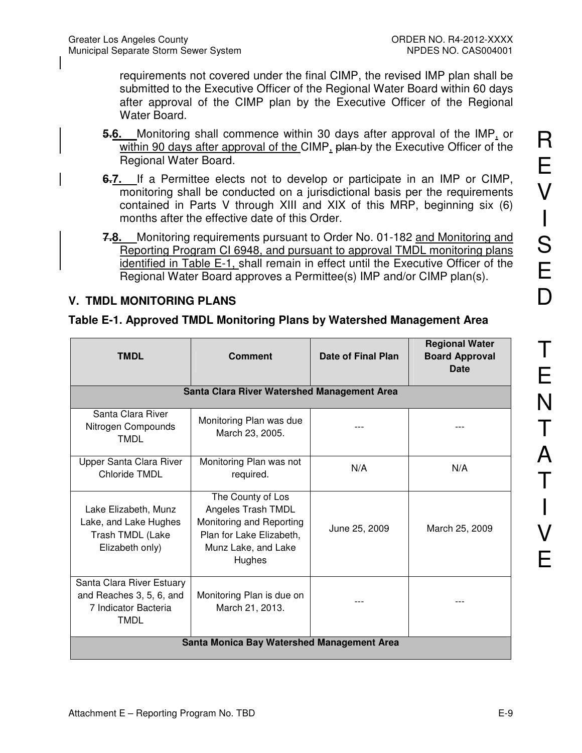requirements not covered under the final CIMP, the revised IMP plan shall be submitted to the Executive Officer of the Regional Water Board within 60 days after approval of the CIMP plan by the Executive Officer of the Regional Water Board.

~~5.~~**6.** Monitoring shall commence within 30 days after approval of the IMP, or within 90 days after approval of the CIMP, ~~plan~~ by the Executive Officer of the Regional Water Board.

~~6.~~**7.** If a Permittee elects not to develop or participate in an IMP or CIMP, monitoring shall be conducted on a jurisdictional basis per the requirements contained in Parts V through XIII and XIX of this MRP, beginning six (6) months after the effective date of this Order.

~~7.~~**8.** Monitoring requirements pursuant to Order No. 01-182 and Monitoring and Reporting Program CI 6948, and pursuant to approval TMDL monitoring plans identified in Table E-1, shall remain in effect until the Executive Officer of the Regional Water Board approves a Permittee(s) IMP and/or CIMP plan(s).

## V. TMDL MONITORING PLANS

**Table E-1. Approved TMDL Monitoring Plans by Watershed Management Area**

| TMDL | Comment | Date of Final Plan | Regional Water Board Approval Date |
|---|---|---|---|
| **Santa Clara River Watershed Management Area** | | | |
| Santa Clara River Nitrogen Compounds TMDL | Monitoring Plan was due March 23, 2005. | --- | --- |
| Upper Santa Clara River Chloride TMDL | Monitoring Plan was not required. | N/A | N/A |
| Lake Elizabeth, Munz Lake, and Lake Hughes Trash TMDL (Lake Elizabeth only) | The County of Los Angeles Trash TMDL Monitoring and Reporting Plan for Lake Elizabeth, Munz Lake, and Lake Hughes | June 25, 2009 | March 25, 2009 |
| Santa Clara River Estuary and Reaches 3, 5, 6, and 7 Indicator Bacteria TMDL | Monitoring Plan is due on March 21, 2013. | --- | --- |
| **Santa Monica Bay Watershed Management Area** | | | |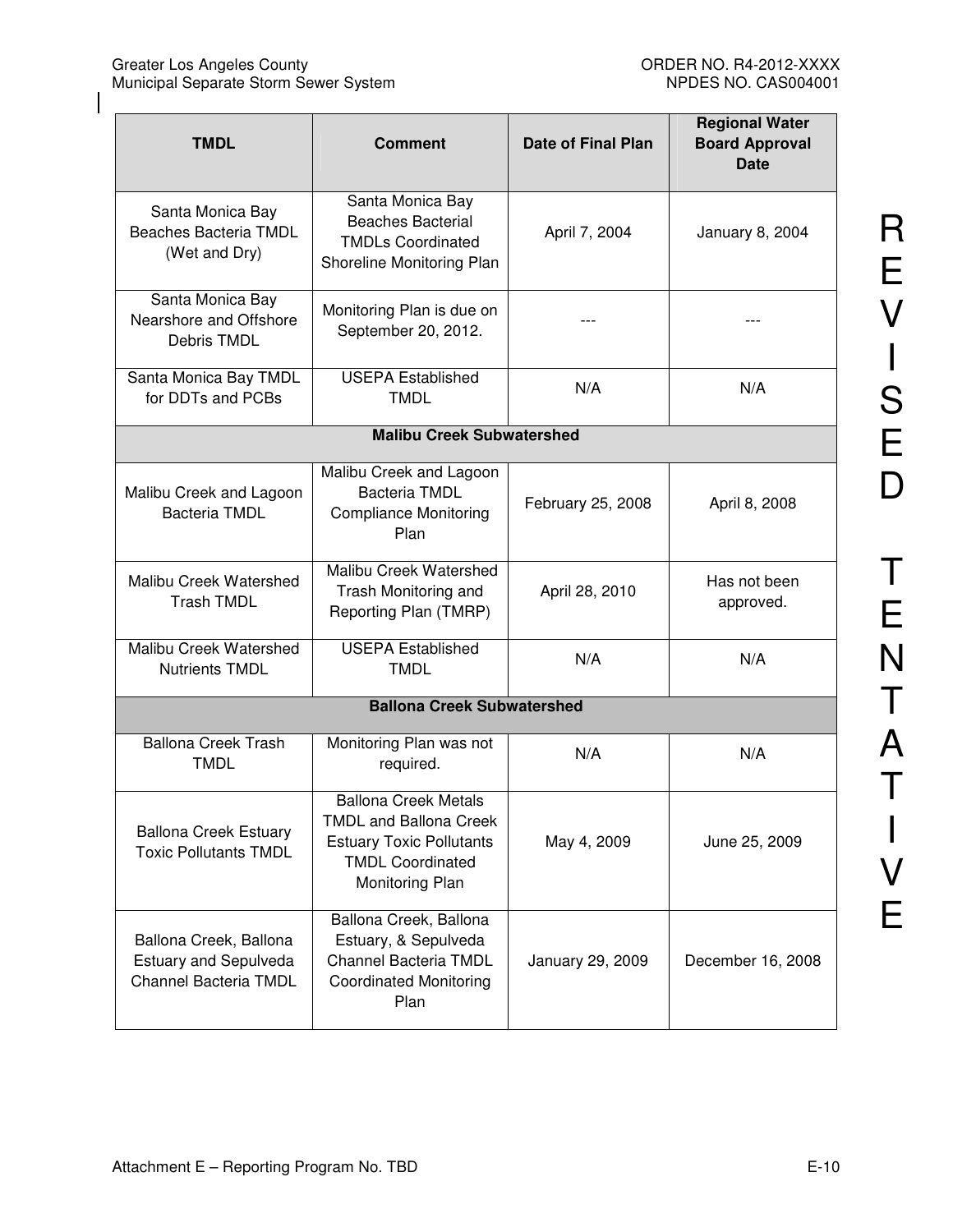| TMDL | Comment | Date of Final Plan | Regional Water Board Approval Date |
|---|---|---|---|
| Santa Monica Bay Beaches Bacteria TMDL (Wet and Dry) | Santa Monica Bay Beaches Bacterial TMDLs Coordinated Shoreline Monitoring Plan | April 7, 2004 | January 8, 2004 |
| Santa Monica Bay Nearshore and Offshore Debris TMDL | Monitoring Plan is due on September 20, 2012. | --- | --- |
| Santa Monica Bay TMDL for DDTs and PCBs | USEPA Established TMDL | N/A | N/A |
| **Malibu Creek Subwatershed** | | | |
| Malibu Creek and Lagoon Bacteria TMDL | Malibu Creek and Lagoon Bacteria TMDL Compliance Monitoring Plan | February 25, 2008 | April 8, 2008 |
| Malibu Creek Watershed Trash TMDL | Malibu Creek Watershed Trash Monitoring and Reporting Plan (TMRP) | April 28, 2010 | Has not been approved. |
| Malibu Creek Watershed Nutrients TMDL | USEPA Established TMDL | N/A | N/A |
| **Ballona Creek Subwatershed** | | | |
| Ballona Creek Trash TMDL | Monitoring Plan was not required. | N/A | N/A |
| Ballona Creek Estuary Toxic Pollutants TMDL | Ballona Creek Metals TMDL and Ballona Creek Estuary Toxic Pollutants TMDL Coordinated Monitoring Plan | May 4, 2009 | June 25, 2009 |
| Ballona Creek, Ballona Estuary and Sepulveda Channel Bacteria TMDL | Ballona Creek, Ballona Estuary, & Sepulveda Channel Bacteria TMDL Coordinated Monitoring Plan | January 29, 2009 | December 16, 2008 |

REVISED TENTATIVE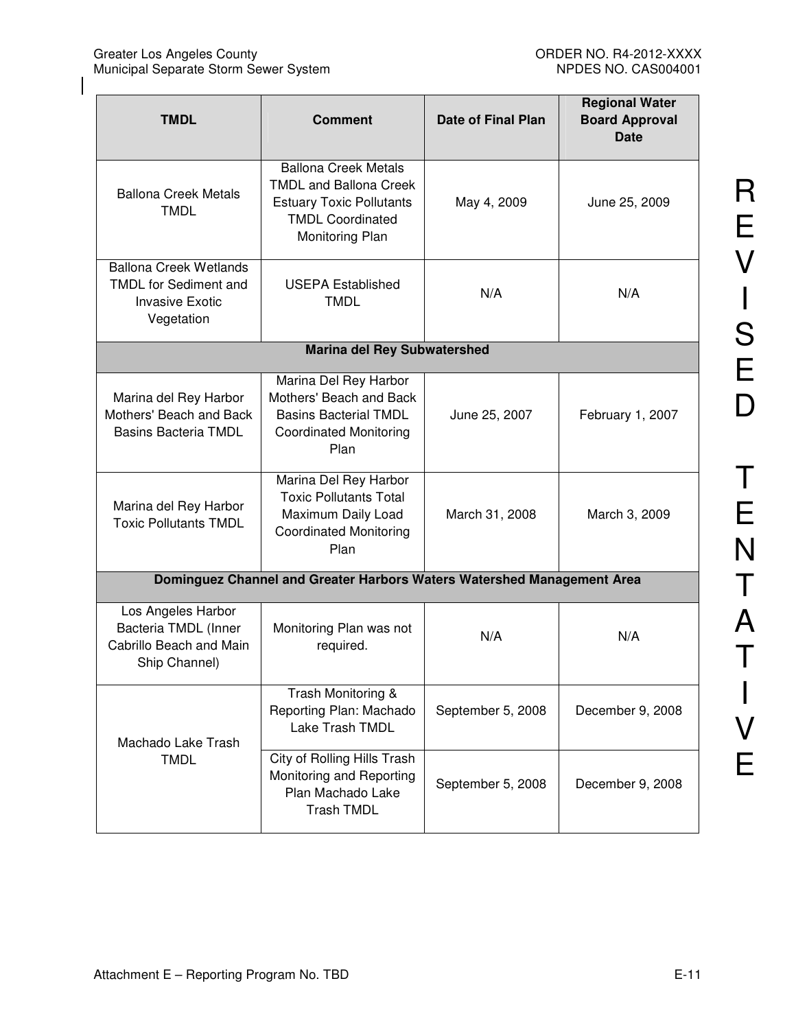| TMDL | Comment | Date of Final Plan | Regional Water Board Approval Date |
|---|---|---|---|
| Ballona Creek Metals TMDL | Ballona Creek Metals TMDL and Ballona Creek Estuary Toxic Pollutants TMDL Coordinated Monitoring Plan | May 4, 2009 | June 25, 2009 |
| Ballona Creek Wetlands TMDL for Sediment and Invasive Exotic Vegetation | USEPA Established TMDL | N/A | N/A |
| **Marina del Rey Subwatershed** | | | |
| Marina del Rey Harbor Mothers' Beach and Back Basins Bacteria TMDL | Marina Del Rey Harbor Mothers' Beach and Back Basins Bacterial TMDL Coordinated Monitoring Plan | June 25, 2007 | February 1, 2007 |
| Marina del Rey Harbor Toxic Pollutants TMDL | Marina Del Rey Harbor Toxic Pollutants Total Maximum Daily Load Coordinated Monitoring Plan | March 31, 2008 | March 3, 2009 |
| **Dominguez Channel and Greater Harbors Waters Watershed Management Area** | | | |
| Los Angeles Harbor Bacteria TMDL (Inner Cabrillo Beach and Main Ship Channel) | Monitoring Plan was not required. | N/A | N/A |
| Machado Lake Trash TMDL | Trash Monitoring & Reporting Plan: Machado Lake Trash TMDL | September 5, 2008 | December 9, 2008 |
| | City of Rolling Hills Trash Monitoring and Reporting Plan Machado Lake Trash TMDL | September 5, 2008 | December 9, 2008 |

REVISED TENTATIVE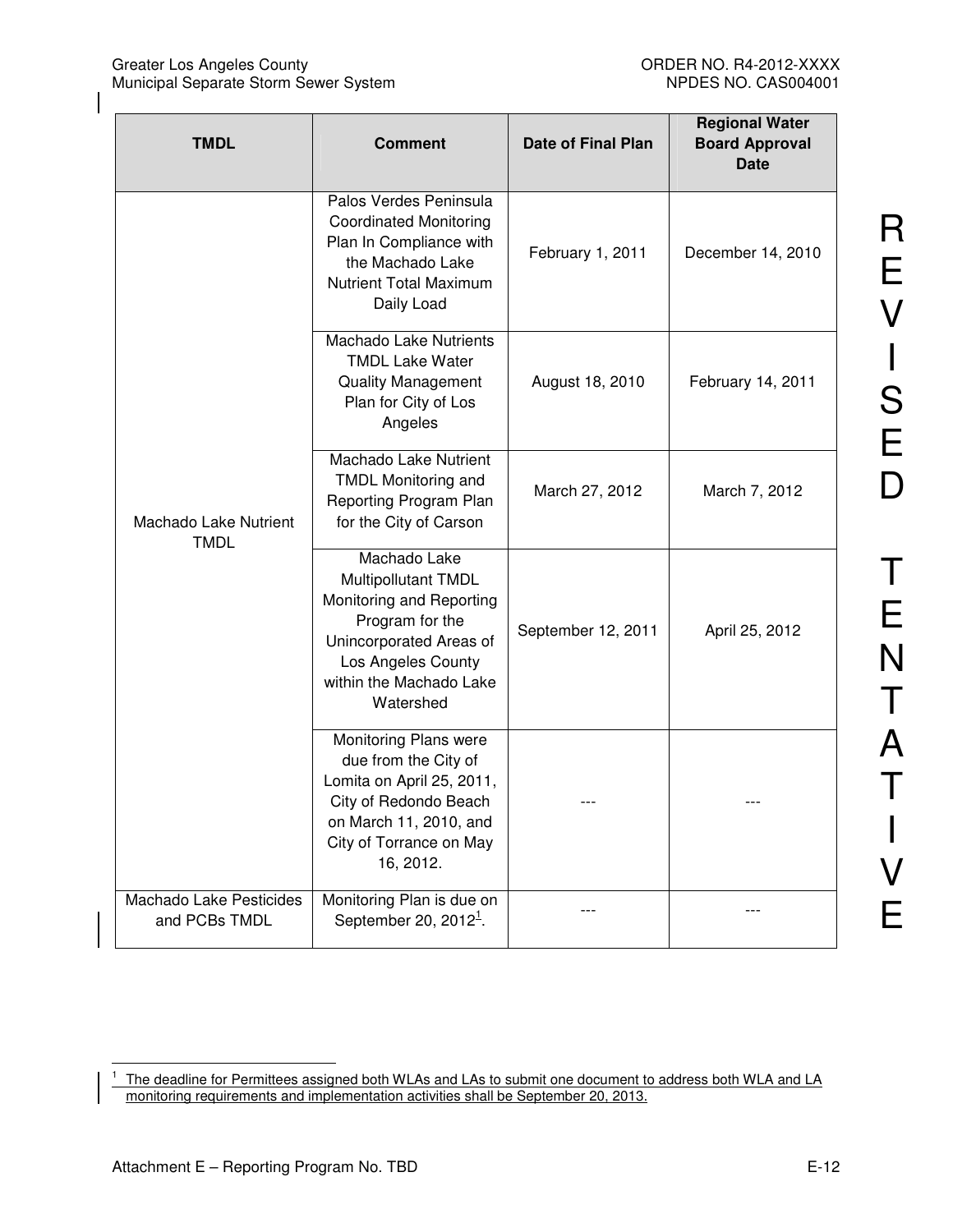| TMDL | Comment | Date of Final Plan | Regional Water Board Approval Date |
|---|---|---|---|
| Machado Lake Nutrient TMDL | Palos Verdes Peninsula Coordinated Monitoring Plan In Compliance with the Machado Lake Nutrient Total Maximum Daily Load | February 1, 2011 | December 14, 2010 |
| | Machado Lake Nutrients TMDL Lake Water Quality Management Plan for City of Los Angeles | August 18, 2010 | February 14, 2011 |
| | Machado Lake Nutrient TMDL Monitoring and Reporting Program Plan for the City of Carson | March 27, 2012 | March 7, 2012 |
| | Machado Lake Multipollutant TMDL Monitoring and Reporting Program for the Unincorporated Areas of Los Angeles County within the Machado Lake Watershed | September 12, 2011 | April 25, 2012 |
| | Monitoring Plans were due from the City of Lomita on April 25, 2011, City of Redondo Beach on March 11, 2010, and City of Torrance on May 16, 2012. | --- | --- |
| Machado Lake Pesticides and PCBs TMDL | Monitoring Plan is due on September 20, 2012[1]. | --- | --- |

REVISED TENTATIVE

[1] The deadline for Permittees assigned both WLAs and LAs to submit one document to address both WLA and LA monitoring requirements and implementation activities shall be September 20, 2013.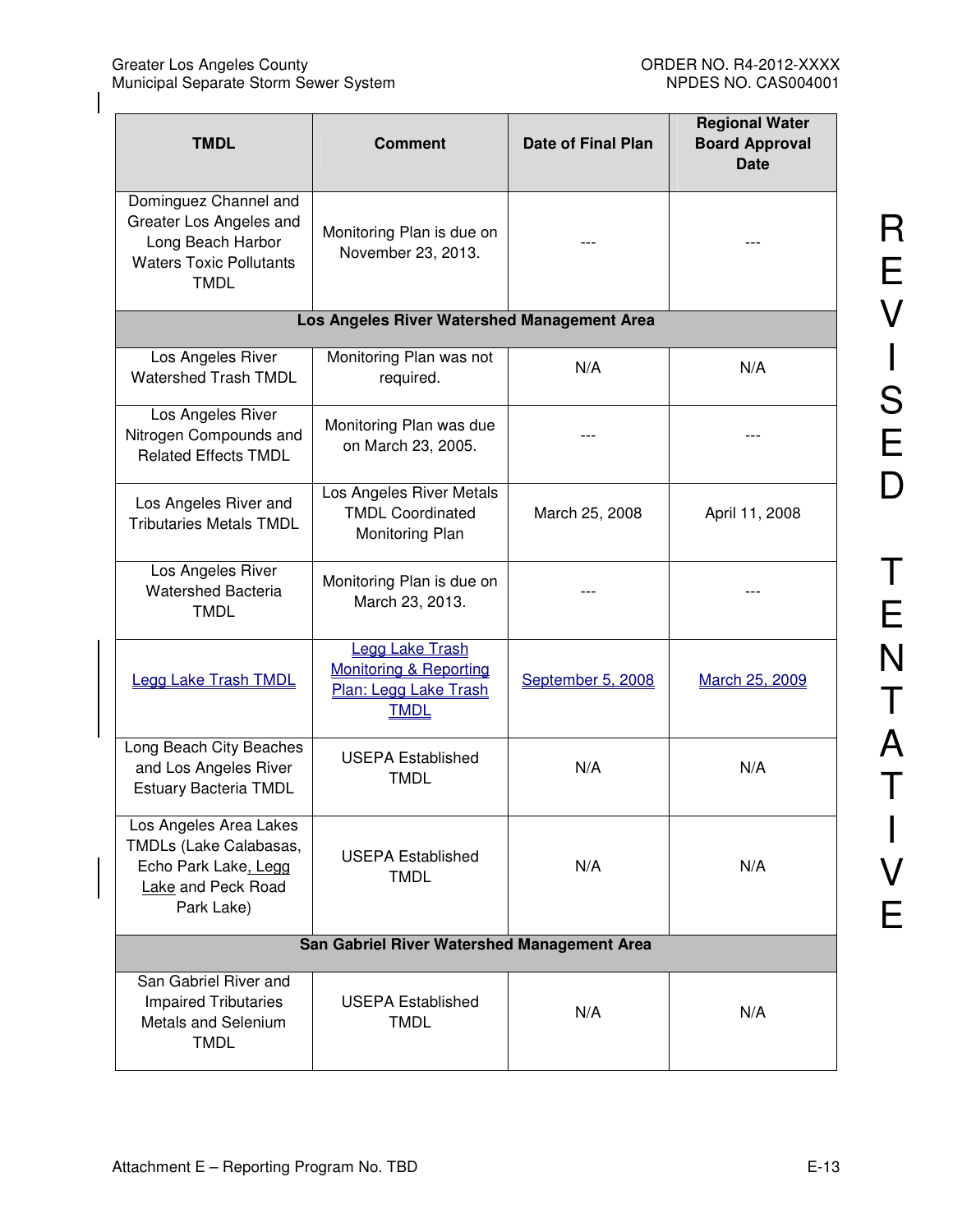| TMDL | Comment | Date of Final Plan | Regional Water Board Approval Date |
|---|---|---|---|
| Dominguez Channel and Greater Los Angeles and Long Beach Harbor Waters Toxic Pollutants TMDL | Monitoring Plan is due on November 23, 2013. | --- | --- |
| **Los Angeles River Watershed Management Area** | | | |
| Los Angeles River Watershed Trash TMDL | Monitoring Plan was not required. | N/A | N/A |
| Los Angeles River Nitrogen Compounds and Related Effects TMDL | Monitoring Plan was due on March 23, 2005. | --- | --- |
| Los Angeles River and Tributaries Metals TMDL | Los Angeles River Metals TMDL Coordinated Monitoring Plan | March 25, 2008 | April 11, 2008 |
| Los Angeles River Watershed Bacteria TMDL | Monitoring Plan is due on March 23, 2013. | --- | --- |
| Legg Lake Trash TMDL | Legg Lake Trash Monitoring & Reporting Plan: Legg Lake Trash TMDL | September 5, 2008 | March 25, 2009 |
| Long Beach City Beaches and Los Angeles River Estuary Bacteria TMDL | USEPA Established TMDL | N/A | N/A |
| Los Angeles Area Lakes TMDLs (Lake Calabasas, Echo Park Lake, Legg Lake and Peck Road Park Lake) | USEPA Established TMDL | N/A | N/A |
| **San Gabriel River Watershed Management Area** | | | |
| San Gabriel River and Impaired Tributaries Metals and Selenium TMDL | USEPA Established TMDL | N/A | N/A |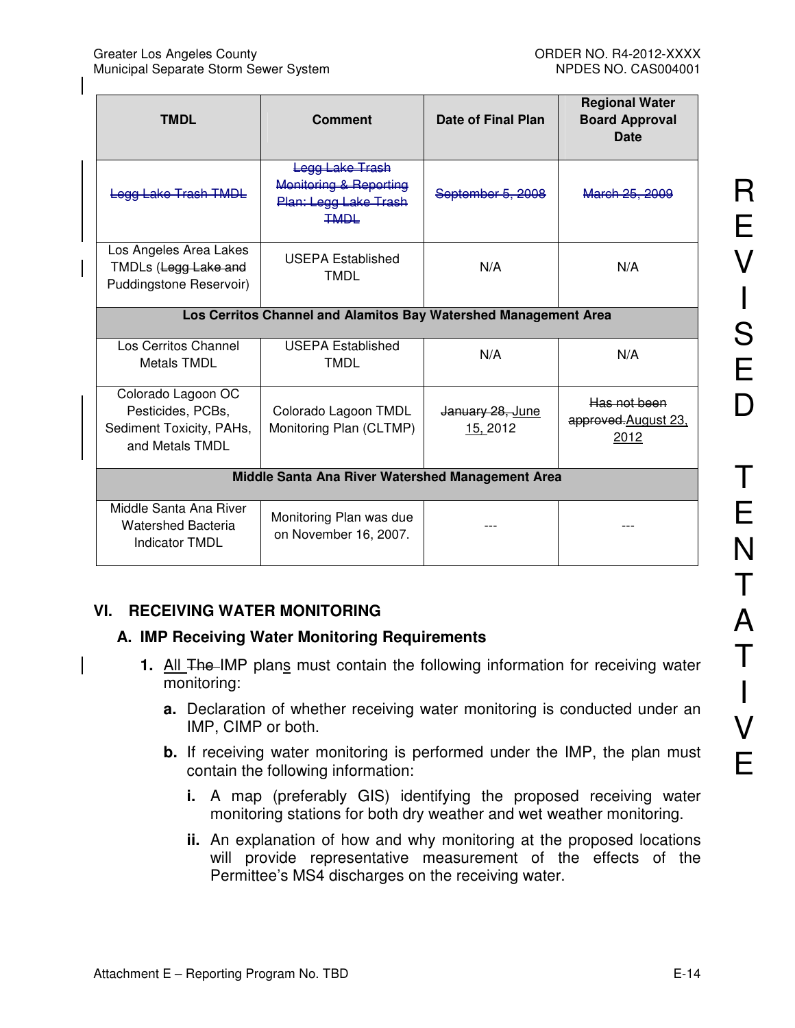| TMDL | Comment | Date of Final Plan | Regional Water Board Approval Date |
|---|---|---|---|
| ~~Legg Lake Trash TMDL~~ | ~~Legg Lake Trash Monitoring & Reporting Plan: Legg Lake Trash TMDL~~ | ~~September 5, 2008~~ | ~~March 25, 2009~~ |
| Los Angeles Area Lakes TMDLs (~~Legg Lake and~~ Puddingstone Reservoir) | USEPA Established TMDL | N/A | N/A |
| **Los Cerritos Channel and Alamitos Bay Watershed Management Area** | | | |
| Los Cerritos Channel Metals TMDL | USEPA Established TMDL | N/A | N/A |
| Colorado Lagoon OC Pesticides, PCBs, Sediment Toxicity, PAHs, and Metals TMDL | Colorado Lagoon TMDL Monitoring Plan (CLTMP) | ~~January 28,~~ June 15, 2012 | ~~Has not been approved.~~ August 23, 2012 |
| **Middle Santa Ana River Watershed Management Area** | | | |
| Middle Santa Ana River Watershed Bacteria Indicator TMDL | Monitoring Plan was due on November 16, 2007. | --- | --- |

## VI. RECEIVING WATER MONITORING

### A. IMP Receiving Water Monitoring Requirements

1. All ~~The~~ IMP plans must contain the following information for receiving water monitoring:
   a. Declaration of whether receiving water monitoring is conducted under an IMP, CIMP or both.
   b. If receiving water monitoring is performed under the IMP, the plan must contain the following information:
      i. A map (preferably GIS) identifying the proposed receiving water monitoring stations for both dry weather and wet weather monitoring.
      ii. An explanation of how and why monitoring at the proposed locations will provide representative measurement of the effects of the Permittee's MS4 discharges on the receiving water.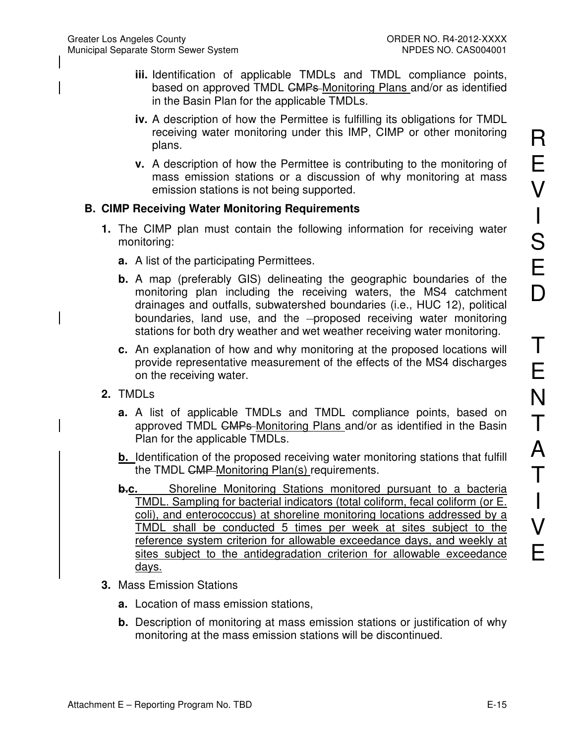iii. Identification of applicable TMDLs and TMDL compliance points, based on approved TMDL ~~CMPs~~ Monitoring Plans and/or as identified in the Basin Plan for the applicable TMDLs.

iv. A description of how the Permittee is fulfilling its obligations for TMDL receiving water monitoring under this IMP, CIMP or other monitoring plans.

v. A description of how the Permittee is contributing to the monitoring of mass emission stations or a discussion of why monitoring at mass emission stations is not being supported.

**B. CIMP Receiving Water Monitoring Requirements**

1. The CIMP plan must contain the following information for receiving water monitoring:

   a. A list of the participating Permittees.

   b. A map (preferably GIS) delineating the geographic boundaries of the monitoring plan including the receiving waters, the MS4 catchment drainages and outfalls, subwatershed boundaries (i.e., HUC 12), political boundaries, land use, and the proposed receiving water monitoring stations for both dry weather and wet weather receiving water monitoring.

   c. An explanation of how and why monitoring at the proposed locations will provide representative measurement of the effects of the MS4 discharges on the receiving water.

2. TMDLs

   a. A list of applicable TMDLs and TMDL compliance points, based on approved TMDL ~~CMPs~~ Monitoring Plans and/or as identified in the Basin Plan for the applicable TMDLs.

   b. Identification of the proposed receiving water monitoring stations that fulfill the TMDL ~~CMP~~ Monitoring Plan(s) requirements.

   ~~b.~~c. Shoreline Monitoring Stations monitored pursuant to a bacteria TMDL. Sampling for bacterial indicators (total coliform, fecal coliform (or E. coli), and enterococcus) at shoreline monitoring locations addressed by a TMDL shall be conducted 5 times per week at sites subject to the reference system criterion for allowable exceedance days, and weekly at sites subject to the antidegradation criterion for allowable exceedance days.

3. Mass Emission Stations

   a. Location of mass emission stations,

   b. Description of monitoring at mass emission stations or justification of why monitoring at the mass emission stations will be discontinued.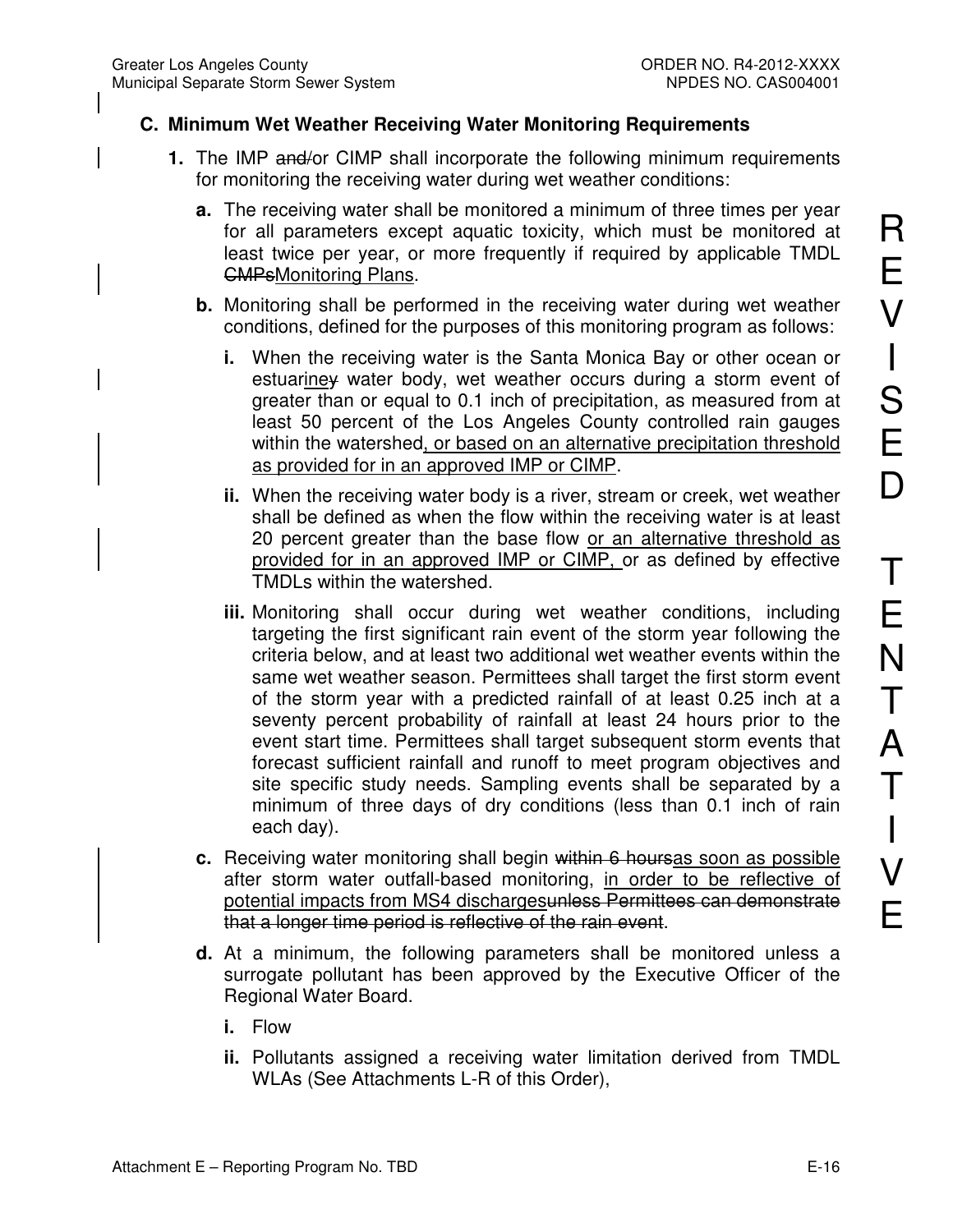### C. Minimum Wet Weather Receiving Water Monitoring Requirements

1. The IMP ~~and/~~or CIMP shall incorporate the following minimum requirements for monitoring the receiving water during wet weather conditions:

   a. The receiving water shall be monitored a minimum of three times per year for all parameters except aquatic toxicity, which must be monitored at least twice per year, or more frequently if required by applicable TMDL ~~CMPs~~Monitoring Plans.

   b. Monitoring shall be performed in the receiving water during wet weather conditions, defined for the purposes of this monitoring program as follows:

      i. When the receiving water is the Santa Monica Bay or other ocean or estuarine~~y~~ water body, wet weather occurs during a storm event of greater than or equal to 0.1 inch of precipitation, as measured from at least 50 percent of the Los Angeles County controlled rain gauges within the watershed, or based on an alternative precipitation threshold as provided for in an approved IMP or CIMP.

      ii. When the receiving water body is a river, stream or creek, wet weather shall be defined as when the flow within the receiving water is at least 20 percent greater than the base flow or an alternative threshold as provided for in an approved IMP or CIMP, or as defined by effective TMDLs within the watershed.

      iii. Monitoring shall occur during wet weather conditions, including targeting the first significant rain event of the storm year following the criteria below, and at least two additional wet weather events within the same wet weather season. Permittees shall target the first storm event of the storm year with a predicted rainfall of at least 0.25 inch at a seventy percent probability of rainfall at least 24 hours prior to the event start time. Permittees shall target subsequent storm events that forecast sufficient rainfall and runoff to meet program objectives and site specific study needs. Sampling events shall be separated by a minimum of three days of dry conditions (less than 0.1 inch of rain each day).

   c. Receiving water monitoring shall begin ~~within 6 hours~~as soon as possible after storm water outfall-based monitoring, in order to be reflective of potential impacts from MS4 discharges~~unless Permittees can demonstrate that a longer time period is reflective of the rain event~~.

   d. At a minimum, the following parameters shall be monitored unless a surrogate pollutant has been approved by the Executive Officer of the Regional Water Board.

      i. Flow

      ii. Pollutants assigned a receiving water limitation derived from TMDL WLAs (See Attachments L-R of this Order),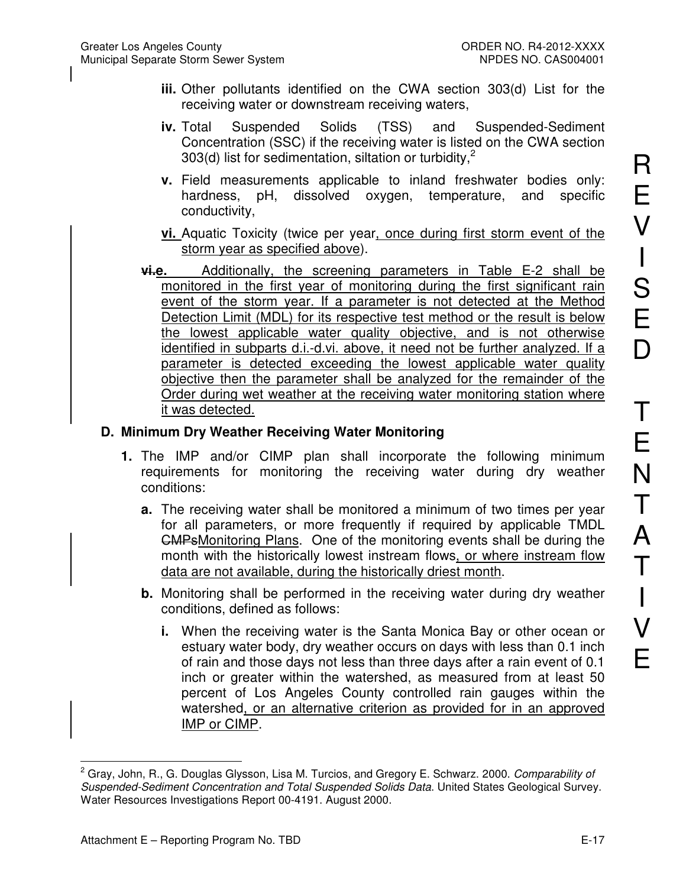**iii.** Other pollutants identified on the CWA section 303(d) List for the receiving water or downstream receiving waters,

**iv.** Total Suspended Solids (TSS) and Suspended-Sediment Concentration (SSC) if the receiving water is listed on the CWA section 303(d) list for sedimentation, siltation or turbidity,[2]

**v.** Field measurements applicable to inland freshwater bodies only: hardness, pH, dissolved oxygen, temperature, and specific conductivity,

**vi.** Aquatic Toxicity (twice per year, once during first storm event of the storm year as specified above).

~~vi.~~**e.** Additionally, the screening parameters in Table E-2 shall be monitored in the first year of monitoring during the first significant rain event of the storm year. If a parameter is not detected at the Method Detection Limit (MDL) for its respective test method or the result is below the lowest applicable water quality objective, and is not otherwise identified in subparts d.i.-d.vi. above, it need not be further analyzed. If a parameter is detected exceeding the lowest applicable water quality objective then the parameter shall be analyzed for the remainder of the Order during wet weather at the receiving water monitoring station where it was detected.

## D. Minimum Dry Weather Receiving Water Monitoring

**1.** The IMP and/or CIMP plan shall incorporate the following minimum requirements for monitoring the receiving water during dry weather conditions:

**a.** The receiving water shall be monitored a minimum of two times per year for all parameters, or more frequently if required by applicable TMDL ~~CMPs~~Monitoring Plans. One of the monitoring events shall be during the month with the historically lowest instream flows, or where instream flow data are not available, during the historically driest month.

**b.** Monitoring shall be performed in the receiving water during dry weather conditions, defined as follows:

**i.** When the receiving water is the Santa Monica Bay or other ocean or estuary water body, dry weather occurs on days with less than 0.1 inch of rain and those days not less than three days after a rain event of 0.1 inch or greater within the watershed, as measured from at least 50 percent of Los Angeles County controlled rain gauges within the watershed, or an alternative criterion as provided for in an approved IMP or CIMP.

---

[2] Gray, John, R., G. Douglas Glysson, Lisa M. Turcios, and Gregory E. Schwarz. 2000. *Comparability of Suspended-Sediment Concentration and Total Suspended Solids Data*. United States Geological Survey. Water Resources Investigations Report 00-4191. August 2000.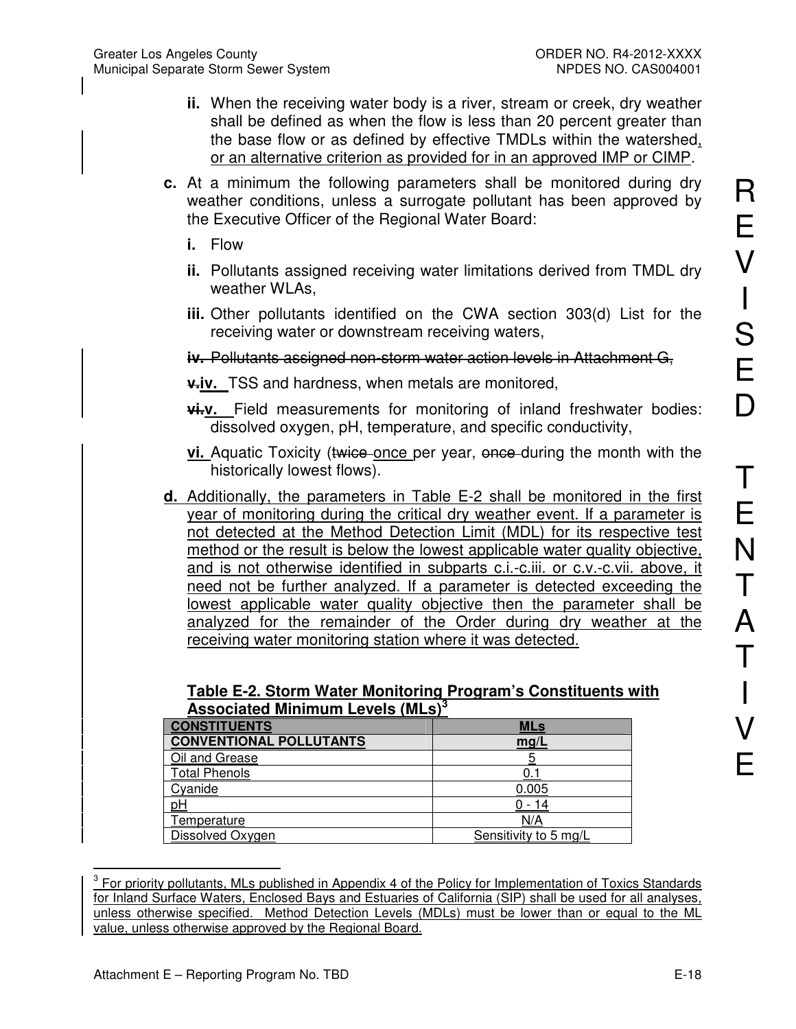ii. When the receiving water body is a river, stream or creek, dry weather shall be defined as when the flow is less than 20 percent greater than the base flow or as defined by effective TMDLs within the watershed, or an alternative criterion as provided for in an approved IMP or CIMP.

**c.** At a minimum the following parameters shall be monitored during dry weather conditions, unless a surrogate pollutant has been approved by the Executive Officer of the Regional Water Board:

**i.** Flow

**ii.** Pollutants assigned receiving water limitations derived from TMDL dry weather WLAs,

**iii.** Other pollutants identified on the CWA section 303(d) List for the receiving water or downstream receiving waters,

~~**iv.** Pollutants assigned non-storm water action levels in Attachment G,~~

~~**v.**~~**iv.** TSS and hardness, when metals are monitored,

~~**vi.**~~**v.** Field measurements for monitoring of inland freshwater bodies: dissolved oxygen, pH, temperature, and specific conductivity,

**vi.** Aquatic Toxicity (~~twice~~ once per year, ~~once~~ during the month with the historically lowest flows).

**d.** Additionally, the parameters in Table E-2 shall be monitored in the first year of monitoring during the critical dry weather event. If a parameter is not detected at the Method Detection Limit (MDL) for its respective test method or the result is below the lowest applicable water quality objective, and is not otherwise identified in subparts c.i.-c.iii. or c.v.-c.vii. above, it need not be further analyzed. If a parameter is detected exceeding the lowest applicable water quality objective then the parameter shall be analyzed for the remainder of the Order during dry weather at the receiving water monitoring station where it was detected.

**Table E-2. Storm Water Monitoring Program's Constituents with Associated Minimum Levels (MLs)[3]**

| CONSTITUENTS | MLs |
|---|---|
| **CONVENTIONAL POLLUTANTS** | **mg/L** |
| Oil and Grease | 5 |
| Total Phenols | 0.1 |
| Cyanide | 0.005 |
| pH | 0 - 14 |
| Temperature | N/A |
| Dissolved Oxygen | Sensitivity to 5 mg/L |

[3] For priority pollutants, MLs published in Appendix 4 of the Policy for Implementation of Toxics Standards for Inland Surface Waters, Enclosed Bays and Estuaries of California (SIP) shall be used for all analyses, unless otherwise specified. Method Detection Levels (MDLs) must be lower than or equal to the ML value, unless otherwise approved by the Regional Board.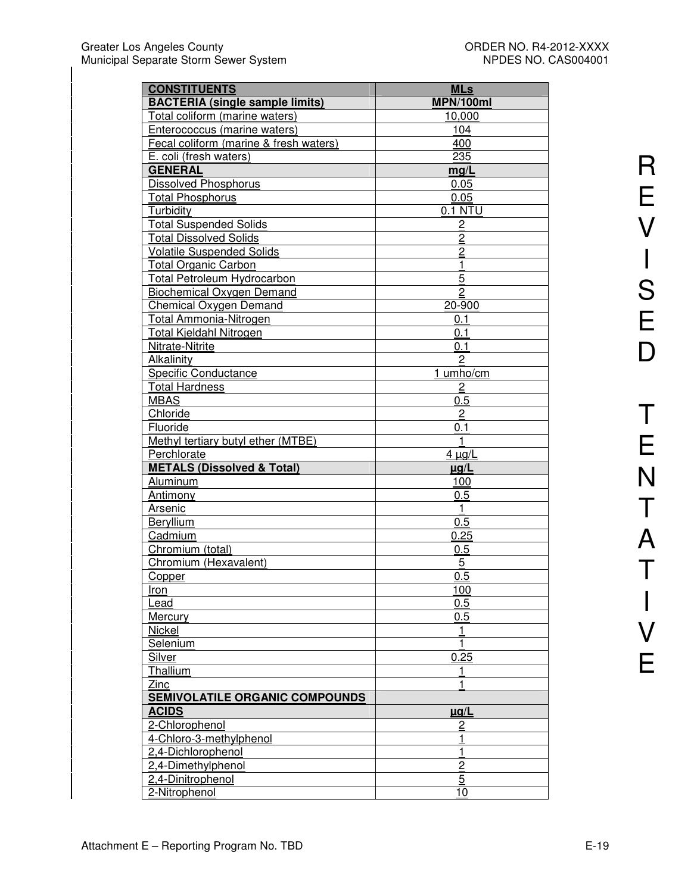| CONSTITUENTS | MLs |
|---|---|
| **BACTERIA (single sample limits)** | **MPN/100ml** |
| Total coliform (marine waters) | 10,000 |
| Enterococcus (marine waters) | 104 |
| Fecal coliform (marine & fresh waters) | 400 |
| E. coli (fresh waters) | 235 |
| **GENERAL** | **mg/L** |
| Dissolved Phosphorus | 0.05 |
| Total Phosphorus | 0.05 |
| Turbidity | 0.1 NTU |
| Total Suspended Solids | 2 |
| Total Dissolved Solids | 2 |
| Volatile Suspended Solids | 2 |
| Total Organic Carbon | 1 |
| Total Petroleum Hydrocarbon | 5 |
| Biochemical Oxygen Demand | 2 |
| Chemical Oxygen Demand | 20-900 |
| Total Ammonia-Nitrogen | 0.1 |
| Total Kjeldahl Nitrogen | 0.1 |
| Nitrate-Nitrite | 0.1 |
| Alkalinity | 2 |
| Specific Conductance | 1 umho/cm |
| Total Hardness | 2 |
| MBAS | 0.5 |
| Chloride | 2 |
| Fluoride | 0.1 |
| Methyl tertiary butyl ether (MTBE) | 1 |
| Perchlorate | 4 µg/L |
| **METALS (Dissolved & Total)** | **µg/L** |
| Aluminum | 100 |
| Antimony | 0.5 |
| Arsenic | 1 |
| Beryllium | 0.5 |
| Cadmium | 0.25 |
| Chromium (total) | 0.5 |
| Chromium (Hexavalent) | 5 |
| Copper | 0.5 |
| Iron | 100 |
| Lead | 0.5 |
| Mercury | 0.5 |
| Nickel | 1 |
| Selenium | 1 |
| Silver | 0.25 |
| Thallium | 1 |
| Zinc | 1 |
| **SEMIVOLATILE ORGANIC COMPOUNDS** | |
| **ACIDS** | **µg/L** |
| 2-Chlorophenol | 2 |
| 4-Chloro-3-methylphenol | 1 |
| 2,4-Dichlorophenol | 1 |
| 2,4-Dimethylphenol | 2 |
| 2,4-Dinitrophenol | 5 |
| 2-Nitrophenol | 10 |

REVISED TENTATIVE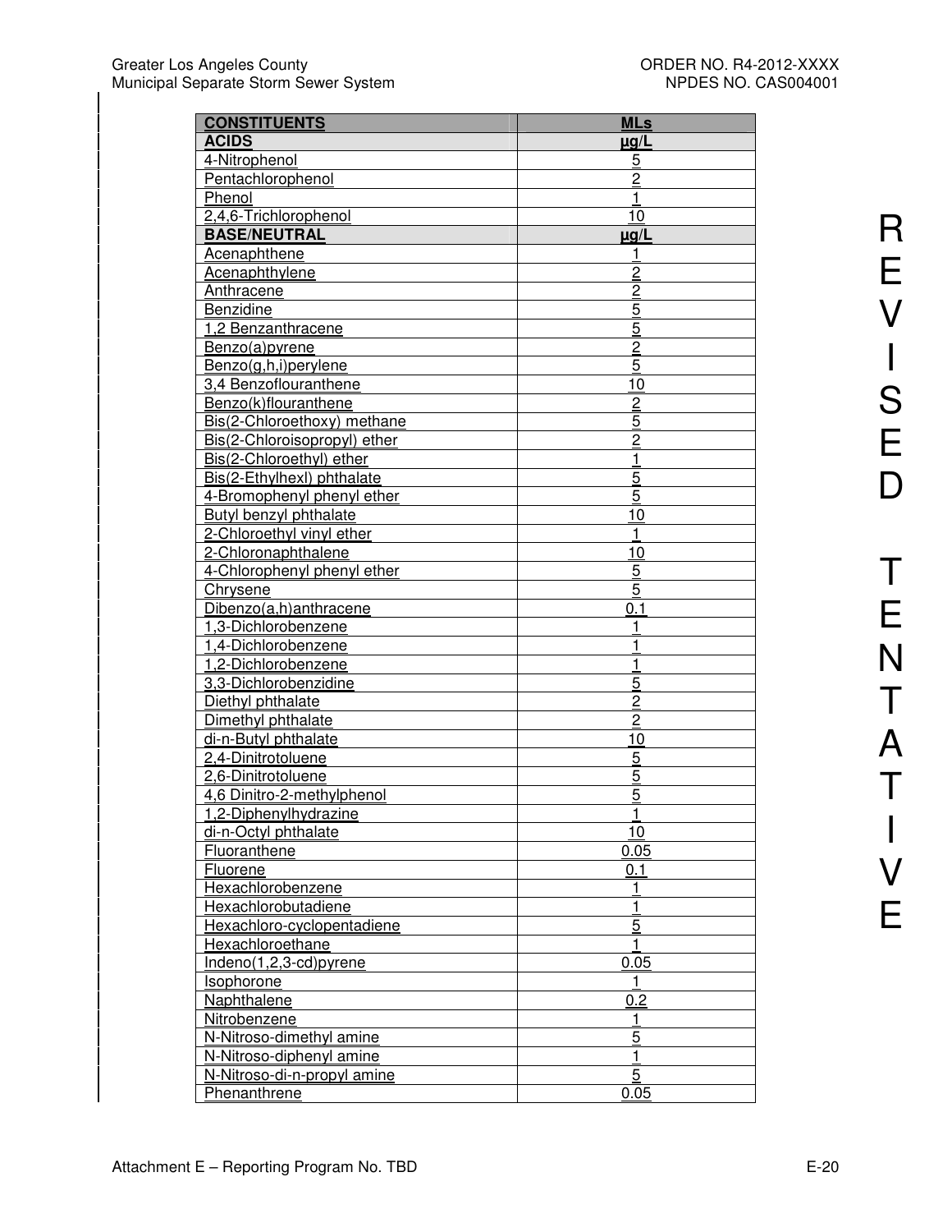| CONSTITUENTS | MLs |
|---|---|
| **ACIDS** | **µg/L** |
| 4-Nitrophenol | 5 |
| Pentachlorophenol | 2 |
| Phenol | 1 |
| 2,4,6-Trichlorophenol | 10 |
| **BASE/NEUTRAL** | **µg/L** |
| Acenaphthene | 1 |
| Acenaphthylene | 2 |
| Anthracene | 2 |
| Benzidine | 5 |
| 1,2 Benzanthracene | 5 |
| Benzo(a)pyrene | 2 |
| Benzo(g,h,i)perylene | 5 |
| 3,4 Benzoflouranthene | 10 |
| Benzo(k)flouranthene | 2 |
| Bis(2-Chloroethoxy) methane | 5 |
| Bis(2-Chloroisopropyl) ether | 2 |
| Bis(2-Chloroethyl) ether | 1 |
| Bis(2-Ethylhexl) phthalate | 5 |
| 4-Bromophenyl phenyl ether | 5 |
| Butyl benzyl phthalate | 10 |
| 2-Chloroethyl vinyl ether | 1 |
| 2-Chloronaphthalene | 10 |
| 4-Chlorophenyl phenyl ether | 5 |
| Chrysene | 5 |
| Dibenzo(a,h)anthracene | 0.1 |
| 1,3-Dichlorobenzene | 1 |
| 1,4-Dichlorobenzene | 1 |
| 1,2-Dichlorobenzene | 1 |
| 3,3-Dichlorobenzidine | 5 |
| Diethyl phthalate | 2 |
| Dimethyl phthalate | 2 |
| di-n-Butyl phthalate | 10 |
| 2,4-Dinitrotoluene | 5 |
| 2,6-Dinitrotoluene | 5 |
| 4,6 Dinitro-2-methylphenol | 5 |
| 1,2-Diphenylhydrazine | 1 |
| di-n-Octyl phthalate | 10 |
| Fluoranthene | 0.05 |
| Fluorene | 0.1 |
| Hexachlorobenzene | 1 |
| Hexachlorobutadiene | 1 |
| Hexachloro-cyclopentadiene | 5 |
| Hexachloroethane | 1 |
| Indeno(1,2,3-cd)pyrene | 0.05 |
| Isophorone | 1 |
| Naphthalene | 0.2 |
| Nitrobenzene | 1 |
| N-Nitroso-dimethyl amine | 5 |
| N-Nitroso-diphenyl amine | 1 |
| N-Nitroso-di-n-propyl amine | 5 |
| Phenanthrene | 0.05 |

REVISED TENTATIVE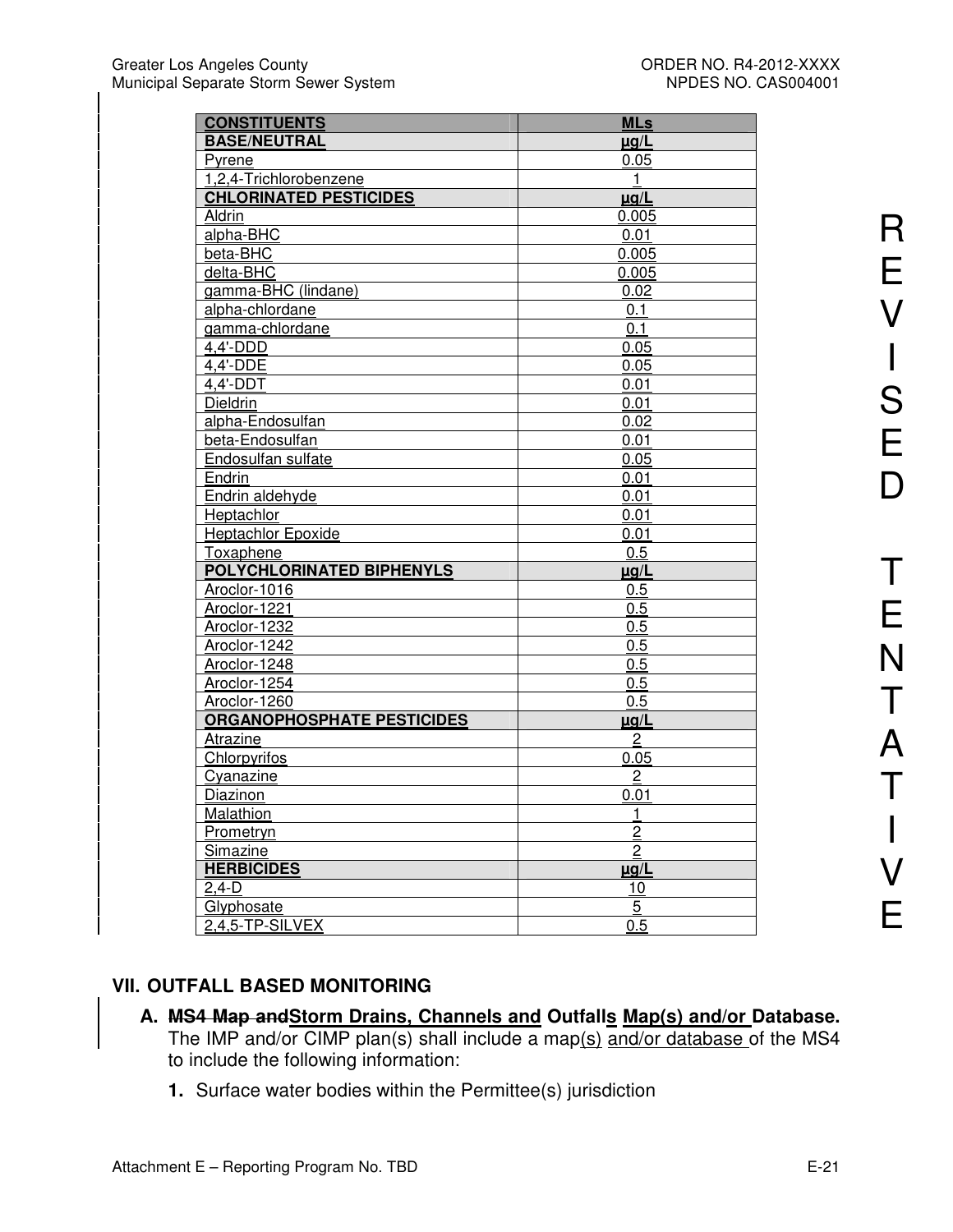| CONSTITUENTS | MLs |
| --- | --- |
| **BASE/NEUTRAL** | **µg/L** |
| Pyrene | 0.05 |
| 1,2,4-Trichlorobenzene | 1 |
| **CHLORINATED PESTICIDES** | **µg/L** |
| Aldrin | 0.005 |
| alpha-BHC | 0.01 |
| beta-BHC | 0.005 |
| delta-BHC | 0.005 |
| gamma-BHC (lindane) | 0.02 |
| alpha-chlordane | 0.1 |
| gamma-chlordane | 0.1 |
| 4,4'-DDD | 0.05 |
| 4,4'-DDE | 0.05 |
| 4,4'-DDT | 0.01 |
| Dieldrin | 0.01 |
| alpha-Endosulfan | 0.02 |
| beta-Endosulfan | 0.01 |
| Endosulfan sulfate | 0.05 |
| Endrin | 0.01 |
| Endrin aldehyde | 0.01 |
| Heptachlor | 0.01 |
| Heptachlor Epoxide | 0.01 |
| Toxaphene | 0.5 |
| **POLYCHLORINATED BIPHENYLS** | **µg/L** |
| Aroclor-1016 | 0.5 |
| Aroclor-1221 | 0.5 |
| Aroclor-1232 | 0.5 |
| Aroclor-1242 | 0.5 |
| Aroclor-1248 | 0.5 |
| Aroclor-1254 | 0.5 |
| Aroclor-1260 | 0.5 |
| **ORGANOPHOSPHATE PESTICIDES** | **µg/L** |
| Atrazine | 2 |
| Chlorpyrifos | 0.05 |
| Cyanazine | 2 |
| Diazinon | 0.01 |
| Malathion | 1 |
| Prometryn | 2 |
| Simazine | 2 |
| **HERBICIDES** | **µg/L** |
| 2,4-D | 10 |
| Glyphosate | 5 |
| 2,4,5-TP-SILVEX | 0.5 |

## VII. OUTFALL BASED MONITORING

**A. ~~MS4 Map and~~Storm Drains, Channels and Outfalls Map(s) and/or Database.** The IMP and/or CIMP plan(s) shall include a map(s) and/or database of the MS4 to include the following information:

1. Surface water bodies within the Permittee(s) jurisdiction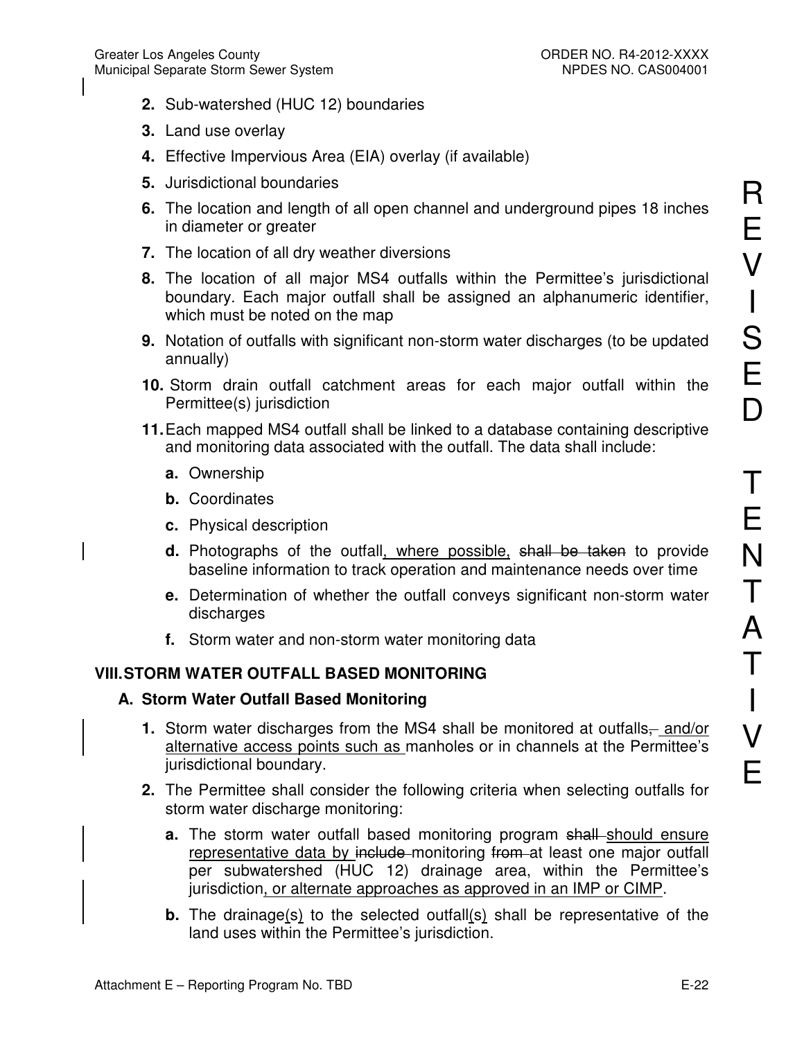2. Sub-watershed (HUC 12) boundaries
3. Land use overlay
4. Effective Impervious Area (EIA) overlay (if available)
5. Jurisdictional boundaries
6. The location and length of all open channel and underground pipes 18 inches in diameter or greater
7. The location of all dry weather diversions
8. The location of all major MS4 outfalls within the Permittee's jurisdictional boundary. Each major outfall shall be assigned an alphanumeric identifier, which must be noted on the map
9. Notation of outfalls with significant non-storm water discharges (to be updated annually)
10. Storm drain outfall catchment areas for each major outfall within the Permittee(s) jurisdiction
11. Each mapped MS4 outfall shall be linked to a database containing descriptive and monitoring data associated with the outfall. The data shall include:
    - a. Ownership
    - b. Coordinates
    - c. Physical description
    - d. Photographs of the outfall, where possible, ~~shall be taken~~ to provide baseline information to track operation and maintenance needs over time
    - e. Determination of whether the outfall conveys significant non-storm water discharges
    - f. Storm water and non-storm water monitoring data

## VIII. STORM WATER OUTFALL BASED MONITORING

### A. Storm Water Outfall Based Monitoring

1. Storm water discharges from the MS4 shall be monitored at outfalls~~,~~ and/or alternative access points such as manholes or in channels at the Permittee's jurisdictional boundary.
2. The Permittee shall consider the following criteria when selecting outfalls for storm water discharge monitoring:
    - a. The storm water outfall based monitoring program ~~shall~~ should ensure representative data by ~~include~~ monitoring ~~from~~ at least one major outfall per subwatershed (HUC 12) drainage area, within the Permittee's jurisdiction, or alternate approaches as approved in an IMP or CIMP.
    - b. The drainage(s) to the selected outfall(s) shall be representative of the land uses within the Permittee's jurisdiction.

REVISED TENTATIVE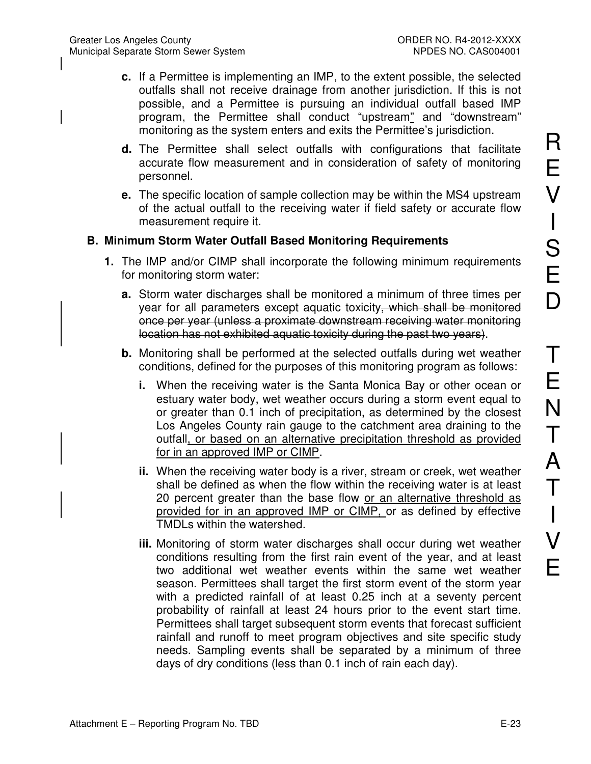**c.** If a Permittee is implementing an IMP, to the extent possible, the selected outfalls shall not receive drainage from another jurisdiction. If this is not possible, and a Permittee is pursuing an individual outfall based IMP program, the Permittee shall conduct "upstream" and "downstream" monitoring as the system enters and exits the Permittee's jurisdiction.

**d.** The Permittee shall select outfalls with configurations that facilitate accurate flow measurement and in consideration of safety of monitoring personnel.

**e.** The specific location of sample collection may be within the MS4 upstream of the actual outfall to the receiving water if field safety or accurate flow measurement require it.

### B. Minimum Storm Water Outfall Based Monitoring Requirements

**1.** The IMP and/or CIMP shall incorporate the following minimum requirements for monitoring storm water:

**a.** Storm water discharges shall be monitored a minimum of three times per year for all parameters except aquatic toxicity~~, which shall be monitored once per year (unless a proximate downstream receiving water monitoring location has not exhibited aquatic toxicity during the past two years)~~.

**b.** Monitoring shall be performed at the selected outfalls during wet weather conditions, defined for the purposes of this monitoring program as follows:

**i.** When the receiving water is the Santa Monica Bay or other ocean or estuary water body, wet weather occurs during a storm event equal to or greater than 0.1 inch of precipitation, as determined by the closest Los Angeles County rain gauge to the catchment area draining to the outfall<u>, or based on an alternative precipitation threshold as provided for in an approved IMP or CIMP</u>.

**ii.** When the receiving water body is a river, stream or creek, wet weather shall be defined as when the flow within the receiving water is at least 20 percent greater than the base flow <u>or an alternative threshold as provided for in an approved IMP or CIMP,</u> or as defined by effective TMDLs within the watershed.

**iii.** Monitoring of storm water discharges shall occur during wet weather conditions resulting from the first rain event of the year, and at least two additional wet weather events within the same wet weather season. Permittees shall target the first storm event of the storm year with a predicted rainfall of at least 0.25 inch at a seventy percent probability of rainfall at least 24 hours prior to the event start time. Permittees shall target subsequent storm events that forecast sufficient rainfall and runoff to meet program objectives and site specific study needs. Sampling events shall be separated by a minimum of three days of dry conditions (less than 0.1 inch of rain each day).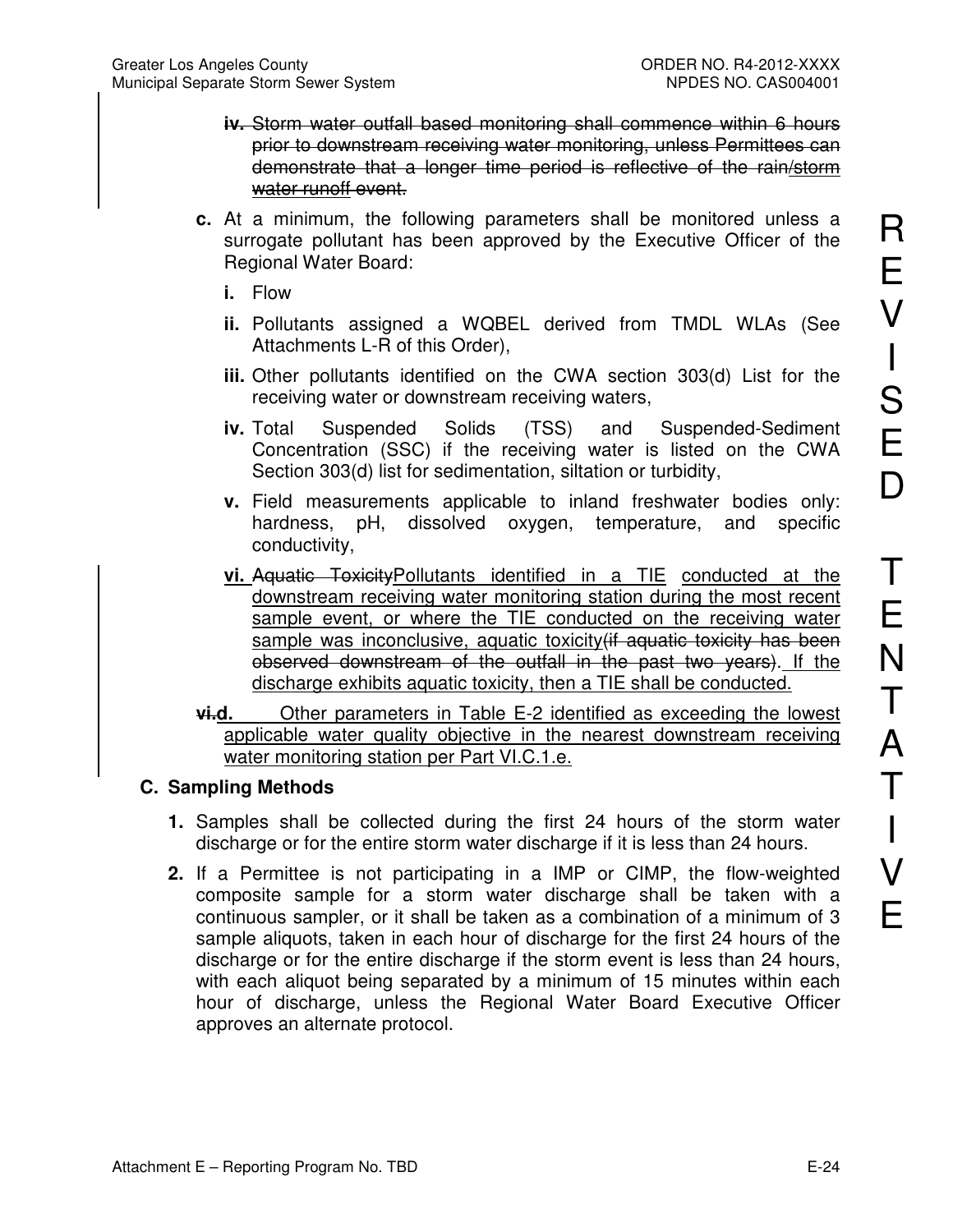~~**iv.** Storm water outfall based monitoring shall commence within 6 hours prior to downstream receiving water monitoring, unless Permittees can demonstrate that a longer time period is reflective of the rain/storm water runoff event.~~

**c.** At a minimum, the following parameters shall be monitored unless a surrogate pollutant has been approved by the Executive Officer of the Regional Water Board:

**i.** Flow

**ii.** Pollutants assigned a WQBEL derived from TMDL WLAs (See Attachments L-R of this Order),

**iii.** Other pollutants identified on the CWA section 303(d) List for the receiving water or downstream receiving waters,

**iv.** Total Suspended Solids (TSS) and Suspended-Sediment Concentration (SSC) if the receiving water is listed on the CWA Section 303(d) list for sedimentation, siltation or turbidity,

**v.** Field measurements applicable to inland freshwater bodies only: hardness, pH, dissolved oxygen, temperature, and specific conductivity,

**vi.** ~~Aquatic Toxicity~~<u>Pollutants identified in a TIE</u> <u>conducted at the downstream receiving water monitoring station during the most recent sample event, or where the TIE conducted on the receiving water sample was inconclusive, aquatic toxicity</u>~~(if aquatic toxicity has been observed downstream of the outfall in the past two years)~~. <u>If the discharge exhibits aquatic toxicity, then a TIE shall be conducted.</u>

~~**vi.**~~<u>**d.**</u> <u>Other parameters in Table E-2 identified as exceeding the lowest applicable water quality objective in the nearest downstream receiving water monitoring station per Part VI.C.1.e.</u>

**C. Sampling Methods**

**1.** Samples shall be collected during the first 24 hours of the storm water discharge or for the entire storm water discharge if it is less than 24 hours.

**2.** If a Permittee is not participating in a IMP or CIMP, the flow-weighted composite sample for a storm water discharge shall be taken with a continuous sampler, or it shall be taken as a combination of a minimum of 3 sample aliquots, taken in each hour of discharge for the first 24 hours of the discharge or for the entire discharge if the storm event is less than 24 hours, with each aliquot being separated by a minimum of 15 minutes within each hour of discharge, unless the Regional Water Board Executive Officer approves an alternate protocol.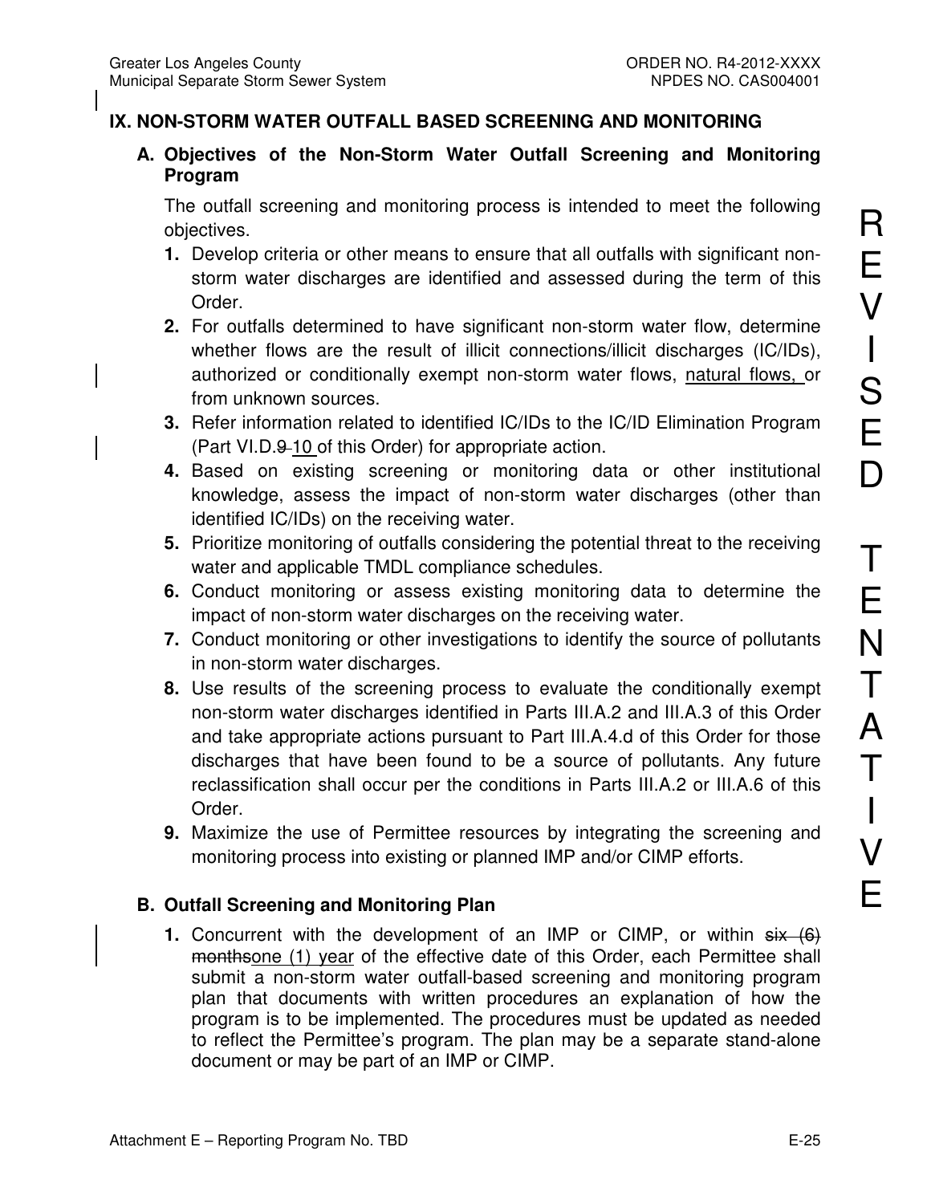## IX. NON-STORM WATER OUTFALL BASED SCREENING AND MONITORING

### A. Objectives of the Non-Storm Water Outfall Screening and Monitoring Program

The outfall screening and monitoring process is intended to meet the following objectives.

1. Develop criteria or other means to ensure that all outfalls with significant non-storm water discharges are identified and assessed during the term of this Order.
2. For outfalls determined to have significant non-storm water flow, determine whether flows are the result of illicit connections/illicit discharges (IC/IDs), authorized or conditionally exempt non-storm water flows, <u>natural flows,</u> or from unknown sources.
3. Refer information related to identified IC/IDs to the IC/ID Elimination Program (Part VI.D.~~9~~ <u>10</u> of this Order) for appropriate action.
4. Based on existing screening or monitoring data or other institutional knowledge, assess the impact of non-storm water discharges (other than identified IC/IDs) on the receiving water.
5. Prioritize monitoring of outfalls considering the potential threat to the receiving water and applicable TMDL compliance schedules.
6. Conduct monitoring or assess existing monitoring data to determine the impact of non-storm water discharges on the receiving water.
7. Conduct monitoring or other investigations to identify the source of pollutants in non-storm water discharges.
8. Use results of the screening process to evaluate the conditionally exempt non-storm water discharges identified in Parts III.A.2 and III.A.3 of this Order and take appropriate actions pursuant to Part III.A.4.d of this Order for those discharges that have been found to be a source of pollutants. Any future reclassification shall occur per the conditions in Parts III.A.2 or III.A.6 of this Order.
9. Maximize the use of Permittee resources by integrating the screening and monitoring process into existing or planned IMP and/or CIMP efforts.

### B. Outfall Screening and Monitoring Plan

1. Concurrent with the development of an IMP or CIMP, or within ~~six (6) months~~<u>one (1) year</u> of the effective date of this Order, each Permittee shall submit a non-storm water outfall-based screening and monitoring program plan that documents with written procedures an explanation of how the program is to be implemented. The procedures must be updated as needed to reflect the Permittee's program. The plan may be a separate stand-alone document or may be part of an IMP or CIMP.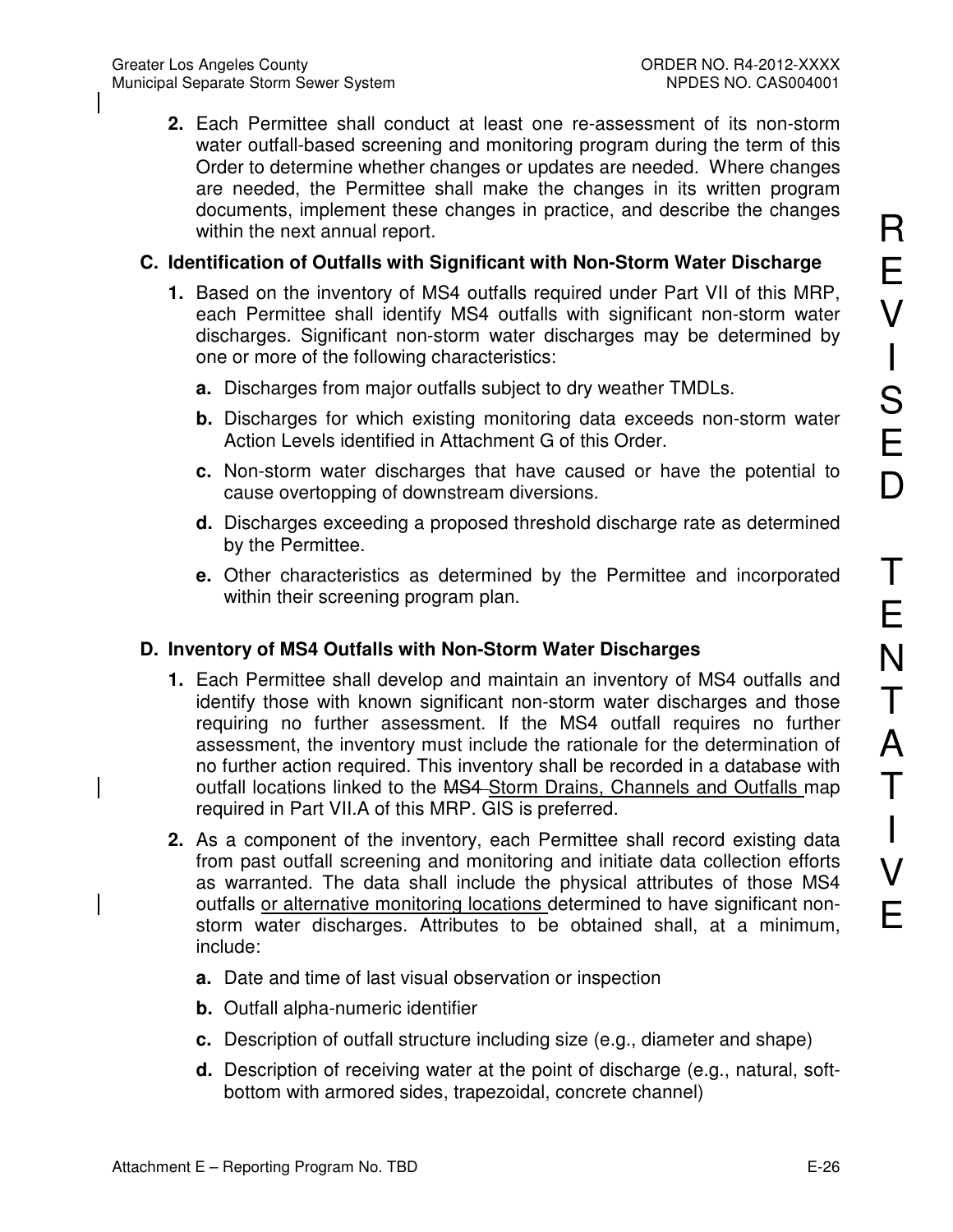**2.** Each Permittee shall conduct at least one re-assessment of its non-storm water outfall-based screening and monitoring program during the term of this Order to determine whether changes or updates are needed. Where changes are needed, the Permittee shall make the changes in its written program documents, implement these changes in practice, and describe the changes within the next annual report.

### C. Identification of Outfalls with Significant with Non-Storm Water Discharge

**1.** Based on the inventory of MS4 outfalls required under Part VII of this MRP, each Permittee shall identify MS4 outfalls with significant non-storm water discharges. Significant non-storm water discharges may be determined by one or more of the following characteristics:

- **a.** Discharges from major outfalls subject to dry weather TMDLs.
- **b.** Discharges for which existing monitoring data exceeds non-storm water Action Levels identified in Attachment G of this Order.
- **c.** Non-storm water discharges that have caused or have the potential to cause overtopping of downstream diversions.
- **d.** Discharges exceeding a proposed threshold discharge rate as determined by the Permittee.
- **e.** Other characteristics as determined by the Permittee and incorporated within their screening program plan.

### D. Inventory of MS4 Outfalls with Non-Storm Water Discharges

**1.** Each Permittee shall develop and maintain an inventory of MS4 outfalls and identify those with known significant non-storm water discharges and those requiring no further assessment. If the MS4 outfall requires no further assessment, the inventory must include the rationale for the determination of no further action required. This inventory shall be recorded in a database with outfall locations linked to the ~~MS4~~ Storm Drains, Channels and Outfalls map required in Part VII.A of this MRP. GIS is preferred.

**2.** As a component of the inventory, each Permittee shall record existing data from past outfall screening and monitoring and initiate data collection efforts as warranted. The data shall include the physical attributes of those MS4 outfalls or alternative monitoring locations determined to have significant non-storm water discharges. Attributes to be obtained shall, at a minimum, include:

- **a.** Date and time of last visual observation or inspection
- **b.** Outfall alpha-numeric identifier
- **c.** Description of outfall structure including size (e.g., diameter and shape)
- **d.** Description of receiving water at the point of discharge (e.g., natural, soft-bottom with armored sides, trapezoidal, concrete channel)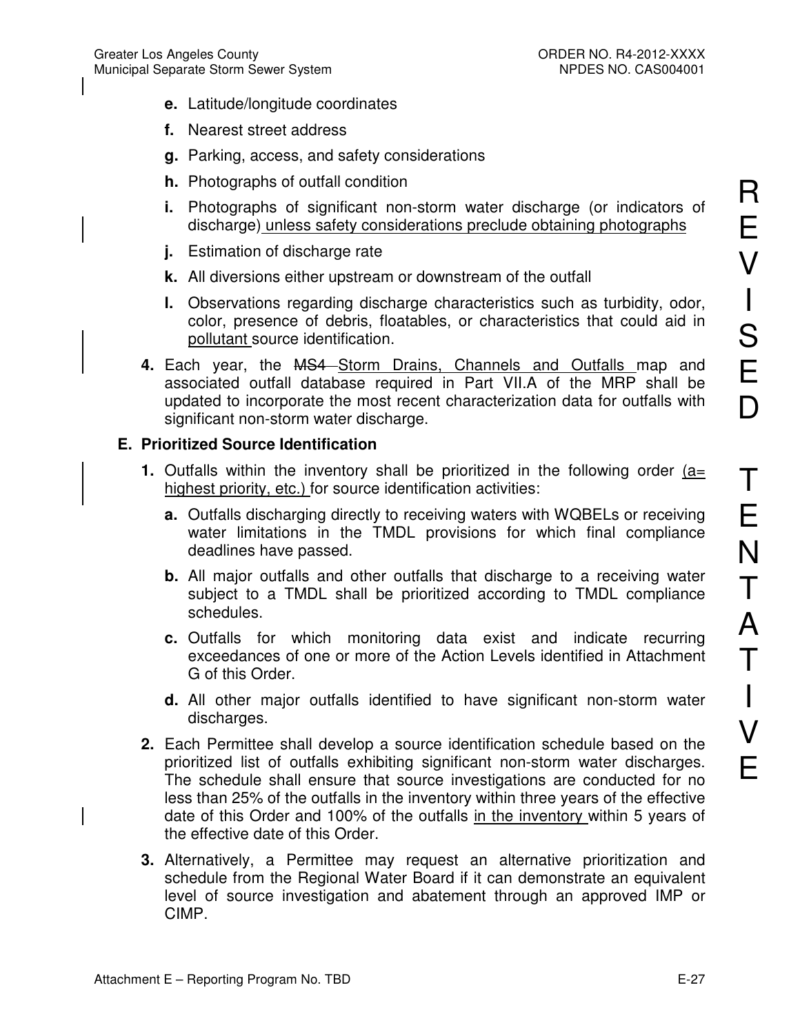- **e.** Latitude/longitude coordinates
- **f.** Nearest street address
- **g.** Parking, access, and safety considerations
- **h.** Photographs of outfall condition
- **i.** Photographs of significant non-storm water discharge (or indicators of discharge) unless safety considerations preclude obtaining photographs
- **j.** Estimation of discharge rate
- **k.** All diversions either upstream or downstream of the outfall
- **l.** Observations regarding discharge characteristics such as turbidity, odor, color, presence of debris, floatables, or characteristics that could aid in pollutant source identification.

**4.** Each year, the ~~MS4~~ Storm Drains, Channels and Outfalls map and associated outfall database required in Part VII.A of the MRP shall be updated to incorporate the most recent characterization data for outfalls with significant non-storm water discharge.

## E. Prioritized Source Identification

**1.** Outfalls within the inventory shall be prioritized in the following order (a= highest priority, etc.) for source identification activities:

- **a.** Outfalls discharging directly to receiving waters with WQBELs or receiving water limitations in the TMDL provisions for which final compliance deadlines have passed.
- **b.** All major outfalls and other outfalls that discharge to a receiving water subject to a TMDL shall be prioritized according to TMDL compliance schedules.
- **c.** Outfalls for which monitoring data exist and indicate recurring exceedances of one or more of the Action Levels identified in Attachment G of this Order.
- **d.** All other major outfalls identified to have significant non-storm water discharges.

**2.** Each Permittee shall develop a source identification schedule based on the prioritized list of outfalls exhibiting significant non-storm water discharges. The schedule shall ensure that source investigations are conducted for no less than 25% of the outfalls in the inventory within three years of the effective date of this Order and 100% of the outfalls in the inventory within 5 years of the effective date of this Order.

**3.** Alternatively, a Permittee may request an alternative prioritization and schedule from the Regional Water Board if it can demonstrate an equivalent level of source investigation and abatement through an approved IMP or CIMP.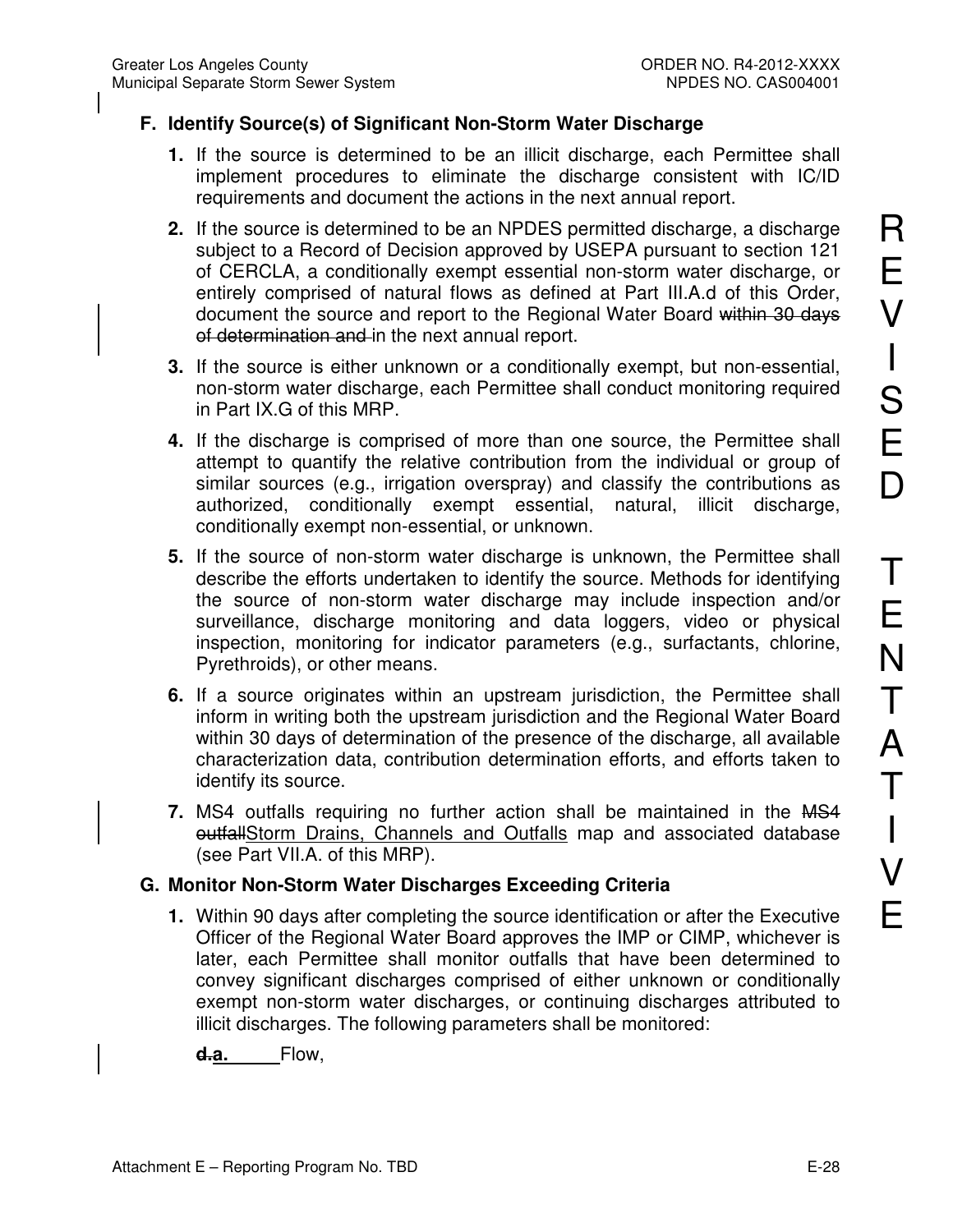### F. Identify Source(s) of Significant Non-Storm Water Discharge

1. If the source is determined to be an illicit discharge, each Permittee shall implement procedures to eliminate the discharge consistent with IC/ID requirements and document the actions in the next annual report.

2. If the source is determined to be an NPDES permitted discharge, a discharge subject to a Record of Decision approved by USEPA pursuant to section 121 of CERCLA, a conditionally exempt essential non-storm water discharge, or entirely comprised of natural flows as defined at Part III.A.d of this Order, document the source and report to the Regional Water Board ~~within 30 days of determination and~~ in the next annual report.

3. If the source is either unknown or a conditionally exempt, but non-essential, non-storm water discharge, each Permittee shall conduct monitoring required in Part IX.G of this MRP.

4. If the discharge is comprised of more than one source, the Permittee shall attempt to quantify the relative contribution from the individual or group of similar sources (e.g., irrigation overspray) and classify the contributions as authorized, conditionally exempt essential, natural, illicit discharge, conditionally exempt non-essential, or unknown.

5. If the source of non-storm water discharge is unknown, the Permittee shall describe the efforts undertaken to identify the source. Methods for identifying the source of non-storm water discharge may include inspection and/or surveillance, discharge monitoring and data loggers, video or physical inspection, monitoring for indicator parameters (e.g., surfactants, chlorine, Pyrethroids), or other means.

6. If a source originates within an upstream jurisdiction, the Permittee shall inform in writing both the upstream jurisdiction and the Regional Water Board within 30 days of determination of the presence of the discharge, all available characterization data, contribution determination efforts, and efforts taken to identify its source.

7. MS4 outfalls requiring no further action shall be maintained in the ~~MS4 outfall~~Storm Drains, Channels and Outfalls map and associated database (see Part VII.A. of this MRP).

### G. Monitor Non-Storm Water Discharges Exceeding Criteria

1. Within 90 days after completing the source identification or after the Executive Officer of the Regional Water Board approves the IMP or CIMP, whichever is later, each Permittee shall monitor outfalls that have been determined to convey significant discharges comprised of either unknown or conditionally exempt non-storm water discharges, or continuing discharges attributed to illicit discharges. The following parameters shall be monitored:

   ~~d.~~a. Flow,

REVISED TENTATIVE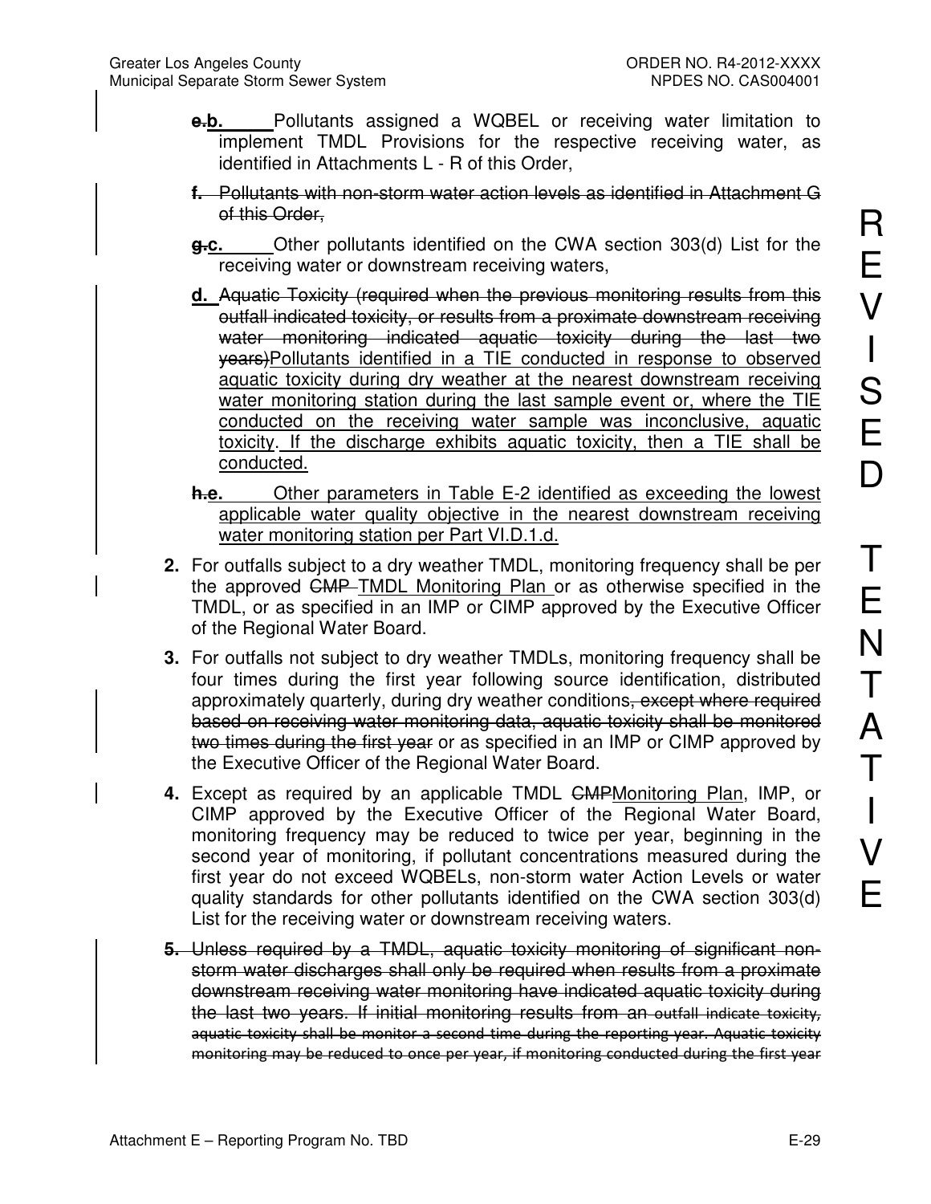~~e.~~**b.** Pollutants assigned a WQBEL or receiving water limitation to implement TMDL Provisions for the respective receiving water, as identified in Attachments L - R of this Order,

~~**f.** Pollutants with non-storm water action levels as identified in Attachment G of this Order,~~

~~g.~~**c.** Other pollutants identified on the CWA section 303(d) List for the receiving water or downstream receiving waters,

**d.** ~~Aquatic Toxicity (required when the previous monitoring results from this outfall indicated toxicity, or results from a proximate downstream receiving water monitoring indicated aquatic toxicity during the last two years)~~Pollutants identified in a TIE conducted in response to observed aquatic toxicity during dry weather at the nearest downstream receiving water monitoring station during the last sample event or, where the TIE conducted on the receiving water sample was inconclusive, aquatic toxicity. If the discharge exhibits aquatic toxicity, then a TIE shall be conducted.

~~h.~~**e.** Other parameters in Table E-2 identified as exceeding the lowest applicable water quality objective in the nearest downstream receiving water monitoring station per Part VI.D.1.d.

**2.** For outfalls subject to a dry weather TMDL, monitoring frequency shall be per the approved ~~CMP~~ TMDL Monitoring Plan or as otherwise specified in the TMDL, or as specified in an IMP or CIMP approved by the Executive Officer of the Regional Water Board.

**3.** For outfalls not subject to dry weather TMDLs, monitoring frequency shall be four times during the first year following source identification, distributed approximately quarterly, during dry weather conditions~~, except where required based on receiving water monitoring data, aquatic toxicity shall be monitored two times during the first year~~ or as specified in an IMP or CIMP approved by the Executive Officer of the Regional Water Board.

**4.** Except as required by an applicable TMDL ~~CMP~~Monitoring Plan, IMP, or CIMP approved by the Executive Officer of the Regional Water Board, monitoring frequency may be reduced to twice per year, beginning in the second year of monitoring, if pollutant concentrations measured during the first year do not exceed WQBELs, non-storm water Action Levels or water quality standards for other pollutants identified on the CWA section 303(d) List for the receiving water or downstream receiving waters.

~~**5.** Unless required by a TMDL, aquatic toxicity monitoring of significant non-storm water discharges shall only be required when results from a proximate downstream receiving water monitoring have indicated aquatic toxicity during the last two years. If initial monitoring results from an outfall indicate toxicity, aquatic toxicity shall be monitor a second time during the reporting year. Aquatic toxicity monitoring may be reduced to once per year, if monitoring conducted during the first year~~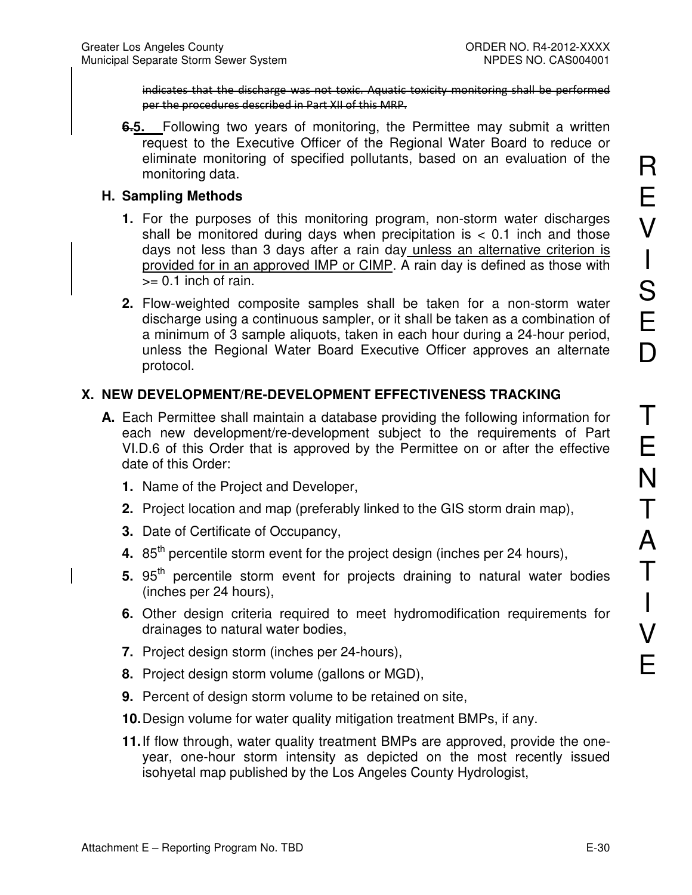~~indicates that the discharge was not toxic. Aquatic toxicity monitoring shall be performed per the procedures described in Part XII of this MRP.~~

**~~6.~~5.** Following two years of monitoring, the Permittee may submit a written request to the Executive Officer of the Regional Water Board to reduce or eliminate monitoring of specified pollutants, based on an evaluation of the monitoring data.

### H. Sampling Methods

1. For the purposes of this monitoring program, non-storm water discharges shall be monitored during days when precipitation is < 0.1 inch and those days not less than 3 days after a rain day unless an alternative criterion is provided for in an approved IMP or CIMP. A rain day is defined as those with >= 0.1 inch of rain.
2. Flow-weighted composite samples shall be taken for a non-storm water discharge using a continuous sampler, or it shall be taken as a combination of a minimum of 3 sample aliquots, taken in each hour during a 24-hour period, unless the Regional Water Board Executive Officer approves an alternate protocol.

## X. NEW DEVELOPMENT/RE-DEVELOPMENT EFFECTIVENESS TRACKING

**A.** Each Permittee shall maintain a database providing the following information for each new development/re-development subject to the requirements of Part VI.D.6 of this Order that is approved by the Permittee on or after the effective date of this Order:

1. Name of the Project and Developer,
2. Project location and map (preferably linked to the GIS storm drain map),
3. Date of Certificate of Occupancy,
4. 85th percentile storm event for the project design (inches per 24 hours),
5. 95th percentile storm event for projects draining to natural water bodies (inches per 24 hours),
6. Other design criteria required to meet hydromodification requirements for drainages to natural water bodies,
7. Project design storm (inches per 24-hours),
8. Project design storm volume (gallons or MGD),
9. Percent of design storm volume to be retained on site,
10. Design volume for water quality mitigation treatment BMPs, if any.
11. If flow through, water quality treatment BMPs are approved, provide the one-year, one-hour storm intensity as depicted on the most recently issued isohyetal map published by the Los Angeles County Hydrologist,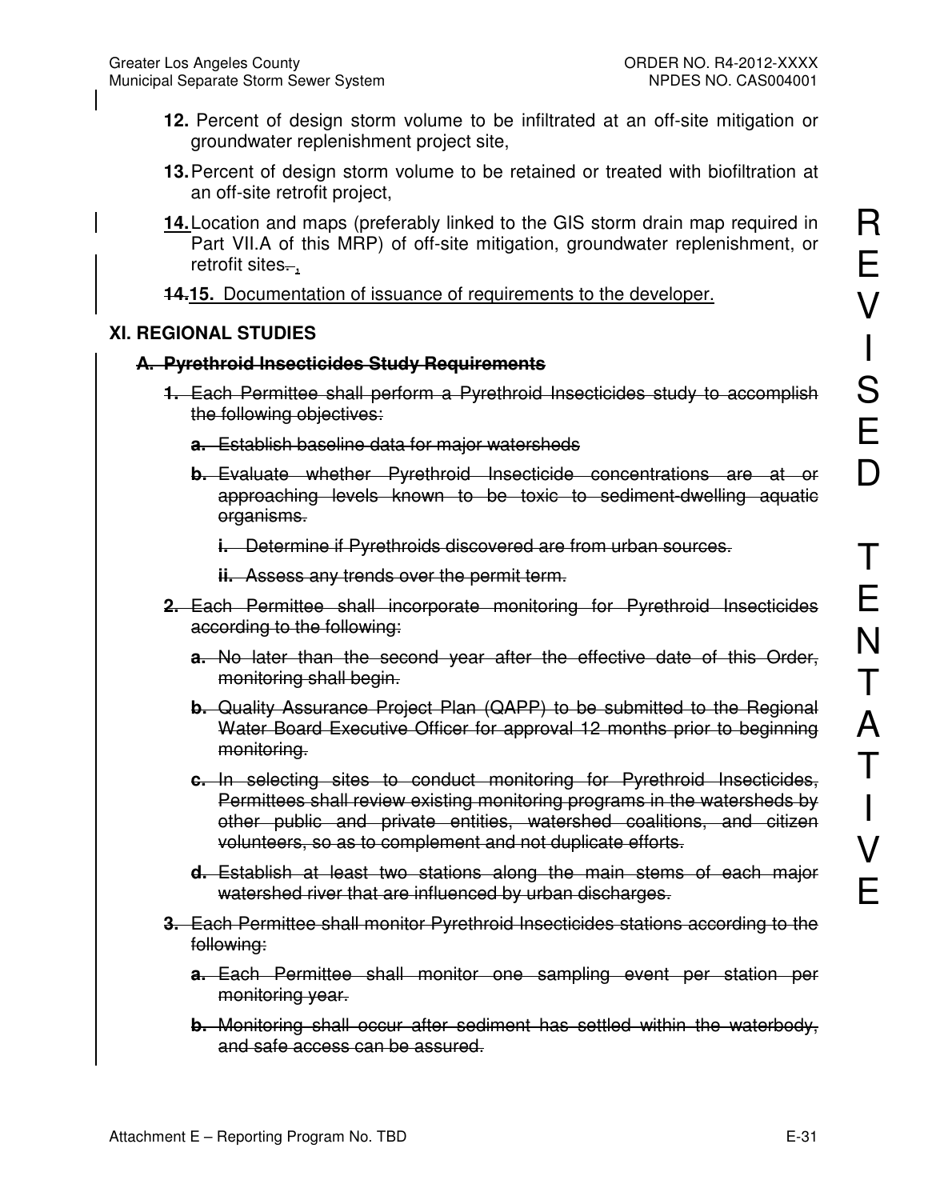12. Percent of design storm volume to be infiltrated at an off-site mitigation or groundwater replenishment project site,

13. Percent of design storm volume to be retained or treated with biofiltration at an off-site retrofit project,

14. Location and maps (preferably linked to the GIS storm drain map required in Part VII.A of this MRP) of off-site mitigation, groundwater replenishment, or retrofit sites~~.~~ ,

~~14.~~ 15. Documentation of issuance of requirements to the developer.

## XI. REGIONAL STUDIES

### ~~A. Pyrethroid Insecticides Study Requirements~~

~~1. Each Permittee shall perform a Pyrethroid Insecticides study to accomplish the following objectives:~~

~~a. Establish baseline data for major watersheds~~

~~b. Evaluate whether Pyrethroid Insecticide concentrations are at or approaching levels known to be toxic to sediment-dwelling aquatic organisms.~~

~~i. Determine if Pyrethroids discovered are from urban sources.~~

~~ii. Assess any trends over the permit term.~~

~~2. Each Permittee shall incorporate monitoring for Pyrethroid Insecticides according to the following:~~

~~a. No later than the second year after the effective date of this Order, monitoring shall begin.~~

~~b. Quality Assurance Project Plan (QAPP) to be submitted to the Regional Water Board Executive Officer for approval 12 months prior to beginning monitoring.~~

~~c. In selecting sites to conduct monitoring for Pyrethroid Insecticides, Permittees shall review existing monitoring programs in the watersheds by other public and private entities, watershed coalitions, and citizen volunteers, so as to complement and not duplicate efforts.~~

~~d. Establish at least two stations along the main stems of each major watershed river that are influenced by urban discharges.~~

~~3. Each Permittee shall monitor Pyrethroid Insecticides stations according to the following:~~

~~a. Each Permittee shall monitor one sampling event per station per monitoring year.~~

~~b. Monitoring shall occur after sediment has settled within the waterbody, and safe access can be assured.~~

REVISED TENTATIVE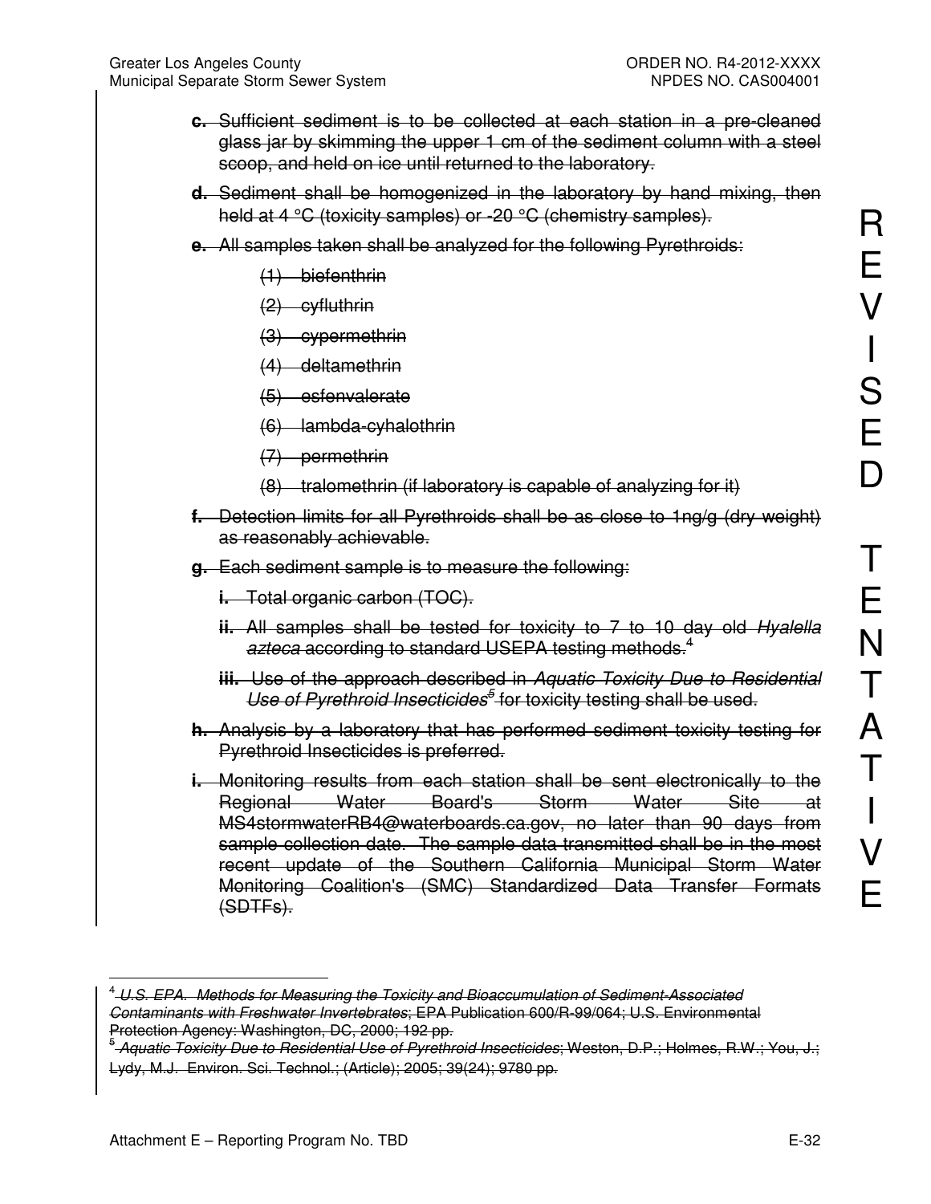c. Sufficient sediment is to be collected at each station in a pre-cleaned glass jar by skimming the upper 1 cm of the sediment column with a steel scoop, and held on ice until returned to the laboratory.

d. Sediment shall be homogenized in the laboratory by hand mixing, then held at 4 °C (toxicity samples) or -20 °C (chemistry samples).

e. All samples taken shall be analyzed for the following Pyrethroids:

(1) biefenthrin

(2) cyfluthrin

(3) cypermethrin

(4) deltamethrin

(5) esfenvalerate

(6) lambda-cyhalothrin

(7) permethrin

(8) tralomethrin (if laboratory is capable of analyzing for it)

f. Detection limits for all Pyrethroids shall be as close to 1ng/g (dry weight) as reasonably achievable.

g. Each sediment sample is to measure the following:

i. Total organic carbon (TOC).

ii. All samples shall be tested for toxicity to 7 to 10 day old *Hyalella azteca* according to standard USEPA testing methods.[4]

iii. Use of the approach described in *Aquatic Toxicity Due to Residential Use of Pyrethroid Insecticides*[5] for toxicity testing shall be used.

h. Analysis by a laboratory that has performed sediment toxicity testing for Pyrethroid Insecticides is preferred.

i. Monitoring results from each station shall be sent electronically to the Regional Water Board's Storm Water Site at MS4stormwaterRB4@waterboards.ca.gov, no later than 90 days from sample collection date. The sample data transmitted shall be in the most recent update of the Southern California Municipal Storm Water Monitoring Coalition's (SMC) Standardized Data Transfer Formats (SDTFs).

REVISED TENTATIVE

---

[4] *U.S. EPA. Methods for Measuring the Toxicity and Bioaccumulation of Sediment-Associated Contaminants with Freshwater Invertebrates*; EPA Publication 600/R-99/064; U.S. Environmental Protection Agency: Washington, DC, 2000; 192 pp.

[5] *Aquatic Toxicity Due to Residential Use of Pyrethroid Insecticides*; Weston, D.P.; Holmes, R.W.; You, J.; Lydy, M.J. Environ. Sci. Technol.; (Article); 2005; 39(24); 9780 pp.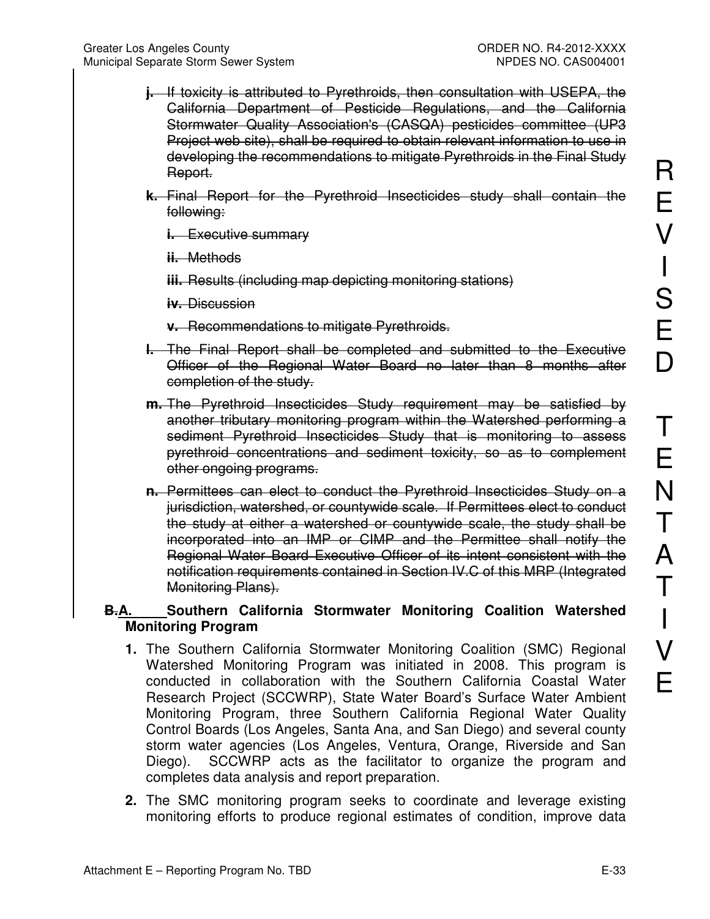~~**j.** If toxicity is attributed to Pyrethroids, then consultation with USEPA, the California Department of Pesticide Regulations, and the California Stormwater Quality Association's (CASQA) pesticides committee (UP3 Project web site), shall be required to obtain relevant information to use in developing the recommendations to mitigate Pyrethroids in the Final Study Report.~~

~~**k.** Final Report for the Pyrethroid Insecticides study shall contain the following:~~

~~**i.** Executive summary~~

~~**ii.** Methods~~

~~**iii.** Results (including map depicting monitoring stations)~~

~~**iv.** Discussion~~

~~**v.** Recommendations to mitigate Pyrethroids.~~

~~**l.** The Final Report shall be completed and submitted to the Executive Officer of the Regional Water Board no later than 8 months after completion of the study.~~

~~**m.** The Pyrethroid Insecticides Study requirement may be satisfied by another tributary monitoring program within the Watershed performing a sediment Pyrethroid Insecticides Study that is monitoring to assess pyrethroid concentrations and sediment toxicity, so as to complement other ongoing programs.~~

~~**n.** Permittees can elect to conduct the Pyrethroid Insecticides Study on a jurisdiction, watershed, or countywide scale. If Permittees elect to conduct the study at either a watershed or countywide scale, the study shall be incorporated into an IMP or CIMP and the Permittee shall notify the Regional Water Board Executive Officer of its intent consistent with the notification requirements contained in Section IV.C of this MRP (Integrated Monitoring Plans).~~

## ~~B.~~A. Southern California Stormwater Monitoring Coalition Watershed Monitoring Program

**1.** The Southern California Stormwater Monitoring Coalition (SMC) Regional Watershed Monitoring Program was initiated in 2008. This program is conducted in collaboration with the Southern California Coastal Water Research Project (SCCWRP), State Water Board's Surface Water Ambient Monitoring Program, three Southern California Regional Water Quality Control Boards (Los Angeles, Santa Ana, and San Diego) and several county storm water agencies (Los Angeles, Ventura, Orange, Riverside and San Diego). SCCWRP acts as the facilitator to organize the program and completes data analysis and report preparation.

**2.** The SMC monitoring program seeks to coordinate and leverage existing monitoring efforts to produce regional estimates of condition, improve data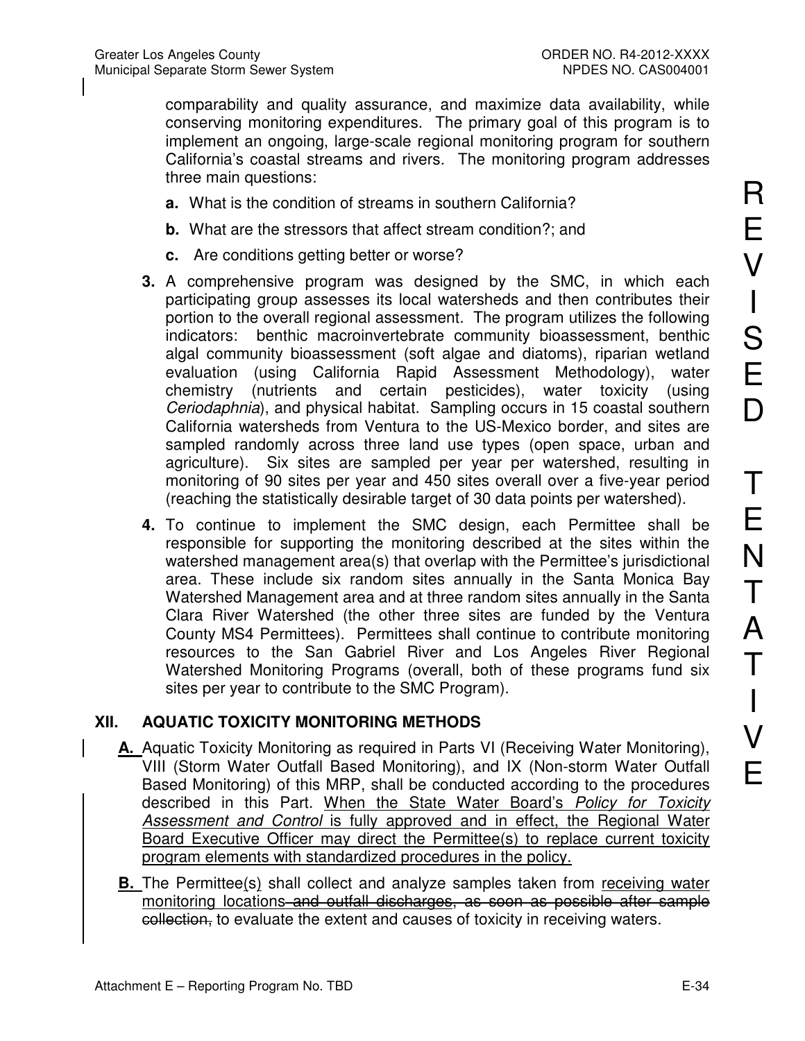comparability and quality assurance, and maximize data availability, while conserving monitoring expenditures. The primary goal of this program is to implement an ongoing, large-scale regional monitoring program for southern California's coastal streams and rivers. The monitoring program addresses three main questions:

- **a.** What is the condition of streams in southern California?
- **b.** What are the stressors that affect stream condition?; and
- **c.** Are conditions getting better or worse?

**3.** A comprehensive program was designed by the SMC, in which each participating group assesses its local watersheds and then contributes their portion to the overall regional assessment. The program utilizes the following indicators: benthic macroinvertebrate community bioassessment, benthic algal community bioassessment (soft algae and diatoms), riparian wetland evaluation (using California Rapid Assessment Methodology), water chemistry (nutrients and certain pesticides), water toxicity (using *Ceriodaphnia*), and physical habitat. Sampling occurs in 15 coastal southern California watersheds from Ventura to the US-Mexico border, and sites are sampled randomly across three land use types (open space, urban and agriculture). Six sites are sampled per year per watershed, resulting in monitoring of 90 sites per year and 450 sites overall over a five-year period (reaching the statistically desirable target of 30 data points per watershed).

**4.** To continue to implement the SMC design, each Permittee shall be responsible for supporting the monitoring described at the sites within the watershed management area(s) that overlap with the Permittee's jurisdictional area. These include six random sites annually in the Santa Monica Bay Watershed Management area and at three random sites annually in the Santa Clara River Watershed (the other three sites are funded by the Ventura County MS4 Permittees). Permittees shall continue to contribute monitoring resources to the San Gabriel River and Los Angeles River Regional Watershed Monitoring Programs (overall, both of these programs fund six sites per year to contribute to the SMC Program).

## XII. AQUATIC TOXICITY MONITORING METHODS

**A.** Aquatic Toxicity Monitoring as required in Parts VI (Receiving Water Monitoring), VIII (Storm Water Outfall Based Monitoring), and IX (Non-storm Water Outfall Based Monitoring) of this MRP, shall be conducted according to the procedures described in this Part. When the State Water Board's *Policy for Toxicity Assessment and Control* is fully approved and in effect, the Regional Water Board Executive Officer may direct the Permittee(s) to replace current toxicity program elements with standardized procedures in the policy.

**B.** The Permittee(s) shall collect and analyze samples taken from receiving water monitoring locations ~~and outfall discharges~~, ~~as soon as possible after sample collection,~~ to evaluate the extent and causes of toxicity in receiving waters.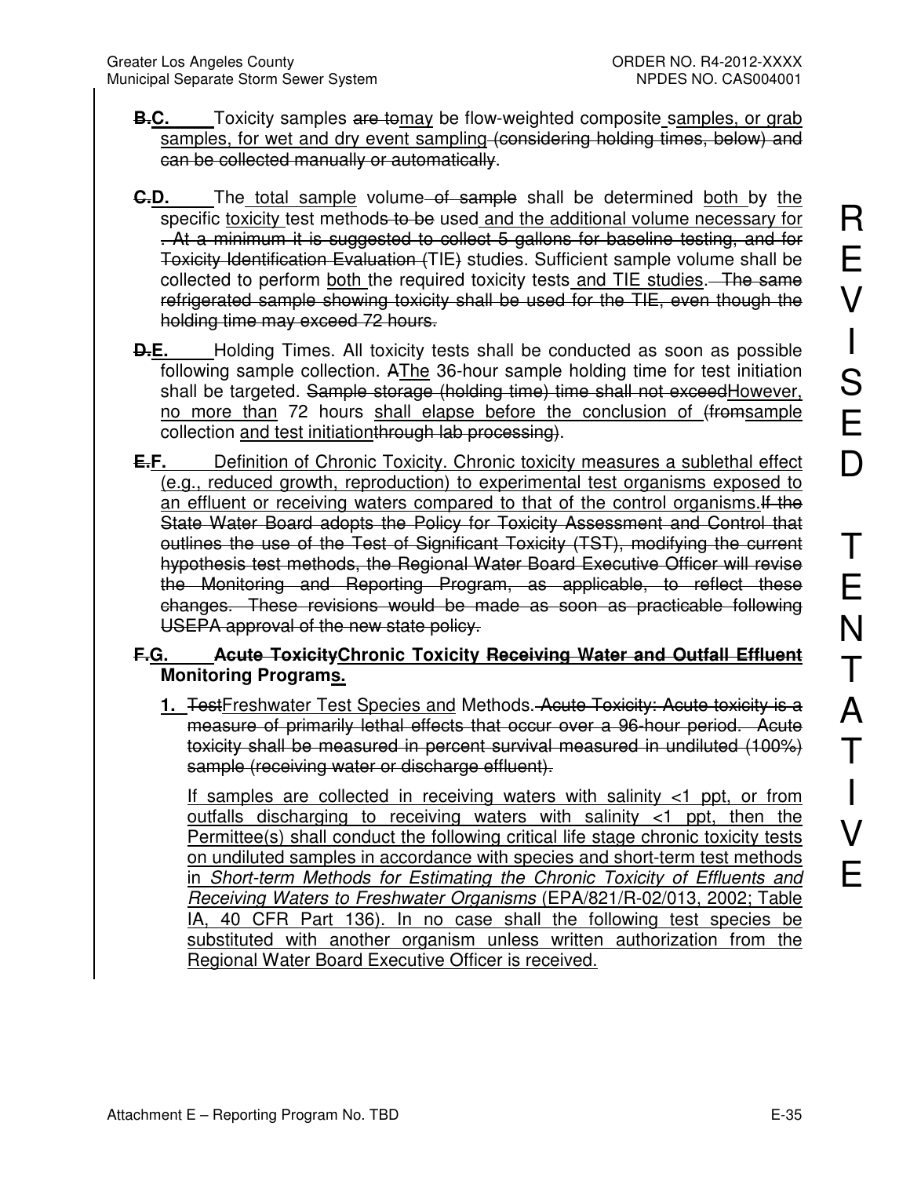~~B.~~**C.** Toxicity samples ~~are to~~may be flow-weighted composite samples, or grab samples, for wet and dry event sampling ~~(considering holding times, below) and can be collected manually or automatically~~.

~~C.~~**D.** The total sample volume ~~of sample~~ shall be determined both by the specific toxicity test method~~s to be~~ used and the additional volume necessary for ~~. At a minimum it is suggested to collect 5 gallons for baseline testing, and for Toxicity Identification Evaluation (~~TIE~~)~~ studies. Sufficient sample volume shall be collected to perform both the required toxicity tests and TIE studies. ~~The same refrigerated sample showing toxicity shall be used for the TIE, even though the holding time may exceed 72 hours.~~

~~D.~~**E.** Holding Times. All toxicity tests shall be conducted as soon as possible following sample collection. ~~A~~The 36-hour sample holding time for test initiation shall be targeted. ~~Sample storage (holding time) time shall not exceed~~However, no more than 72 hours shall elapse before the conclusion of ~~(from~~sample collection and test initiation~~through lab processing~~).

~~E.~~**F.** Definition of Chronic Toxicity. Chronic toxicity measures a sublethal effect (e.g., reduced growth, reproduction) to experimental test organisms exposed to an effluent or receiving waters compared to that of the control organisms.~~If the State Water Board adopts the Policy for Toxicity Assessment and Control that outlines the use of the Test of Significant Toxicity (TST), modifying the current hypothesis test methods, the Regional Water Board Executive Officer will revise the Monitoring and Reporting Program, as applicable, to reflect these changes. These revisions would be made as soon as practicable following USEPA approval of the new state policy.~~

**~~F.~~G. ~~Acute Toxicity~~Chronic Toxicity ~~Receiving Water and Outfall Effluent~~ Monitoring Programs.**

**1.** ~~Test~~Freshwater Test Species and Methods. ~~Acute Toxicity: Acute toxicity is a measure of primarily lethal effects that occur over a 96-hour period. Acute toxicity shall be measured in percent survival measured in undiluted (100%) sample (receiving water or discharge effluent).~~

If samples are collected in receiving waters with salinity <1 ppt, or from outfalls discharging to receiving waters with salinity <1 ppt, then the Permittee(s) shall conduct the following critical life stage chronic toxicity tests on undiluted samples in accordance with species and short-term test methods in *Short-term Methods for Estimating the Chronic Toxicity of Effluents and Receiving Waters to Freshwater Organisms* (EPA/821/R-02/013, 2002; Table IA, 40 CFR Part 136). In no case shall the following test species be substituted with another organism unless written authorization from the Regional Water Board Executive Officer is received.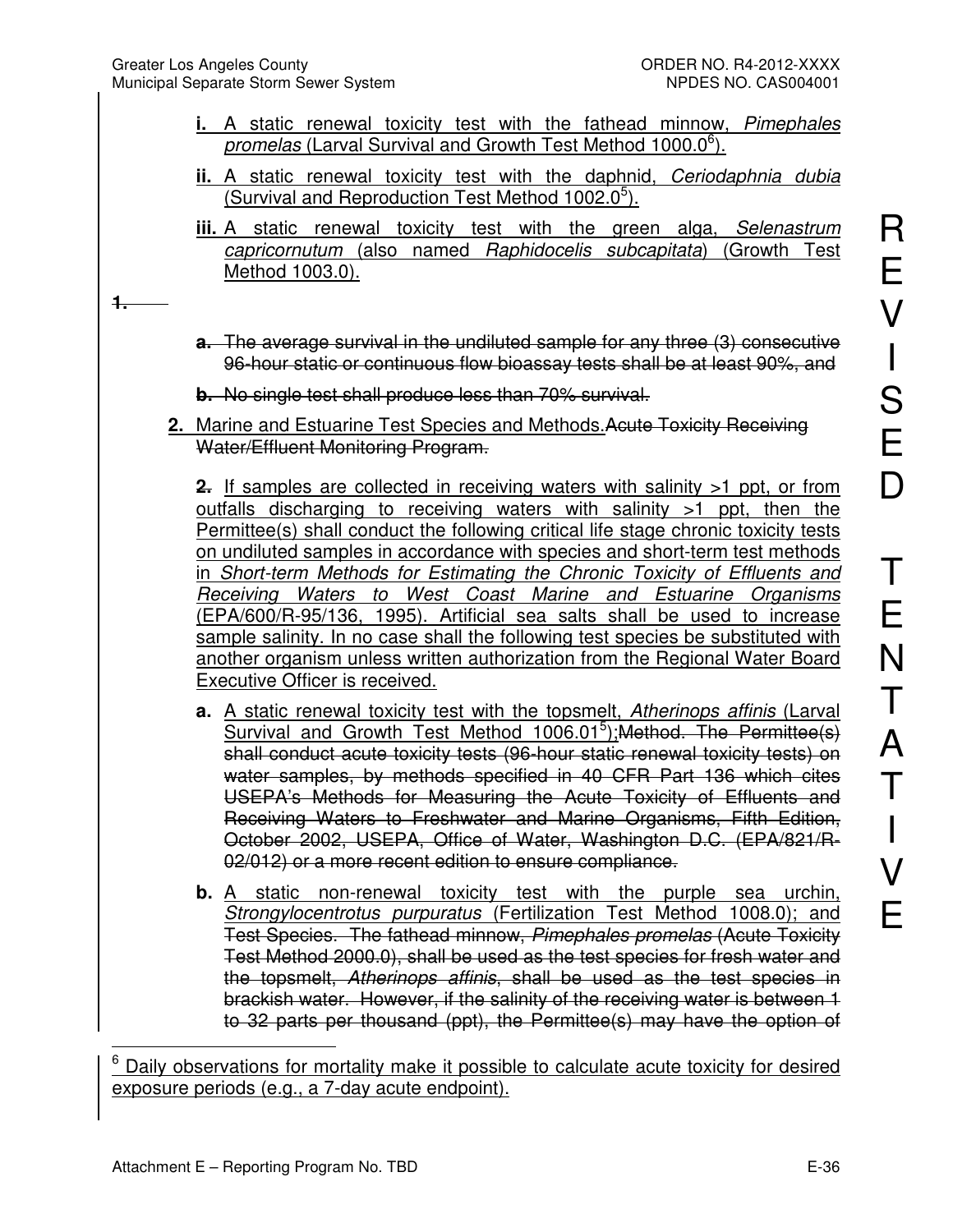**i.** A static renewal toxicity test with the fathead minnow, *Pimephales promelas* (Larval Survival and Growth Test Method 1000.0[6]).

**ii.** A static renewal toxicity test with the daphnid, *Ceriodaphnia dubia* (Survival and Reproduction Test Method 1002.0[5]).

**iii.** A static renewal toxicity test with the green alga, *Selenastrum capricornutum* (also named *Raphidocelis subcapitata*) (Growth Test Method 1003.0).

~~1.~~

~~**a.** The average survival in the undiluted sample for any three (3) consecutive 96-hour static or continuous flow bioassay tests shall be at least 90%, and~~

~~**b.** No single test shall produce less than 70% survival.~~

**2.** Marine and Estuarine Test Species and Methods.~~Acute Toxicity Receiving Water/Effluent Monitoring Program.~~

~~2.~~ If samples are collected in receiving waters with salinity >1 ppt, or from outfalls discharging to receiving waters with salinity >1 ppt, then the Permittee(s) shall conduct the following critical life stage chronic toxicity tests on undiluted samples in accordance with species and short-term test methods in *Short-term Methods for Estimating the Chronic Toxicity of Effluents and Receiving Waters to West Coast Marine and Estuarine Organisms* (EPA/600/R-95/136, 1995). Artificial sea salts shall be used to increase sample salinity. In no case shall the following test species be substituted with another organism unless written authorization from the Regional Water Board Executive Officer is received.

**a.** A static renewal toxicity test with the topsmelt, *Atherinops affinis* (Larval Survival and Growth Test Method 1006.01[5]);~~Method. The Permittee(s) shall conduct acute toxicity tests (96-hour static renewal toxicity tests) on water samples, by methods specified in 40 CFR Part 136 which cites USEPA's Methods for Measuring the Acute Toxicity of Effluents and Receiving Waters to Freshwater and Marine Organisms, Fifth Edition, October 2002, USEPA, Office of Water, Washington D.C. (EPA/821/R-02/012) or a more recent edition to ensure compliance.~~

**b.** A static non-renewal toxicity test with the purple sea urchin, *Strongylocentrotus purpuratus* (Fertilization Test Method 1008.0); and ~~Test Species. The fathead minnow, *Pimephales promelas* (Acute Toxicity Test Method 2000.0), shall be used as the test species for fresh water and the topsmelt, *Atherinops affinis*, shall be used as the test species in brackish water. However, if the salinity of the receiving water is between 1 to 32 parts per thousand (ppt), the Permittee(s) may have the option of~~

---

[6] Daily observations for mortality make it possible to calculate acute toxicity for desired exposure periods (e.g., a 7-day acute endpoint).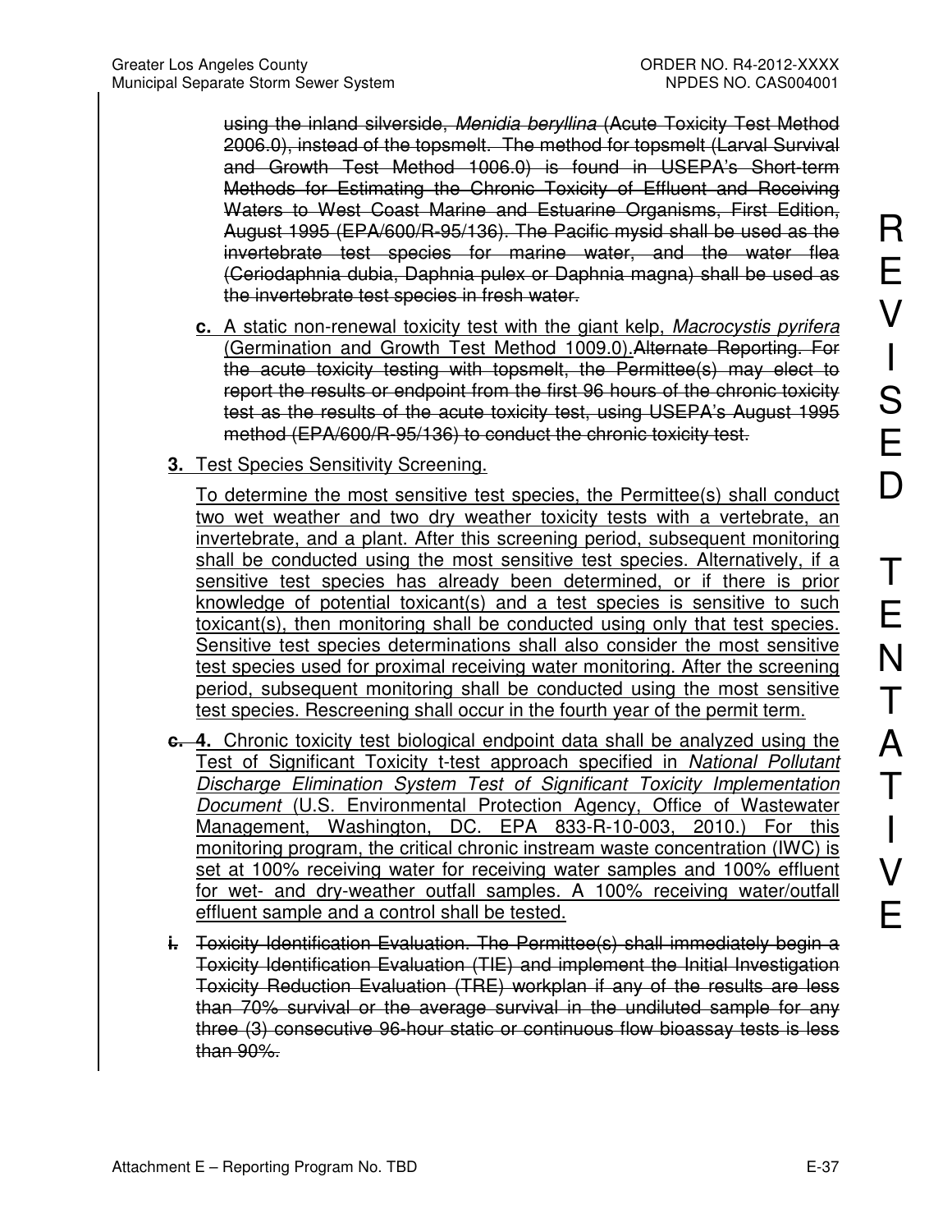~~using the inland silverside, *Menidia beryllina* (Acute Toxicity Test Method 2006.0), instead of the topsmelt. The method for topsmelt (Larval Survival and Growth Test Method 1006.0) is found in USEPA's Short-term Methods for Estimating the Chronic Toxicity of Effluent and Receiving Waters to West Coast Marine and Estuarine Organisms, First Edition, August 1995 (EPA/600/R-95/136). The Pacific mysid shall be used as the invertebrate test species for marine water, and the water flea (Ceriodaphnia dubia, Daphnia pulex or Daphnia magna) shall be used as the invertebrate test species in fresh water.~~

**c.** A static non-renewal toxicity test with the giant kelp, *Macrocystis pyrifera* (Germination and Growth Test Method 1009.0).~~Alternate Reporting. For the acute toxicity testing with topsmelt, the Permittee(s) may elect to report the results or endpoint from the first 96 hours of the chronic toxicity test as the results of the acute toxicity test, using USEPA's August 1995 method (EPA/600/R-95/136) to conduct the chronic toxicity test.~~

**3.** Test Species Sensitivity Screening.

To determine the most sensitive test species, the Permittee(s) shall conduct two wet weather and two dry weather toxicity tests with a vertebrate, an invertebrate, and a plant. After this screening period, subsequent monitoring shall be conducted using the most sensitive test species. Alternatively, if a sensitive test species has already been determined, or if there is prior knowledge of potential toxicant(s) and a test species is sensitive to such toxicant(s), then monitoring shall be conducted using only that test species. Sensitive test species determinations shall also consider the most sensitive test species used for proximal receiving water monitoring. After the screening period, subsequent monitoring shall be conducted using the most sensitive test species. Rescreening shall occur in the fourth year of the permit term.

~~**c.**~~ **4.** Chronic toxicity test biological endpoint data shall be analyzed using the Test of Significant Toxicity t-test approach specified in *National Pollutant Discharge Elimination System Test of Significant Toxicity Implementation Document* (U.S. Environmental Protection Agency, Office of Wastewater Management, Washington, DC. EPA 833-R-10-003, 2010.) For this monitoring program, the critical chronic instream waste concentration (IWC) is set at 100% receiving water for receiving water samples and 100% effluent for wet- and dry-weather outfall samples. A 100% receiving water/outfall effluent sample and a control shall be tested.

~~**i.** Toxicity Identification Evaluation. The Permittee(s) shall immediately begin a Toxicity Identification Evaluation (TIE) and implement the Initial Investigation Toxicity Reduction Evaluation (TRE) workplan if any of the results are less than 70% survival or the average survival in the undiluted sample for any three (3) consecutive 96-hour static or continuous flow bioassay tests is less than 90%.~~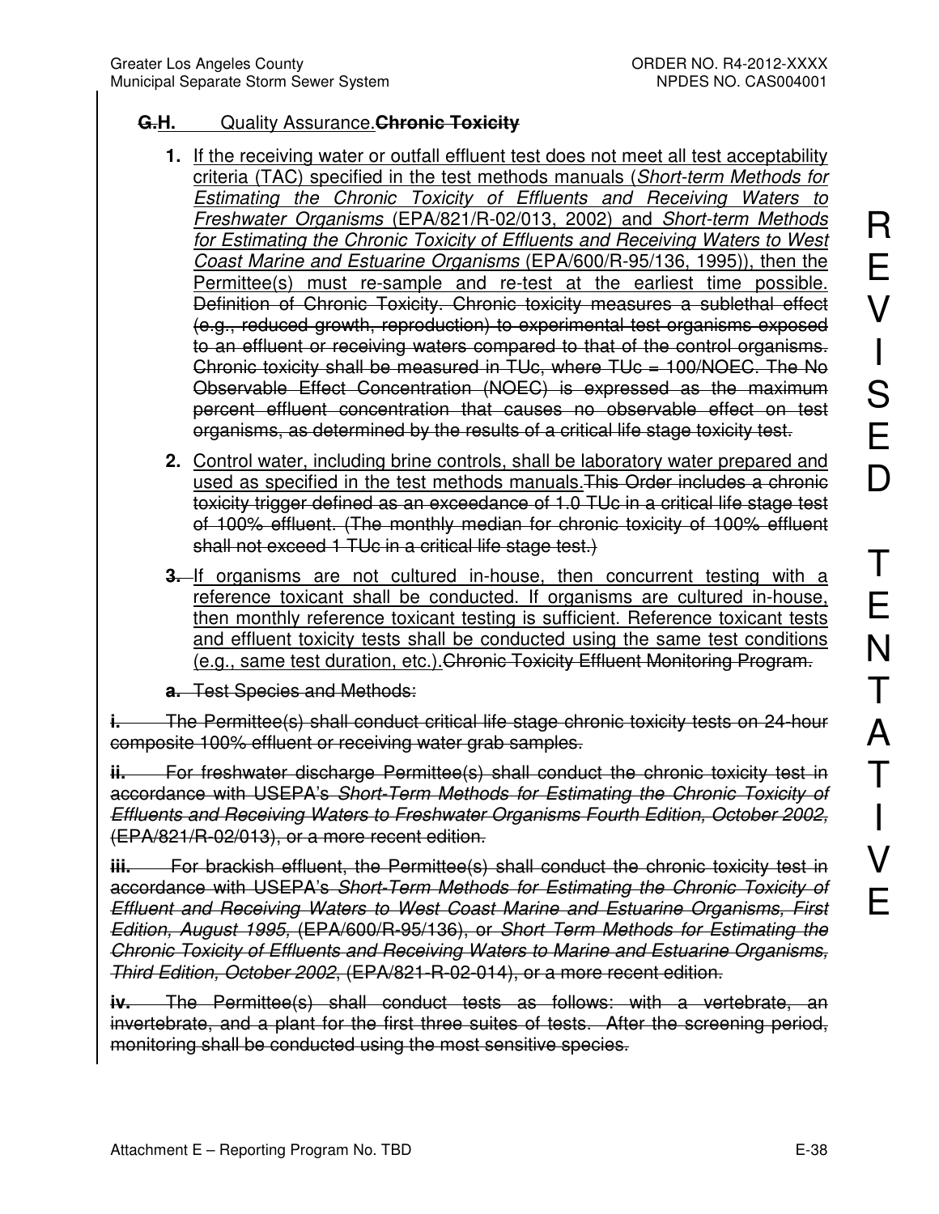## ~~G.~~H. Quality Assurance. ~~Chronic Toxicity~~

1. If the receiving water or outfall effluent test does not meet all test acceptability criteria (TAC) specified in the test methods manuals (*Short-term Methods for Estimating the Chronic Toxicity of Effluents and Receiving Waters to Freshwater Organisms* (EPA/821/R-02/013, 2002) and *Short-term Methods for Estimating the Chronic Toxicity of Effluents and Receiving Waters to West Coast Marine and Estuarine Organisms* (EPA/600/R-95/136, 1995)), then the Permittee(s) must re-sample and re-test at the earliest time possible. ~~Definition of Chronic Toxicity. Chronic toxicity measures a sublethal effect (e.g., reduced growth, reproduction) to experimental test organisms exposed to an effluent or receiving waters compared to that of the control organisms. Chronic toxicity shall be measured in TUc, where TUc = 100/NOEC. The No Observable Effect Concentration (NOEC) is expressed as the maximum percent effluent concentration that causes no observable effect on test organisms, as determined by the results of a critical life stage toxicity test.~~

2. Control water, including brine controls, shall be laboratory water prepared and used as specified in the test methods manuals. ~~This Order includes a chronic toxicity trigger defined as an exceedance of 1.0 TUc in a critical life stage test of 100% effluent. (The monthly median for chronic toxicity of 100% effluent shall not exceed 1 TUc in a critical life stage test.)~~

3. ~~3.~~ If organisms are not cultured in-house, then concurrent testing with a reference toxicant shall be conducted. If organisms are cultured in-house, then monthly reference toxicant testing is sufficient. Reference toxicant tests and effluent toxicity tests shall be conducted using the same test conditions (e.g., same test duration, etc.). ~~Chronic Toxicity Effluent Monitoring Program.~~

~~**a.** Test Species and Methods:~~

~~**i.** The Permittee(s) shall conduct critical life stage chronic toxicity tests on 24-hour composite 100% effluent or receiving water grab samples.~~

~~**ii.** For freshwater discharge Permittee(s) shall conduct the chronic toxicity test in accordance with USEPA's *Short-Term Methods for Estimating the Chronic Toxicity of Effluents and Receiving Waters to Freshwater Organisms Fourth Edition, October 2002,* (EPA/821/R-02/013), or a more recent edition.~~

~~**iii.** For brackish effluent, the Permittee(s) shall conduct the chronic toxicity test in accordance with USEPA's *Short-Term Methods for Estimating the Chronic Toxicity of Effluent and Receiving Waters to West Coast Marine and Estuarine Organisms, First Edition, August 1995,* (EPA/600/R-95/136), or *Short Term Methods for Estimating the Chronic Toxicity of Effluents and Receiving Waters to Marine and Estuarine Organisms, Third Edition, October 2002*, (EPA/821-R-02-014), or a more recent edition.~~

~~**iv.** The Permittee(s) shall conduct tests as follows: with a vertebrate, an invertebrate, and a plant for the first three suites of tests. After the screening period, monitoring shall be conducted using the most sensitive species.~~

REVISED TENTATIVE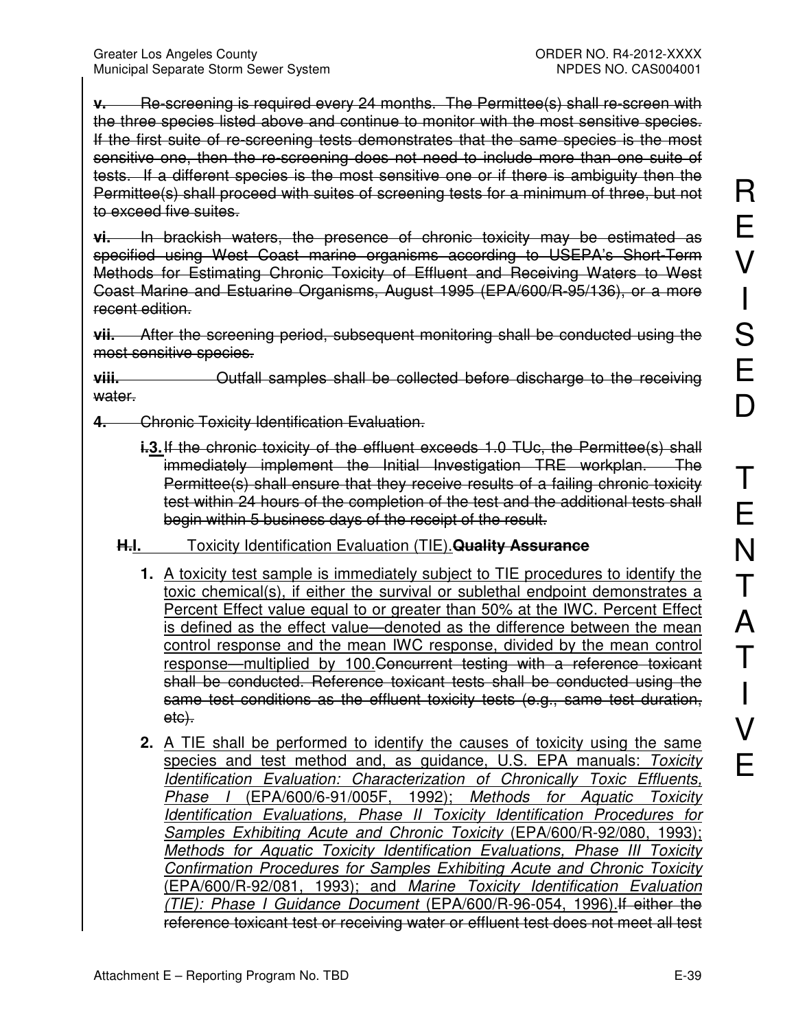~~**v.** Re-screening is required every 24 months. The Permittee(s) shall re-screen with the three species listed above and continue to monitor with the most sensitive species. If the first suite of re-screening tests demonstrates that the same species is the most sensitive one, then the re-screening does not need to include more than one suite of tests. If a different species is the most sensitive one or if there is ambiguity then the Permittee(s) shall proceed with suites of screening tests for a minimum of three, but not to exceed five suites.~~

~~**vi.** In brackish waters, the presence of chronic toxicity may be estimated as specified using West Coast marine organisms according to USEPA's Short-Term Methods for Estimating Chronic Toxicity of Effluent and Receiving Waters to West Coast Marine and Estuarine Organisms, August 1995 (EPA/600/R-95/136), or a more recent edition.~~

~~**vii.** After the screening period, subsequent monitoring shall be conducted using the most sensitive species.~~

~~**viii.** Outfall samples shall be collected before discharge to the receiving water.~~

~~**4.** Chronic Toxicity Identification Evaluation.~~

~~**i.**~~<u>**3.**</u> ~~If the chronic toxicity of the effluent exceeds 1.0 TUc, the Permittee(s) shall immediately implement the Initial Investigation TRE workplan. The Permittee(s) shall ensure that they receive results of a failing chronic toxicity test within 24 hours of the completion of the test and the additional tests shall begin within 5 business days of the receipt of the result.~~

~~**H.**~~<u>**I.**</u> <u>Toxicity Identification Evaluation (TIE).</u>~~**Quality Assurance**~~

1. <u>A toxicity test sample is immediately subject to TIE procedures to identify the toxic chemical(s), if either the survival or sublethal endpoint demonstrates a Percent Effect value equal to or greater than 50% at the IWC. Percent Effect is defined as the effect value—denoted as the difference between the mean control response and the mean IWC response, divided by the mean control response—multiplied by 100.</u>~~Concurrent testing with a reference toxicant shall be conducted. Reference toxicant tests shall be conducted using the same test conditions as the effluent toxicity tests (e.g., same test duration, etc).~~

2. <u>A TIE shall be performed to identify the causes of toxicity using the same species and test method and, as guidance, U.S. EPA manuals: *Toxicity Identification Evaluation: Characterization of Chronically Toxic Effluents, Phase I* (EPA/600/6-91/005F, 1992); *Methods for Aquatic Toxicity Identification Evaluations, Phase II Toxicity Identification Procedures for Samples Exhibiting Acute and Chronic Toxicity* (EPA/600/R-92/080, 1993); *Methods for Aquatic Toxicity Identification Evaluations, Phase III Toxicity Confirmation Procedures for Samples Exhibiting Acute and Chronic Toxicity* (EPA/600/R-92/081, 1993); and *Marine Toxicity Identification Evaluation (TIE): Phase I Guidance Document* (EPA/600/R-96-054, 1996).</u>~~If either the reference toxicant test or receiving water or effluent test does not meet all test~~

REVISED TENTATIVE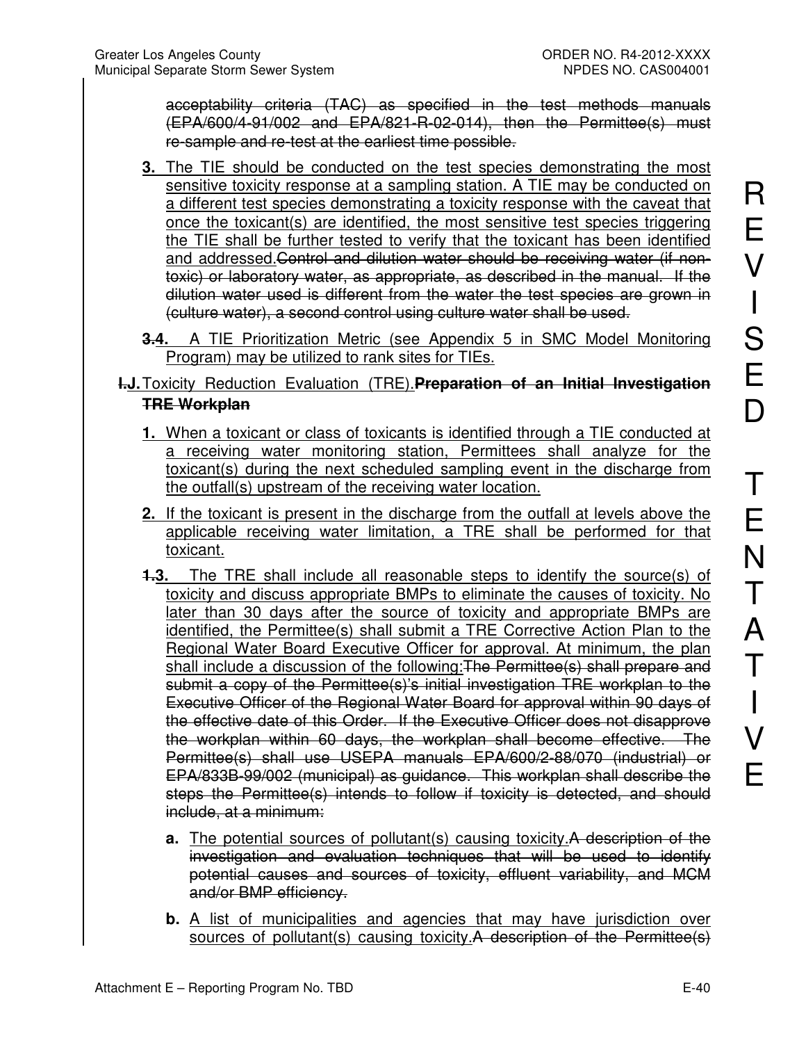~~acceptability criteria (TAC) as specified in the test methods manuals (EPA/600/4-91/002 and EPA/821-R-02-014), then the Permittee(s) must re-sample and re-test at the earliest time possible.~~

**3.** <u>The TIE should be conducted on the test species demonstrating the most sensitive toxicity response at a sampling station. A TIE may be conducted on a different test species demonstrating a toxicity response with the caveat that once the toxicant(s) are identified, the most sensitive test species triggering the TIE shall be further tested to verify that the toxicant has been identified and addressed.</u>~~Control and dilution water should be receiving water (if non-toxic) or laboratory water, as appropriate, as described in the manual. If the dilution water used is different from the water the test species are grown in (culture water), a second control using culture water shall be used.~~

**~~3.~~<u>4.</u>** <u>A TIE Prioritization Metric (see Appendix 5 in SMC Model Monitoring Program) may be utilized to rank sites for TIEs.</u>

**~~I.~~<u>J.</u>** <u>Toxicity Reduction Evaluation (TRE).</u>~~**Preparation of an Initial Investigation TRE Workplan**~~

**1.** <u>When a toxicant or class of toxicants is identified through a TIE conducted at a receiving water monitoring station, Permittees shall analyze for the toxicant(s) during the next scheduled sampling event in the discharge from the outfall(s) upstream of the receiving water location.</u>

**2.** <u>If the toxicant is present in the discharge from the outfall at levels above the applicable receiving water limitation, a TRE shall be performed for that toxicant.</u>

**~~1.~~<u>3.</u>** <u>The TRE shall include all reasonable steps to identify the source(s) of toxicity and discuss appropriate BMPs to eliminate the causes of toxicity. No later than 30 days after the source of toxicity and appropriate BMPs are identified, the Permittee(s) shall submit a TRE Corrective Action Plan to the Regional Water Board Executive Officer for approval. At minimum, the plan shall include a discussion of the following:</u>~~The Permittee(s) shall prepare and submit a copy of the Permittee(s)'s initial investigation TRE workplan to the Executive Officer of the Regional Water Board for approval within 90 days of the effective date of this Order. If the Executive Officer does not disapprove the workplan within 60 days, the workplan shall become effective. The Permittee(s) shall use USEPA manuals EPA/600/2-88/070 (industrial) or EPA/833B-99/002 (municipal) as guidance. This workplan shall describe the steps the Permittee(s) intends to follow if toxicity is detected, and should include, at a minimum:~~

**a.** <u>The potential sources of pollutant(s) causing toxicity.</u>~~A description of the investigation and evaluation techniques that will be used to identify potential causes and sources of toxicity, effluent variability, and MCM and/or BMP efficiency.~~

**b.** <u>A list of municipalities and agencies that may have jurisdiction over sources of pollutant(s) causing toxicity.</u>~~A description of the Permittee(s)~~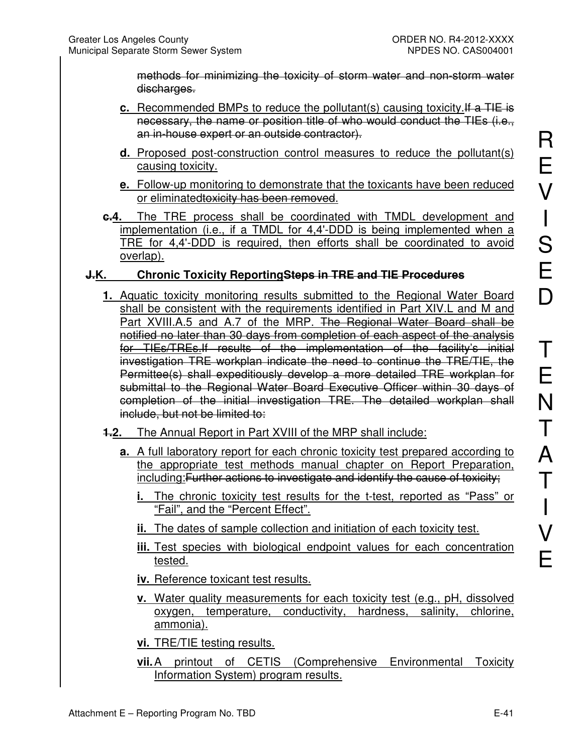~~methods for minimizing the toxicity of storm water and non-storm water discharges.~~

**c.** Recommended BMPs to reduce the pollutant(s) causing toxicity.~~If a TIE is necessary, the name or position title of who would conduct the TIEs (i.e., an in-house expert or an outside contractor).~~

**d.** Proposed post-construction control measures to reduce the pollutant(s) causing toxicity.

**e.** Follow-up monitoring to demonstrate that the toxicants have been reduced or eliminated~~toxicity has been removed~~.

~~c.~~**4.** The TRE process shall be coordinated with TMDL development and implementation (i.e., if a TMDL for 4,4'-DDD is being implemented when a TRE for 4,4'-DDD is required, then efforts shall be coordinated to avoid overlap).

### ~~J.~~K. Chronic Toxicity Reporting~~Steps in TRE and TIE Procedures~~

**1.** Aquatic toxicity monitoring results submitted to the Regional Water Board shall be consistent with the requirements identified in Part XIV.L and M and Part XVIII.A.5 and A.7 of the MRP. ~~The Regional Water Board shall be notified no later than 30 days from completion of each aspect of the analysis for TIEs/TREs.If results of the implementation of the facility's initial investigation TRE workplan indicate the need to continue the TRE/TIE, the Permittee(s) shall expeditiously develop a more detailed TRE workplan for submittal to the Regional Water Board Executive Officer within 30 days of completion of the initial investigation TRE. The detailed workplan shall include, but not be limited to:~~

~~1.~~**2.** The Annual Report in Part XVIII of the MRP shall include:

**a.** A full laboratory report for each chronic toxicity test prepared according to the appropriate test methods manual chapter on Report Preparation, including:~~Further actions to investigate and identify the cause of toxicity;~~

**i.** The chronic toxicity test results for the t-test, reported as "Pass" or "Fail", and the "Percent Effect".

**ii.** The dates of sample collection and initiation of each toxicity test.

**iii.** Test species with biological endpoint values for each concentration tested.

**iv.** Reference toxicant test results.

**v.** Water quality measurements for each toxicity test (e.g., pH, dissolved oxygen, temperature, conductivity, hardness, salinity, chlorine, ammonia).

**vi.** TRE/TIE testing results.

**vii.** A printout of CETIS (Comprehensive Environmental Toxicity Information System) program results.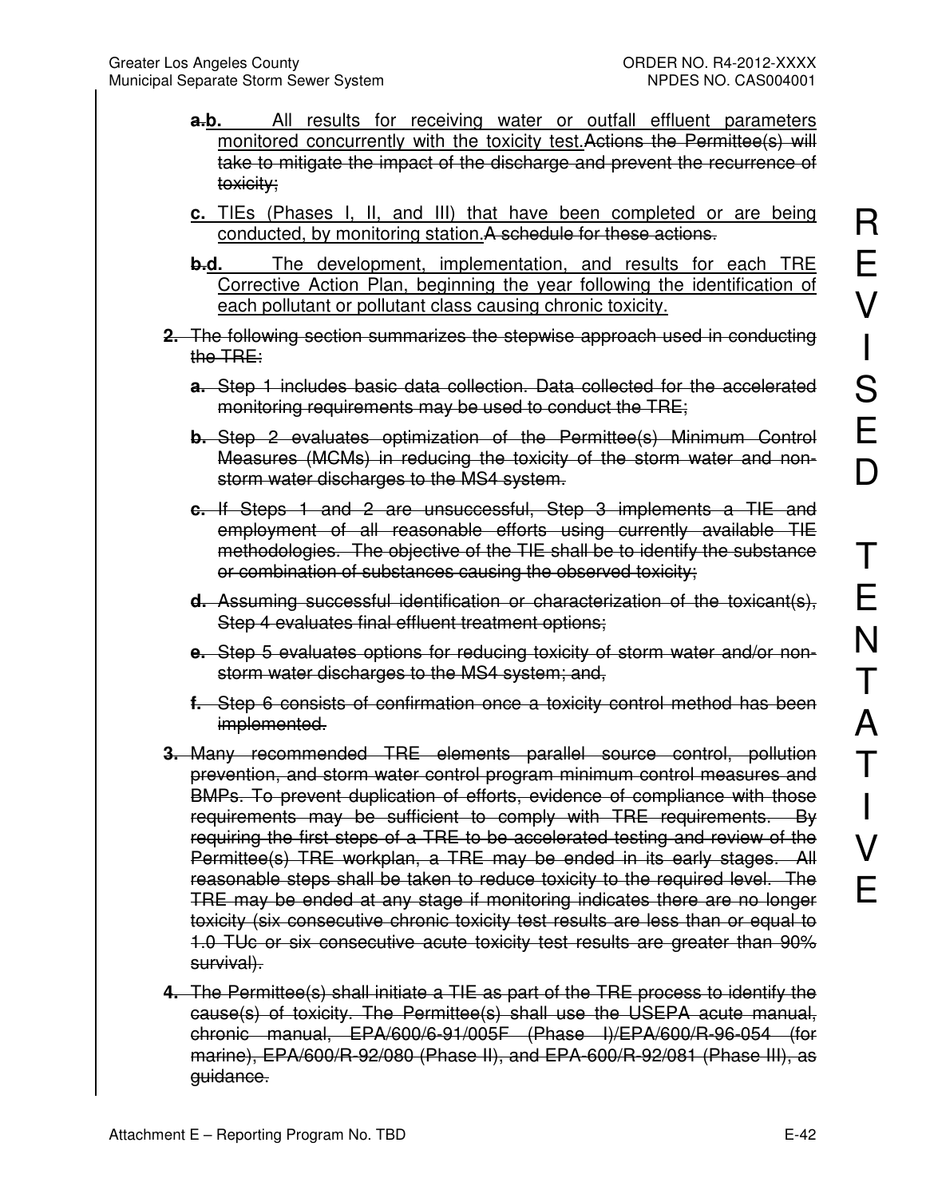- ~~a.~~b. All results for receiving water or outfall effluent parameters monitored concurrently with the toxicity test.~~Actions the Permittee(s) will take to mitigate the impact of the discharge and prevent the recurrence of toxicity;~~
- c. TIEs (Phases I, II, and III) that have been completed or are being conducted, by monitoring station.~~A schedule for these actions.~~
- ~~b.~~d. The development, implementation, and results for each TRE Corrective Action Plan, beginning the year following the identification of each pollutant or pollutant class causing chronic toxicity.

~~2. The following section summarizes the stepwise approach used in conducting the TRE:~~

- ~~a. Step 1 includes basic data collection. Data collected for the accelerated monitoring requirements may be used to conduct the TRE;~~
- ~~b. Step 2 evaluates optimization of the Permittee(s) Minimum Control Measures (MCMs) in reducing the toxicity of the storm water and non-storm water discharges to the MS4 system.~~
- ~~c. If Steps 1 and 2 are unsuccessful, Step 3 implements a TIE and employment of all reasonable efforts using currently available TIE methodologies. The objective of the TIE shall be to identify the substance or combination of substances causing the observed toxicity;~~
- ~~d. Assuming successful identification or characterization of the toxicant(s), Step 4 evaluates final effluent treatment options;~~
- ~~e. Step 5 evaluates options for reducing toxicity of storm water and/or non-storm water discharges to the MS4 system; and,~~
- ~~f. Step 6 consists of confirmation once a toxicity control method has been implemented.~~

~~3. Many recommended TRE elements parallel source control, pollution prevention, and storm water control program minimum control measures and BMPs. To prevent duplication of efforts, evidence of compliance with those requirements may be sufficient to comply with TRE requirements. By requiring the first steps of a TRE to be accelerated testing and review of the Permittee(s) TRE workplan, a TRE may be ended in its early stages. All reasonable steps shall be taken to reduce toxicity to the required level. The TRE may be ended at any stage if monitoring indicates there are no longer toxicity (six consecutive chronic toxicity test results are less than or equal to 1.0 TUc or six consecutive acute toxicity test results are greater than 90% survival).~~

~~4. The Permittee(s) shall initiate a TIE as part of the TRE process to identify the cause(s) of toxicity. The Permittee(s) shall use the USEPA acute manual, chronic manual, EPA/600/6-91/005F (Phase I)/EPA/600/R-96-054 (for marine), EPA/600/R-92/080 (Phase II), and EPA-600/R-92/081 (Phase III), as guidance.~~

REVISED TENTATIVE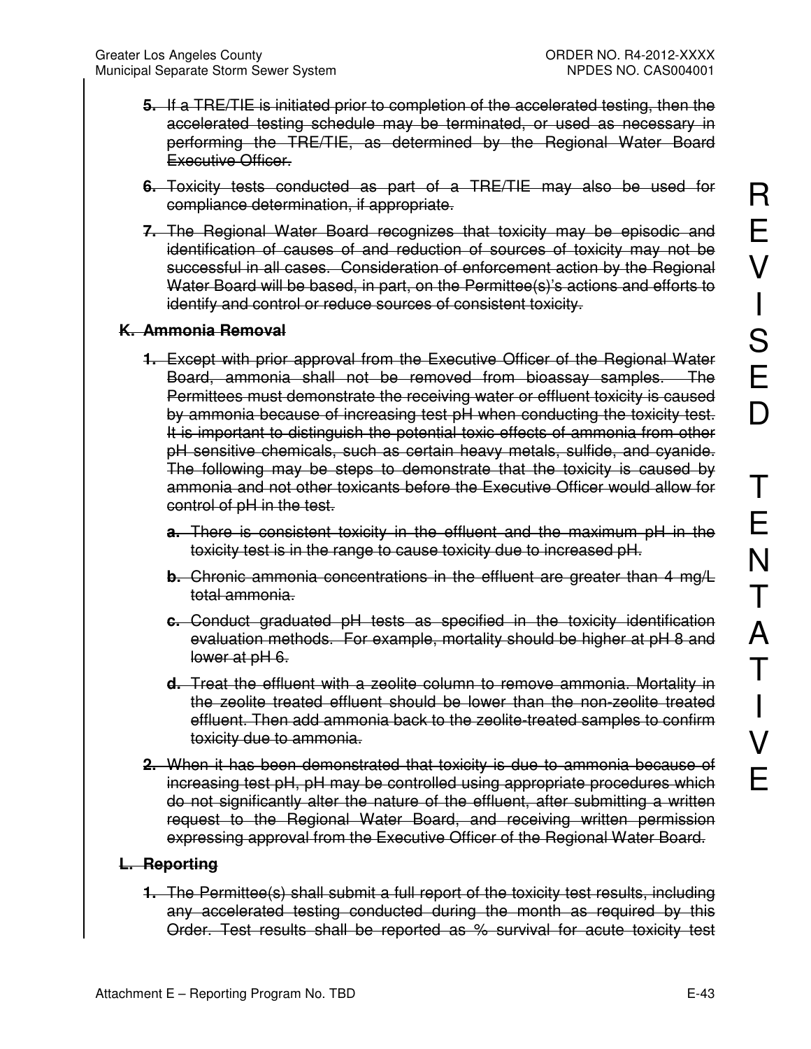~~5. If a TRE/TIE is initiated prior to completion of the accelerated testing, then the accelerated testing schedule may be terminated, or used as necessary in performing the TRE/TIE, as determined by the Regional Water Board Executive Officer.~~

~~6. Toxicity tests conducted as part of a TRE/TIE may also be used for compliance determination, if appropriate.~~

~~7. The Regional Water Board recognizes that toxicity may be episodic and identification of causes of and reduction of sources of toxicity may not be successful in all cases. Consideration of enforcement action by the Regional Water Board will be based, in part, on the Permittee(s)'s actions and efforts to identify and control or reduce sources of consistent toxicity.~~

R E V I S E D T E N T A T I V E

## ~~K. Ammonia Removal~~

~~1. Except with prior approval from the Executive Officer of the Regional Water Board, ammonia shall not be removed from bioassay samples. The Permittees must demonstrate the receiving water or effluent toxicity is caused by ammonia because of increasing test pH when conducting the toxicity test. It is important to distinguish the potential toxic effects of ammonia from other pH sensitive chemicals, such as certain heavy metals, sulfide, and cyanide. The following may be steps to demonstrate that the toxicity is caused by ammonia and not other toxicants before the Executive Officer would allow for control of pH in the test.~~

   ~~a. There is consistent toxicity in the effluent and the maximum pH in the toxicity test is in the range to cause toxicity due to increased pH.~~

   ~~b. Chronic ammonia concentrations in the effluent are greater than 4 mg/L total ammonia.~~

   ~~c. Conduct graduated pH tests as specified in the toxicity identification evaluation methods. For example, mortality should be higher at pH 8 and lower at pH 6.~~

   ~~d. Treat the effluent with a zeolite column to remove ammonia. Mortality in the zeolite treated effluent should be lower than the non-zeolite treated effluent. Then add ammonia back to the zeolite-treated samples to confirm toxicity due to ammonia.~~

~~2. When it has been demonstrated that toxicity is due to ammonia because of increasing test pH, pH may be controlled using appropriate procedures which do not significantly alter the nature of the effluent, after submitting a written request to the Regional Water Board, and receiving written permission expressing approval from the Executive Officer of the Regional Water Board.~~

## ~~L. Reporting~~

~~1. The Permittee(s) shall submit a full report of the toxicity test results, including any accelerated testing conducted during the month as required by this Order. Test results shall be reported as % survival for acute toxicity test~~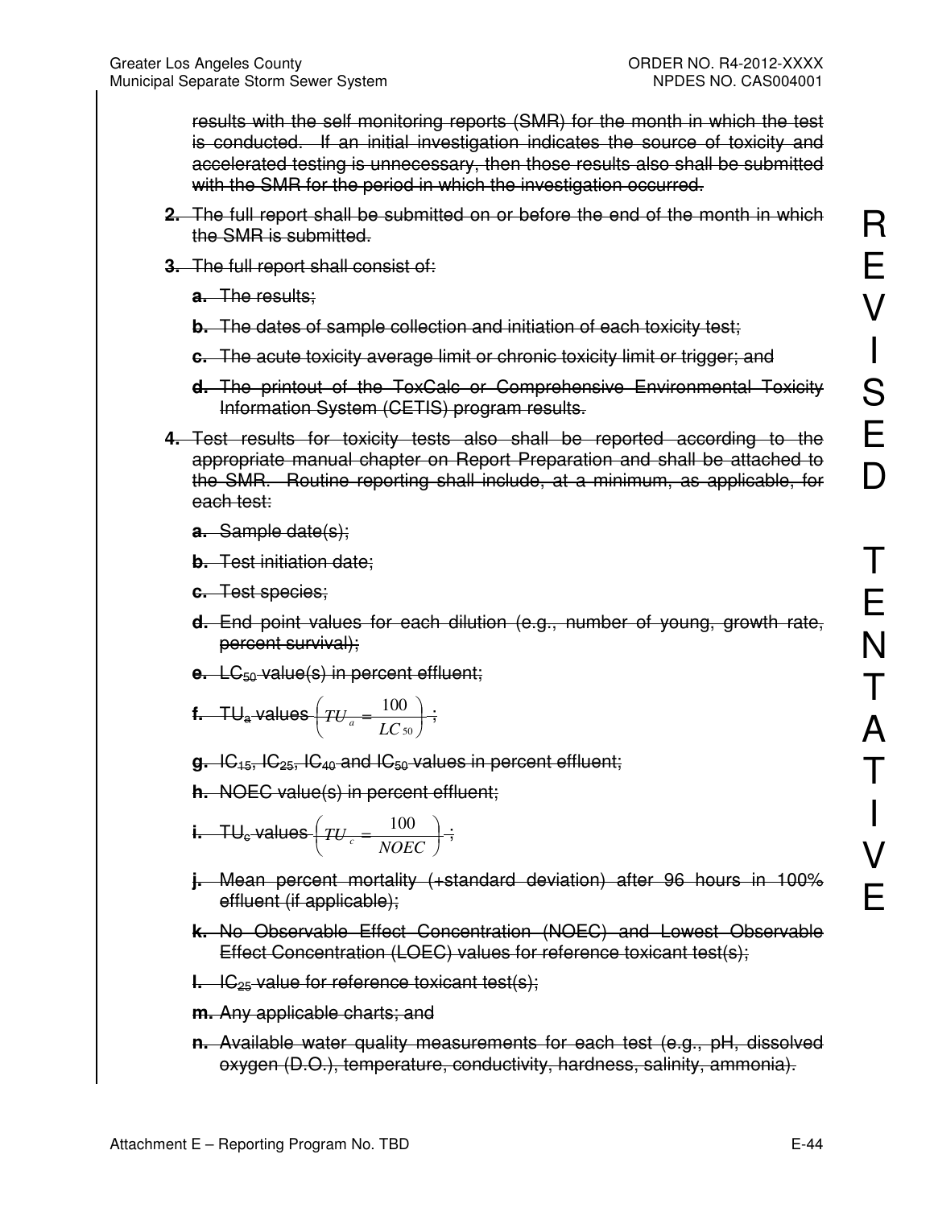results with the self monitoring reports (SMR) for the month in which the test is conducted. If an initial investigation indicates the source of toxicity and accelerated testing is unnecessary, then those results also shall be submitted with the SMR for the period in which the investigation occurred.

2. The full report shall be submitted on or before the end of the month in which the SMR is submitted.

3. The full report shall consist of:

   a. The results;

   b. The dates of sample collection and initiation of each toxicity test;

   c. The acute toxicity average limit or chronic toxicity limit or trigger; and

   d. The printout of the ToxCalc or Comprehensive Environmental Toxicity Information System (CETIS) program results.

4. Test results for toxicity tests also shall be reported according to the appropriate manual chapter on Report Preparation and shall be attached to the SMR. Routine reporting shall include, at a minimum, as applicable, for each test:

   a. Sample date(s);

   b. Test initiation date;

   c. Test species;

   d. End point values for each dilution (e.g., number of young, growth rate, percent survival);

   e. $LC_{50}$ value(s) in percent effluent;

   f. $TU_a$ values $\left(TU_a = \frac{100}{LC_{50}}\right)$;

   g. $IC_{15}$, $IC_{25}$, $IC_{40}$ and $IC_{50}$ values in percent effluent;

   h. NOEC value(s) in percent effluent;

   i. $TU_c$ values $\left(TU_c = \frac{100}{NOEC}\right)$;

   j. Mean percent mortality (+standard deviation) after 96 hours in 100% effluent (if applicable);

   k. No Observable Effect Concentration (NOEC) and Lowest Observable Effect Concentration (LOEC) values for reference toxicant test(s);

   l. $IC_{25}$ value for reference toxicant test(s);

   m. Any applicable charts; and

   n. Available water quality measurements for each test (e.g., pH, dissolved oxygen (D.O.), temperature, conductivity, hardness, salinity, ammonia).

REVISED TENTATIVE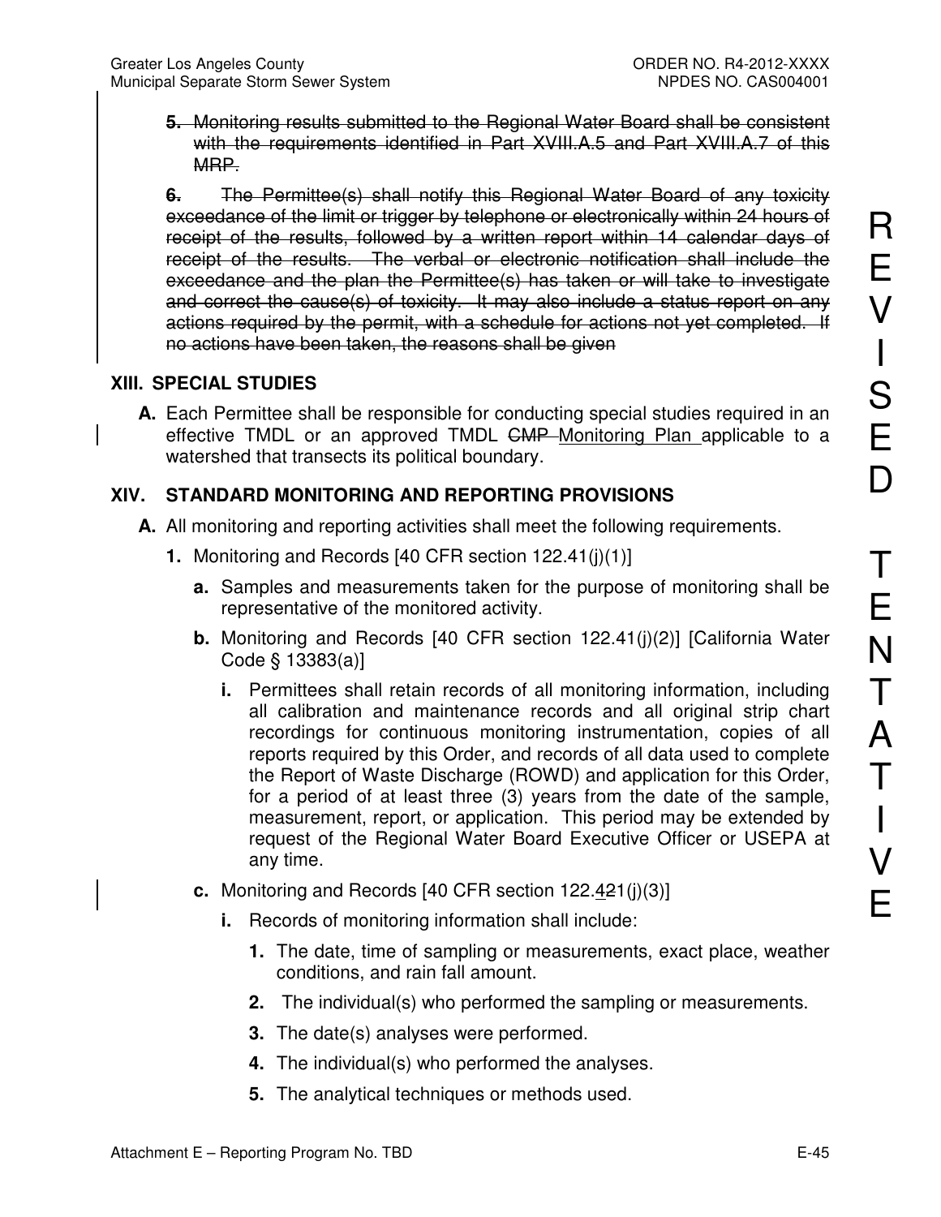~~**5.** Monitoring results submitted to the Regional Water Board shall be consistent with the requirements identified in Part XVIII.A.5 and Part XVIII.A.7 of this MRP.~~

~~**6.** The Permittee(s) shall notify this Regional Water Board of any toxicity exceedance of the limit or trigger by telephone or electronically within 24 hours of receipt of the results, followed by a written report within 14 calendar days of receipt of the results. The verbal or electronic notification shall include the exceedance and the plan the Permittee(s) has taken or will take to investigate and correct the cause(s) of toxicity. It may also include a status report on any actions required by the permit, with a schedule for actions not yet completed. If no actions have been taken, the reasons shall be given~~

## XIII. SPECIAL STUDIES

**A.** Each Permittee shall be responsible for conducting special studies required in an effective TMDL or an approved TMDL ~~CMP~~ Monitoring Plan applicable to a watershed that transects its political boundary.

## XIV. STANDARD MONITORING AND REPORTING PROVISIONS

**A.** All monitoring and reporting activities shall meet the following requirements.

**1.** Monitoring and Records [40 CFR section 122.41(j)(1)]

**a.** Samples and measurements taken for the purpose of monitoring shall be representative of the monitored activity.

**b.** Monitoring and Records [40 CFR section 122.41(j)(2)] [California Water Code § 13383(a)]

**i.** Permittees shall retain records of all monitoring information, including all calibration and maintenance records and all original strip chart recordings for continuous monitoring instrumentation, copies of all reports required by this Order, and records of all data used to complete the Report of Waste Discharge (ROWD) and application for this Order, for a period of at least three (3) years from the date of the sample, measurement, report, or application. This period may be extended by request of the Regional Water Board Executive Officer or USEPA at any time.

**c.** Monitoring and Records [40 CFR section 122.4~~2~~1(j)(3)]

**i.** Records of monitoring information shall include:

**1.** The date, time of sampling or measurements, exact place, weather conditions, and rain fall amount.

**2.** The individual(s) who performed the sampling or measurements.

**3.** The date(s) analyses were performed.

**4.** The individual(s) who performed the analyses.

**5.** The analytical techniques or methods used.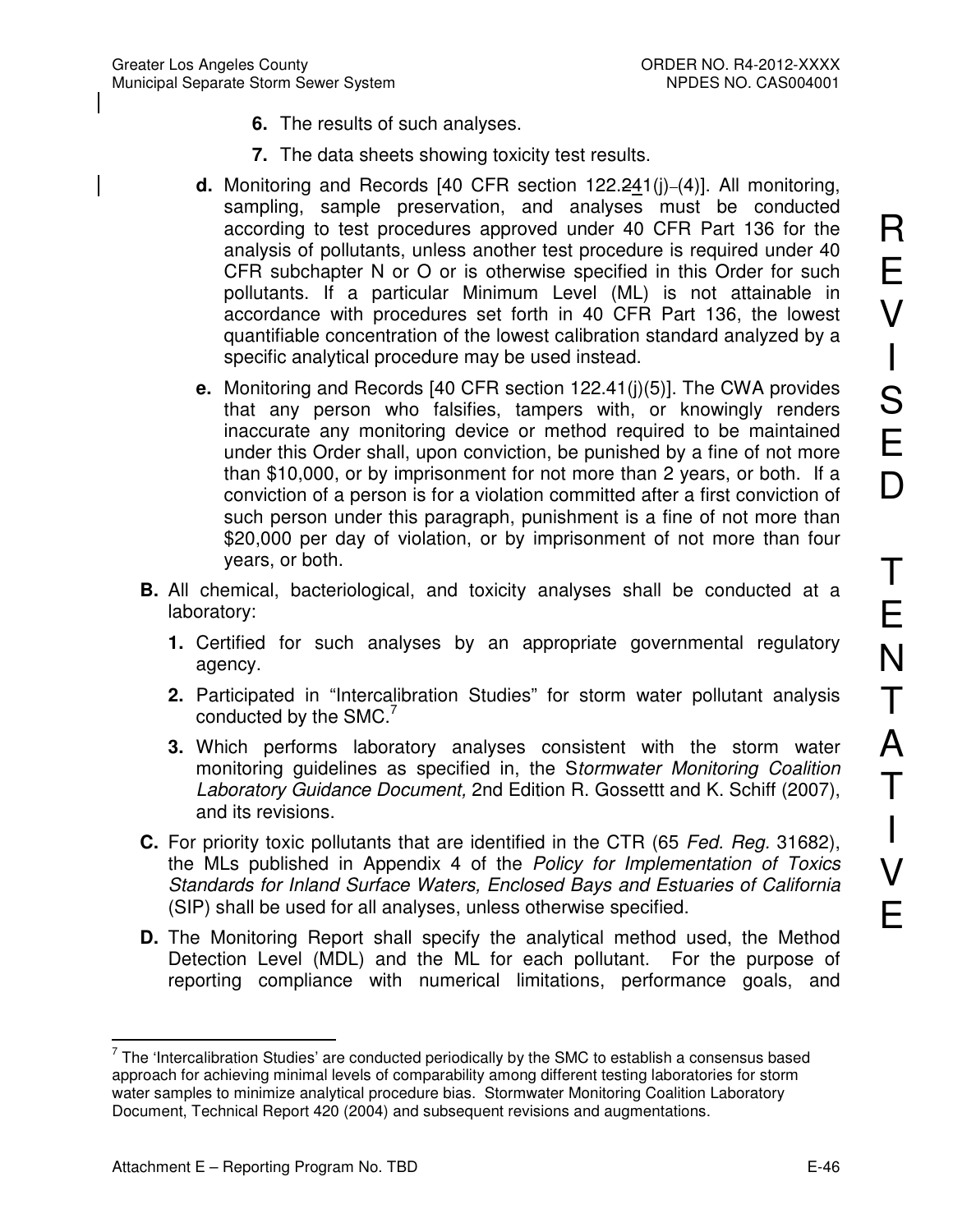6. The results of such analyses.

7. The data sheets showing toxicity test results.

**d.** Monitoring and Records [40 CFR section 122.241(j)(4)]. All monitoring, sampling, sample preservation, and analyses must be conducted according to test procedures approved under 40 CFR Part 136 for the analysis of pollutants, unless another test procedure is required under 40 CFR subchapter N or O or is otherwise specified in this Order for such pollutants. If a particular Minimum Level (ML) is not attainable in accordance with procedures set forth in 40 CFR Part 136, the lowest quantifiable concentration of the lowest calibration standard analyzed by a specific analytical procedure may be used instead.

**e.** Monitoring and Records [40 CFR section 122.41(j)(5)]. The CWA provides that any person who falsifies, tampers with, or knowingly renders inaccurate any monitoring device or method required to be maintained under this Order shall, upon conviction, be punished by a fine of not more than $10,000, or by imprisonment for not more than 2 years, or both. If a conviction of a person is for a violation committed after a first conviction of such person under this paragraph, punishment is a fine of not more than $20,000 per day of violation, or by imprisonment of not more than four years, or both.

**B.** All chemical, bacteriological, and toxicity analyses shall be conducted at a laboratory:

1. Certified for such analyses by an appropriate governmental regulatory agency.
2. Participated in "Intercalibration Studies" for storm water pollutant analysis conducted by the SMC.[7]
3. Which performs laboratory analyses consistent with the storm water monitoring guidelines as specified in, the S*tormwater Monitoring Coalition Laboratory Guidance Document,* 2nd Edition R. Gossettt and K. Schiff (2007), and its revisions.

**C.** For priority toxic pollutants that are identified in the CTR (65 *Fed. Reg.* 31682), the MLs published in Appendix 4 of the *Policy for Implementation of Toxics Standards for Inland Surface Waters, Enclosed Bays and Estuaries of California* (SIP) shall be used for all analyses, unless otherwise specified.

**D.** The Monitoring Report shall specify the analytical method used, the Method Detection Level (MDL) and the ML for each pollutant. For the purpose of reporting compliance with numerical limitations, performance goals, and

---

[7] The 'Intercalibration Studies' are conducted periodically by the SMC to establish a consensus based approach for achieving minimal levels of comparability among different testing laboratories for storm water samples to minimize analytical procedure bias. Stormwater Monitoring Coalition Laboratory Document, Technical Report 420 (2004) and subsequent revisions and augmentations.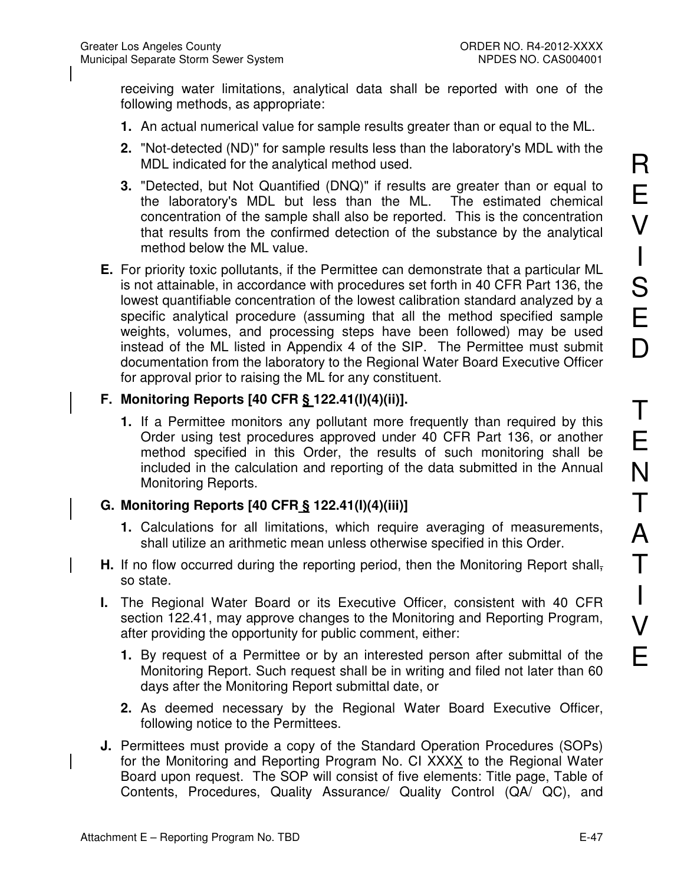receiving water limitations, analytical data shall be reported with one of the following methods, as appropriate:

1. An actual numerical value for sample results greater than or equal to the ML.
2. "Not-detected (ND)" for sample results less than the laboratory's MDL with the MDL indicated for the analytical method used.
3. "Detected, but Not Quantified (DNQ)" if results are greater than or equal to the laboratory's MDL but less than the ML. The estimated chemical concentration of the sample shall also be reported. This is the concentration that results from the confirmed detection of the substance by the analytical method below the ML value.

**E.** For priority toxic pollutants, if the Permittee can demonstrate that a particular ML is not attainable, in accordance with procedures set forth in 40 CFR Part 136, the lowest quantifiable concentration of the lowest calibration standard analyzed by a specific analytical procedure (assuming that all the method specified sample weights, volumes, and processing steps have been followed) may be used instead of the ML listed in Appendix 4 of the SIP. The Permittee must submit documentation from the laboratory to the Regional Water Board Executive Officer for approval prior to raising the ML for any constituent.

**F. Monitoring Reports [40 CFR § 122.41(l)(4)(ii)].**

1. If a Permittee monitors any pollutant more frequently than required by this Order using test procedures approved under 40 CFR Part 136, or another method specified in this Order, the results of such monitoring shall be included in the calculation and reporting of the data submitted in the Annual Monitoring Reports.

**G. Monitoring Reports [40 CFR § 122.41(l)(4)(iii)]**

1. Calculations for all limitations, which require averaging of measurements, shall utilize an arithmetic mean unless otherwise specified in this Order.

**H.** If no flow occurred during the reporting period, then the Monitoring Report shall, so state.

**I.** The Regional Water Board or its Executive Officer, consistent with 40 CFR section 122.41, may approve changes to the Monitoring and Reporting Program, after providing the opportunity for public comment, either:

1. By request of a Permittee or by an interested person after submittal of the Monitoring Report. Such request shall be in writing and filed not later than 60 days after the Monitoring Report submittal date, or
2. As deemed necessary by the Regional Water Board Executive Officer, following notice to the Permittees.

**J.** Permittees must provide a copy of the Standard Operation Procedures (SOPs) for the Monitoring and Reporting Program No. CI XXXX to the Regional Water Board upon request. The SOP will consist of five elements: Title page, Table of Contents, Procedures, Quality Assurance/ Quality Control (QA/ QC), and

REVISED TENTATIVE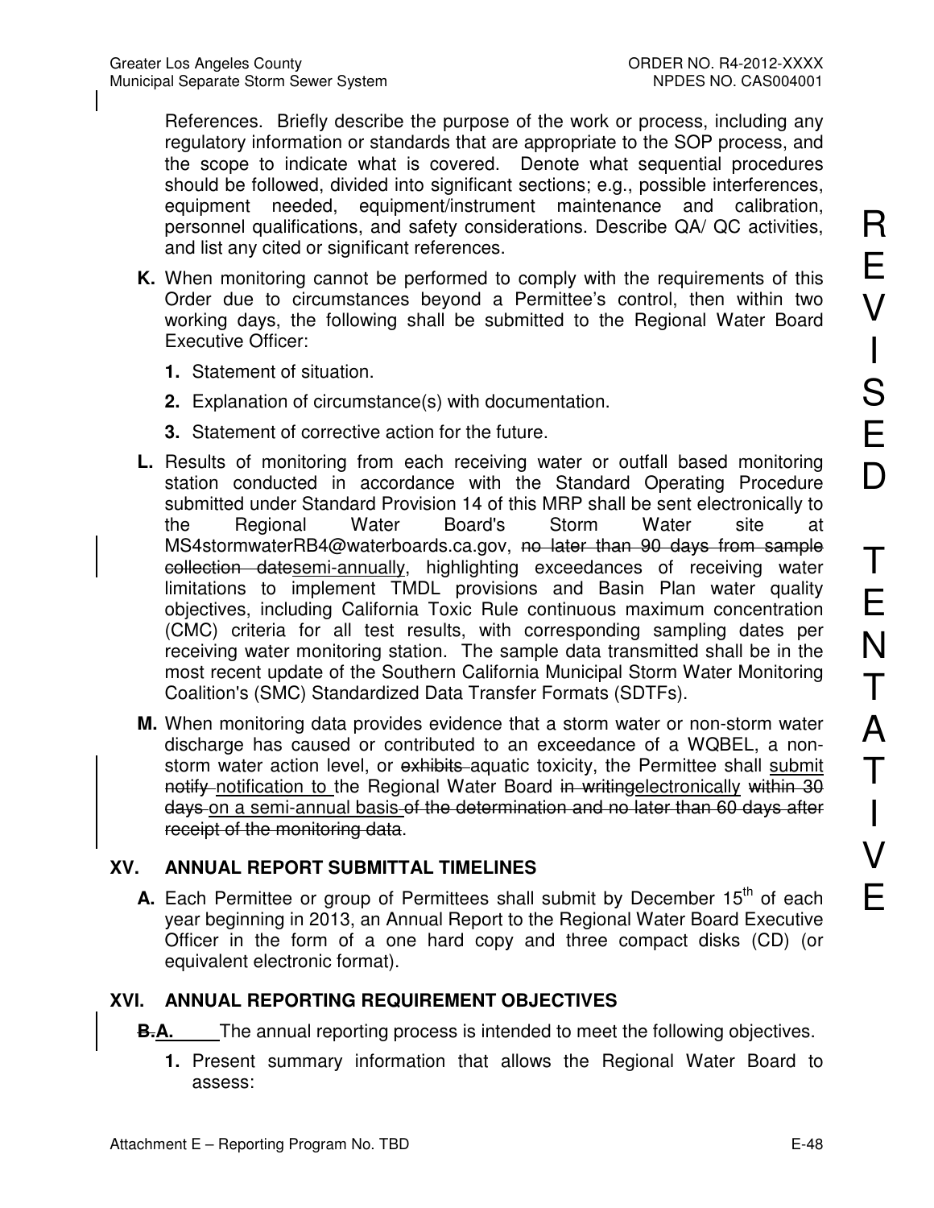References. Briefly describe the purpose of the work or process, including any regulatory information or standards that are appropriate to the SOP process, and the scope to indicate what is covered. Denote what sequential procedures should be followed, divided into significant sections; e.g., possible interferences, equipment needed, equipment/instrument maintenance and calibration, personnel qualifications, and safety considerations. Describe QA/ QC activities, and list any cited or significant references.

**K.** When monitoring cannot be performed to comply with the requirements of this Order due to circumstances beyond a Permittee's control, then within two working days, the following shall be submitted to the Regional Water Board Executive Officer:

1. Statement of situation.
2. Explanation of circumstance(s) with documentation.
3. Statement of corrective action for the future.

**L.** Results of monitoring from each receiving water or outfall based monitoring station conducted in accordance with the Standard Operating Procedure submitted under Standard Provision 14 of this MRP shall be sent electronically to the Regional Water Board's Storm Water site at MS4stormwaterRB4@waterboards.ca.gov, ~~no later than 90 days from sample collection date~~semi-annually, highlighting exceedances of receiving water limitations to implement TMDL provisions and Basin Plan water quality objectives, including California Toxic Rule continuous maximum concentration (CMC) criteria for all test results, with corresponding sampling dates per receiving water monitoring station. The sample data transmitted shall be in the most recent update of the Southern California Municipal Storm Water Monitoring Coalition's (SMC) Standardized Data Transfer Formats (SDTFs).

**M.** When monitoring data provides evidence that a storm water or non-storm water discharge has caused or contributed to an exceedance of a WQBEL, a non-storm water action level, or ~~exhibits~~ aquatic toxicity, the Permittee shall submit ~~notify~~ notification to the Regional Water Board ~~in writing~~electronically ~~within 30 days~~ on a semi-annual basis ~~of the determination and no later than 60 days after receipt of the monitoring data~~.

## XV. ANNUAL REPORT SUBMITTAL TIMELINES

**A.** Each Permittee or group of Permittees shall submit by December 15th of each year beginning in 2013, an Annual Report to the Regional Water Board Executive Officer in the form of a one hard copy and three compact disks (CD) (or equivalent electronic format).

## XVI. ANNUAL REPORTING REQUIREMENT OBJECTIVES

**~~B.~~A.** The annual reporting process is intended to meet the following objectives.

1. Present summary information that allows the Regional Water Board to assess: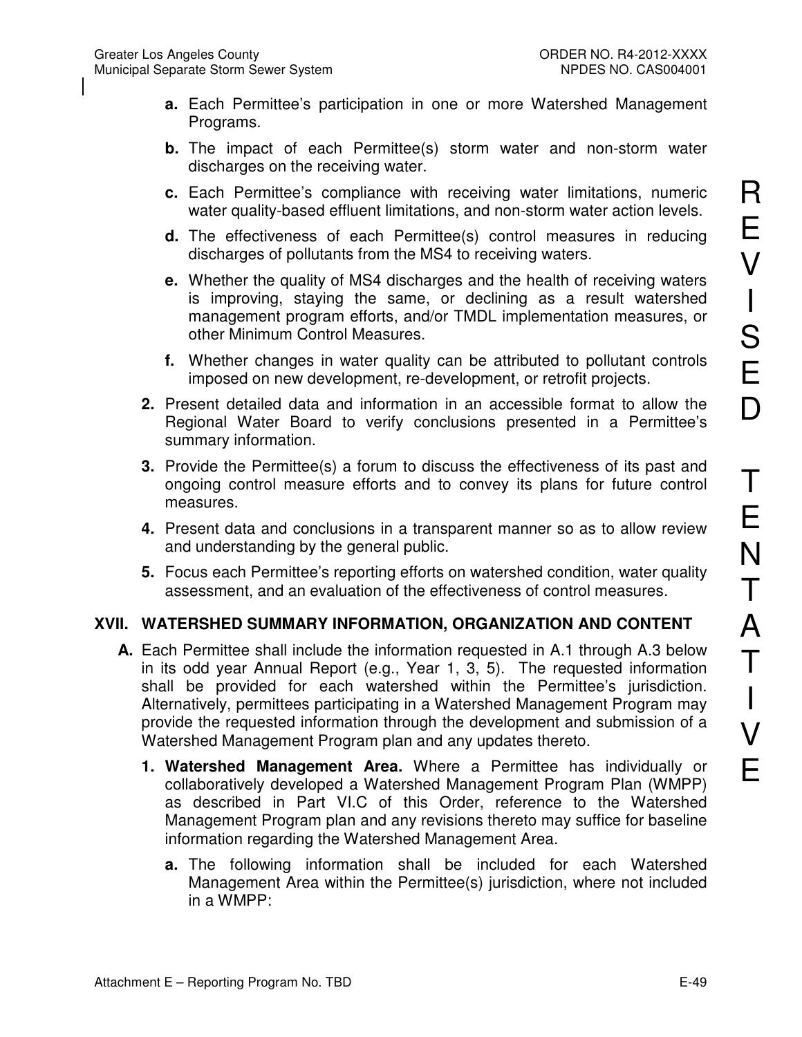**a.** Each Permittee's participation in one or more Watershed Management Programs.

**b.** The impact of each Permittee(s) storm water and non-storm water discharges on the receiving water.

**c.** Each Permittee's compliance with receiving water limitations, numeric water quality-based effluent limitations, and non-storm water action levels.

**d.** The effectiveness of each Permittee(s) control measures in reducing discharges of pollutants from the MS4 to receiving waters.

**e.** Whether the quality of MS4 discharges and the health of receiving waters is improving, staying the same, or declining as a result watershed management program efforts, and/or TMDL implementation measures, or other Minimum Control Measures.

**f.** Whether changes in water quality can be attributed to pollutant controls imposed on new development, re-development, or retrofit projects.

**2.** Present detailed data and information in an accessible format to allow the Regional Water Board to verify conclusions presented in a Permittee's summary information.

**3.** Provide the Permittee(s) a forum to discuss the effectiveness of its past and ongoing control measure efforts and to convey its plans for future control measures.

**4.** Present data and conclusions in a transparent manner so as to allow review and understanding by the general public.

**5.** Focus each Permittee's reporting efforts on watershed condition, water quality assessment, and an evaluation of the effectiveness of control measures.

## XVII. WATERSHED SUMMARY INFORMATION, ORGANIZATION AND CONTENT

**A.** Each Permittee shall include the information requested in A.1 through A.3 below in its odd year Annual Report (e.g., Year 1, 3, 5). The requested information shall be provided for each watershed within the Permittee's jurisdiction. Alternatively, permittees participating in a Watershed Management Program may provide the requested information through the development and submission of a Watershed Management Program plan and any updates thereto.

**1. Watershed Management Area.** Where a Permittee has individually or collaboratively developed a Watershed Management Program Plan (WMPP) as described in Part VI.C of this Order, reference to the Watershed Management Program plan and any revisions thereto may suffice for baseline information regarding the Watershed Management Area.

**a.** The following information shall be included for each Watershed Management Area within the Permittee(s) jurisdiction, where not included in a WMPP: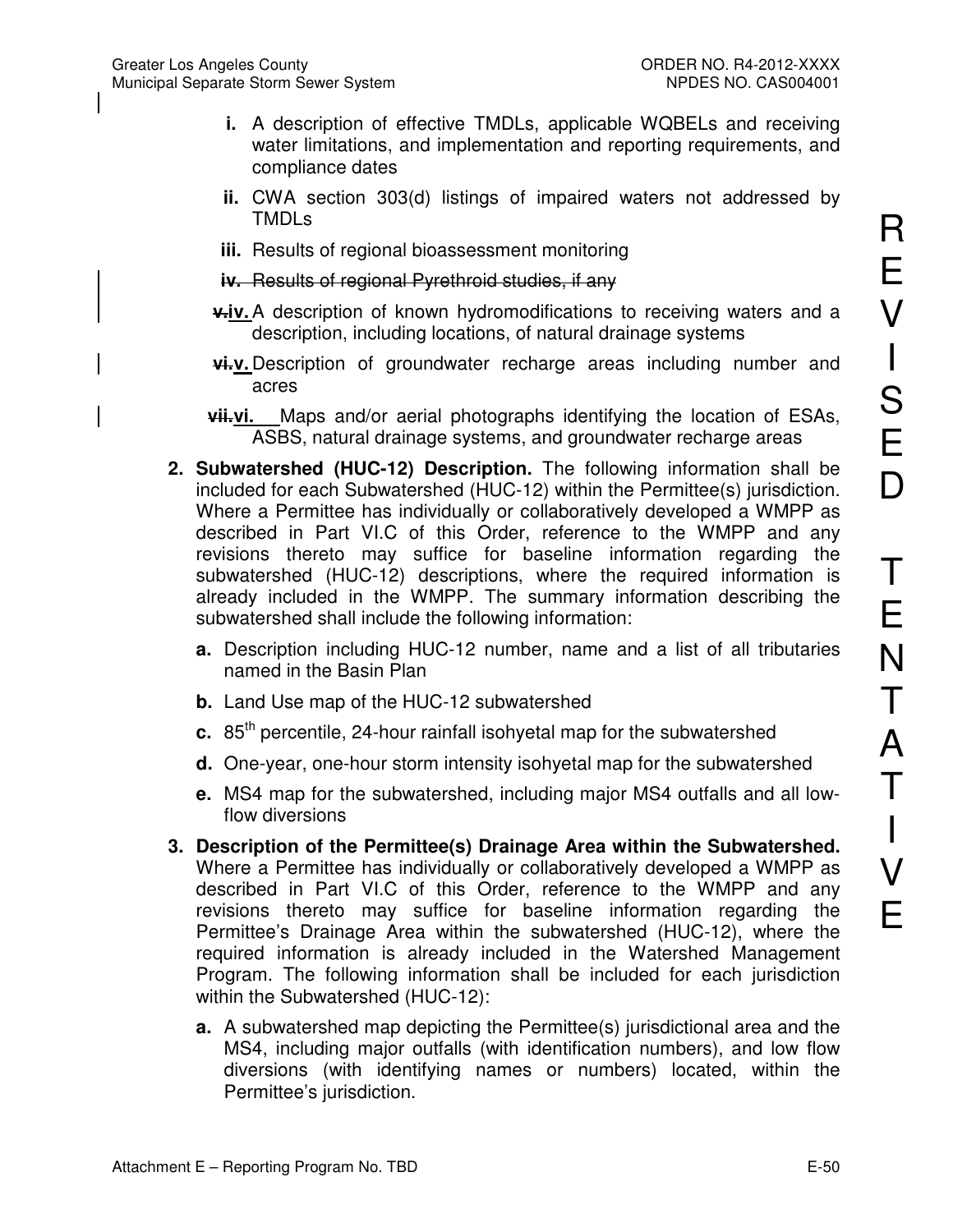i. A description of effective TMDLs, applicable WQBELs and receiving water limitations, and implementation and reporting requirements, and compliance dates

ii. CWA section 303(d) listings of impaired waters not addressed by TMDLs

iii. Results of regional bioassessment monitoring

~~iv. Results of regional Pyrethroid studies, if any~~

~~v.~~**iv.** A description of known hydromodifications to receiving waters and a description, including locations, of natural drainage systems

~~vi.~~**v.** Description of groundwater recharge areas including number and acres

~~vii.~~**vi.** Maps and/or aerial photographs identifying the location of ESAs, ASBS, natural drainage systems, and groundwater recharge areas

**2. Subwatershed (HUC-12) Description.** The following information shall be included for each Subwatershed (HUC-12) within the Permittee(s) jurisdiction. Where a Permittee has individually or collaboratively developed a WMPP as described in Part VI.C of this Order, reference to the WMPP and any revisions thereto may suffice for baseline information regarding the subwatershed (HUC-12) descriptions, where the required information is already included in the WMPP. The summary information describing the subwatershed shall include the following information:

**a.** Description including HUC-12 number, name and a list of all tributaries named in the Basin Plan

**b.** Land Use map of the HUC-12 subwatershed

**c.** 85th percentile, 24-hour rainfall isohyetal map for the subwatershed

**d.** One-year, one-hour storm intensity isohyetal map for the subwatershed

**e.** MS4 map for the subwatershed, including major MS4 outfalls and all low-flow diversions

**3. Description of the Permittee(s) Drainage Area within the Subwatershed.** Where a Permittee has individually or collaboratively developed a WMPP as described in Part VI.C of this Order, reference to the WMPP and any revisions thereto may suffice for baseline information regarding the Permittee's Drainage Area within the subwatershed (HUC-12), where the required information is already included in the Watershed Management Program. The following information shall be included for each jurisdiction within the Subwatershed (HUC-12):

**a.** A subwatershed map depicting the Permittee(s) jurisdictional area and the MS4, including major outfalls (with identification numbers), and low flow diversions (with identifying names or numbers) located, within the Permittee's jurisdiction.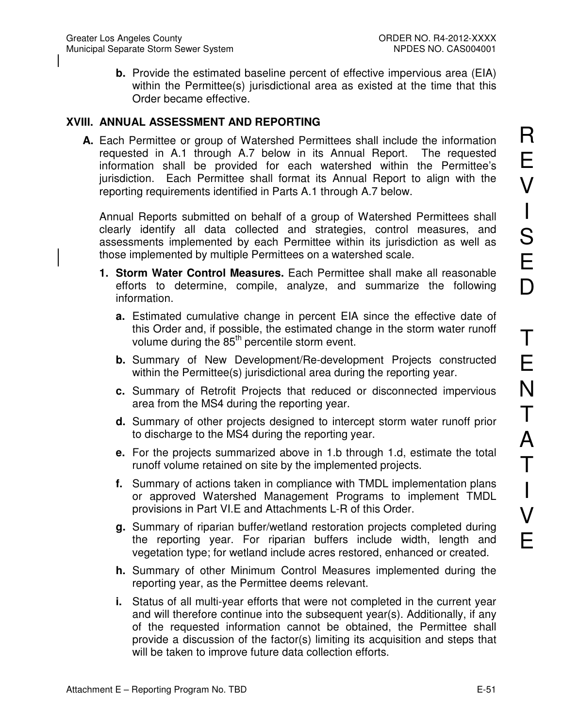**b.** Provide the estimated baseline percent of effective impervious area (EIA) within the Permittee(s) jurisdictional area as existed at the time that this Order became effective.

## XVIII. ANNUAL ASSESSMENT AND REPORTING

**A.** Each Permittee or group of Watershed Permittees shall include the information requested in A.1 through A.7 below in its Annual Report. The requested information shall be provided for each watershed within the Permittee's jurisdiction. Each Permittee shall format its Annual Report to align with the reporting requirements identified in Parts A.1 through A.7 below.

Annual Reports submitted on behalf of a group of Watershed Permittees shall clearly identify all data collected and strategies, control measures, and assessments implemented by each Permittee within its jurisdiction as well as those implemented by multiple Permittees on a watershed scale.

1. **Storm Water Control Measures.** Each Permittee shall make all reasonable efforts to determine, compile, analyze, and summarize the following information.

   **a.** Estimated cumulative change in percent EIA since the effective date of this Order and, if possible, the estimated change in the storm water runoff volume during the 85th percentile storm event.

   **b.** Summary of New Development/Re-development Projects constructed within the Permittee(s) jurisdictional area during the reporting year.

   **c.** Summary of Retrofit Projects that reduced or disconnected impervious area from the MS4 during the reporting year.

   **d.** Summary of other projects designed to intercept storm water runoff prior to discharge to the MS4 during the reporting year.

   **e.** For the projects summarized above in 1.b through 1.d, estimate the total runoff volume retained on site by the implemented projects.

   **f.** Summary of actions taken in compliance with TMDL implementation plans or approved Watershed Management Programs to implement TMDL provisions in Part VI.E and Attachments L-R of this Order.

   **g.** Summary of riparian buffer/wetland restoration projects completed during the reporting year. For riparian buffers include width, length and vegetation type; for wetland include acres restored, enhanced or created.

   **h.** Summary of other Minimum Control Measures implemented during the reporting year, as the Permittee deems relevant.

   **i.** Status of all multi-year efforts that were not completed in the current year and will therefore continue into the subsequent year(s). Additionally, if any of the requested information cannot be obtained, the Permittee shall provide a discussion of the factor(s) limiting its acquisition and steps that will be taken to improve future data collection efforts.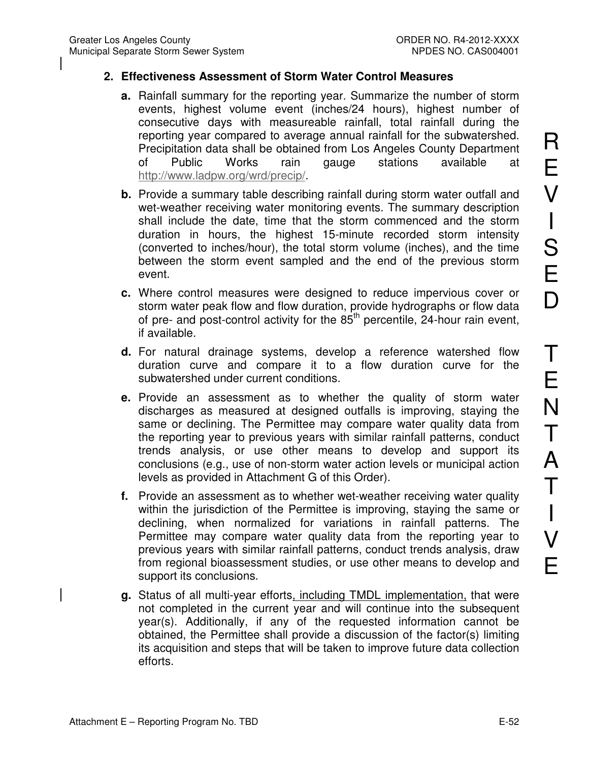## 2. Effectiveness Assessment of Storm Water Control Measures

**a.** Rainfall summary for the reporting year. Summarize the number of storm events, highest volume event (inches/24 hours), highest number of consecutive days with measureable rainfall, total rainfall during the reporting year compared to average annual rainfall for the subwatershed. Precipitation data shall be obtained from Los Angeles County Department of Public Works rain gauge stations available at http://www.ladpw.org/wrd/precip/.

**b.** Provide a summary table describing rainfall during storm water outfall and wet-weather receiving water monitoring events. The summary description shall include the date, time that the storm commenced and the storm duration in hours, the highest 15-minute recorded storm intensity (converted to inches/hour), the total storm volume (inches), and the time between the storm event sampled and the end of the previous storm event.

**c.** Where control measures were designed to reduce impervious cover or storm water peak flow and flow duration, provide hydrographs or flow data of pre- and post-control activity for the 85th percentile, 24-hour rain event, if available.

**d.** For natural drainage systems, develop a reference watershed flow duration curve and compare it to a flow duration curve for the subwatershed under current conditions.

**e.** Provide an assessment as to whether the quality of storm water discharges as measured at designed outfalls is improving, staying the same or declining. The Permittee may compare water quality data from the reporting year to previous years with similar rainfall patterns, conduct trends analysis, or use other means to develop and support its conclusions (e.g., use of non-storm water action levels or municipal action levels as provided in Attachment G of this Order).

**f.** Provide an assessment as to whether wet-weather receiving water quality within the jurisdiction of the Permittee is improving, staying the same or declining, when normalized for variations in rainfall patterns. The Permittee may compare water quality data from the reporting year to previous years with similar rainfall patterns, conduct trends analysis, draw from regional bioassessment studies, or use other means to develop and support its conclusions.

**g.** Status of all multi-year efforts, including TMDL implementation, that were not completed in the current year and will continue into the subsequent year(s). Additionally, if any of the requested information cannot be obtained, the Permittee shall provide a discussion of the factor(s) limiting its acquisition and steps that will be taken to improve future data collection efforts.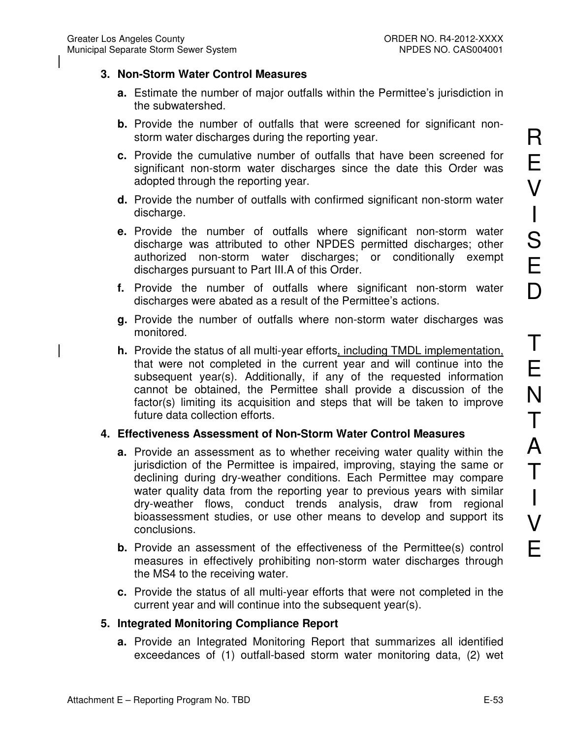### 3. Non-Storm Water Control Measures

**a.** Estimate the number of major outfalls within the Permittee's jurisdiction in the subwatershed.

**b.** Provide the number of outfalls that were screened for significant non-storm water discharges during the reporting year.

**c.** Provide the cumulative number of outfalls that have been screened for significant non-storm water discharges since the date this Order was adopted through the reporting year.

**d.** Provide the number of outfalls with confirmed significant non-storm water discharge.

**e.** Provide the number of outfalls where significant non-storm water discharge was attributed to other NPDES permitted discharges; other authorized non-storm water discharges; or conditionally exempt discharges pursuant to Part III.A of this Order.

**f.** Provide the number of outfalls where significant non-storm water discharges were abated as a result of the Permittee's actions.

**g.** Provide the number of outfalls where non-storm water discharges was monitored.

**h.** Provide the status of all multi-year efforts, including TMDL implementation, that were not completed in the current year and will continue into the subsequent year(s). Additionally, if any of the requested information cannot be obtained, the Permittee shall provide a discussion of the factor(s) limiting its acquisition and steps that will be taken to improve future data collection efforts.

### 4. Effectiveness Assessment of Non-Storm Water Control Measures

**a.** Provide an assessment as to whether receiving water quality within the jurisdiction of the Permittee is impaired, improving, staying the same or declining during dry-weather conditions. Each Permittee may compare water quality data from the reporting year to previous years with similar dry-weather flows, conduct trends analysis, draw from regional bioassessment studies, or use other means to develop and support its conclusions.

**b.** Provide an assessment of the effectiveness of the Permittee(s) control measures in effectively prohibiting non-storm water discharges through the MS4 to the receiving water.

**c.** Provide the status of all multi-year efforts that were not completed in the current year and will continue into the subsequent year(s).

### 5. Integrated Monitoring Compliance Report

**a.** Provide an Integrated Monitoring Report that summarizes all identified exceedances of (1) outfall-based storm water monitoring data, (2) wet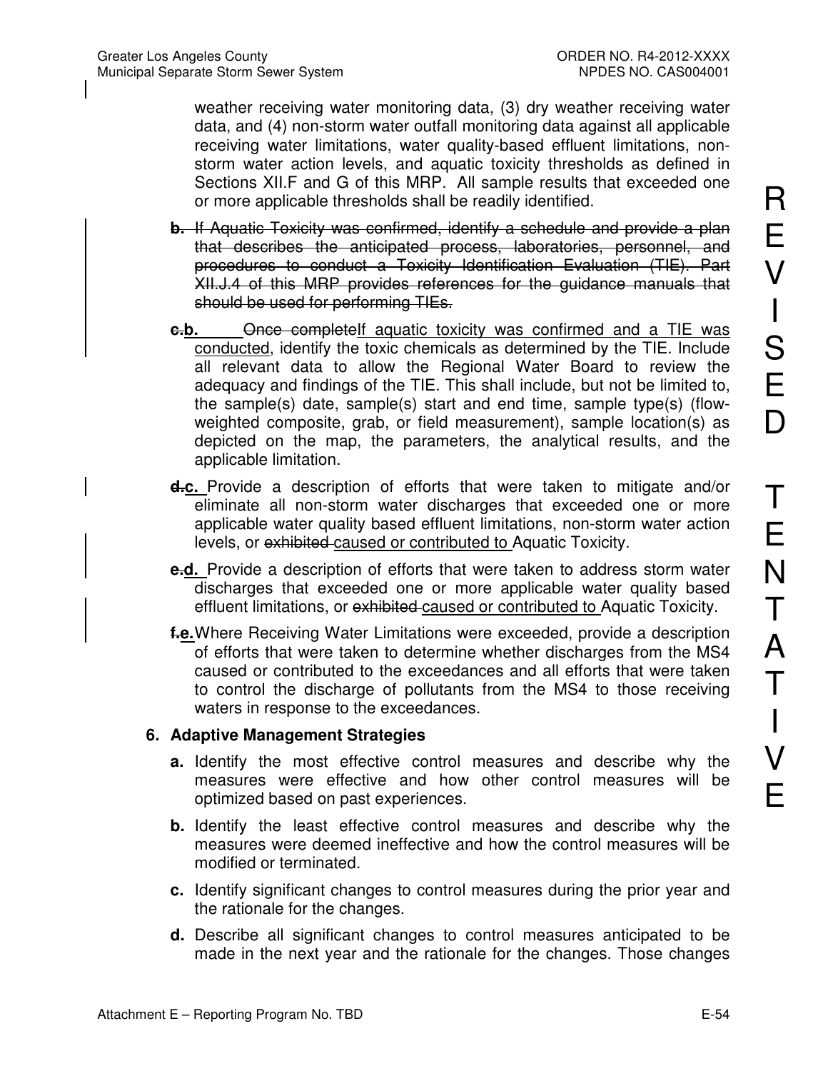weather receiving water monitoring data, (3) dry weather receiving water data, and (4) non-storm water outfall monitoring data against all applicable receiving water limitations, water quality-based effluent limitations, non-storm water action levels, and aquatic toxicity thresholds as defined in Sections XII.F and G of this MRP. All sample results that exceeded one or more applicable thresholds shall be readily identified.

~~**b.** If Aquatic Toxicity was confirmed, identify a schedule and provide a plan that describes the anticipated process, laboratories, personnel, and procedures to conduct a Toxicity Identification Evaluation (TIE). Part XII.J.4 of this MRP provides references for the guidance manuals that should be used for performing TIEs.~~

~~**c.**~~<u>**b.**</u> ~~Once complete~~<u>If aquatic toxicity was confirmed and a TIE was conducted</u>, identify the toxic chemicals as determined by the TIE. Include all relevant data to allow the Regional Water Board to review the adequacy and findings of the TIE. This shall include, but not be limited to, the sample(s) date, sample(s) start and end time, sample type(s) (flow-weighted composite, grab, or field measurement), sample location(s) as depicted on the map, the parameters, the analytical results, and the applicable limitation.

~~**d.**~~<u>**c.**</u> Provide a description of efforts that were taken to mitigate and/or eliminate all non-storm water discharges that exceeded one or more applicable water quality based effluent limitations, non-storm water action levels, or ~~exhibited~~ <u>caused or contributed to</u> Aquatic Toxicity.

~~**e.**~~<u>**d.**</u> Provide a description of efforts that were taken to address storm water discharges that exceeded one or more applicable water quality based effluent limitations, or ~~exhibited~~ <u>caused or contributed to</u> Aquatic Toxicity.

~~**f.**~~<u>**e.**</u> Where Receiving Water Limitations were exceeded, provide a description of efforts that were taken to determine whether discharges from the MS4 caused or contributed to the exceedances and all efforts that were taken to control the discharge of pollutants from the MS4 to those receiving waters in response to the exceedances.

**6. Adaptive Management Strategies**

**a.** Identify the most effective control measures and describe why the measures were effective and how other control measures will be optimized based on past experiences.

**b.** Identify the least effective control measures and describe why the measures were deemed ineffective and how the control measures will be modified or terminated.

**c.** Identify significant changes to control measures during the prior year and the rationale for the changes.

**d.** Describe all significant changes to control measures anticipated to be made in the next year and the rationale for the changes. Those changes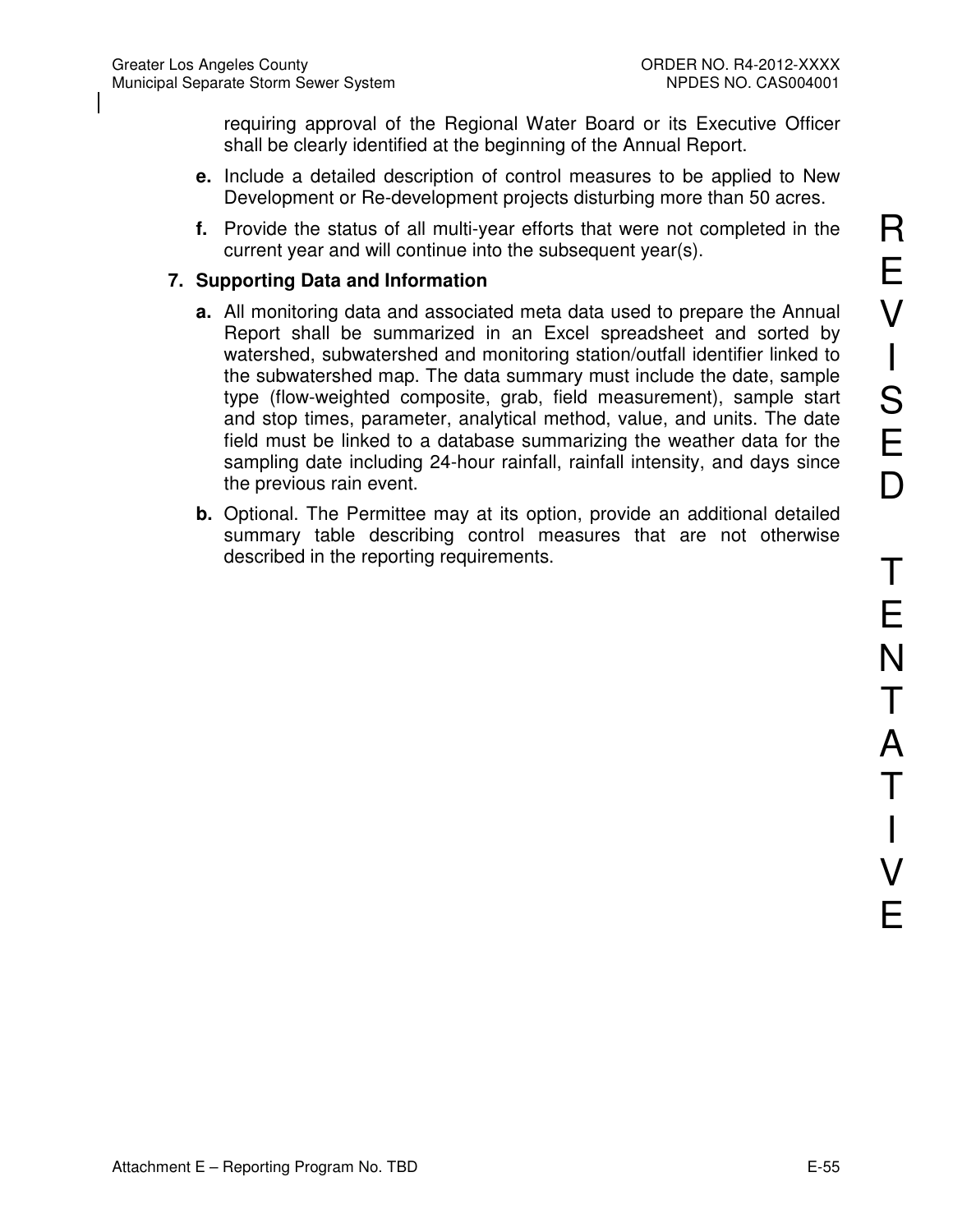requiring approval of the Regional Water Board or its Executive Officer shall be clearly identified at the beginning of the Annual Report.

**e.** Include a detailed description of control measures to be applied to New Development or Re-development projects disturbing more than 50 acres.

**f.** Provide the status of all multi-year efforts that were not completed in the current year and will continue into the subsequent year(s).

**7. Supporting Data and Information**

**a.** All monitoring data and associated meta data used to prepare the Annual Report shall be summarized in an Excel spreadsheet and sorted by watershed, subwatershed and monitoring station/outfall identifier linked to the subwatershed map. The data summary must include the date, sample type (flow-weighted composite, grab, field measurement), sample start and stop times, parameter, analytical method, value, and units. The date field must be linked to a database summarizing the weather data for the sampling date including 24-hour rainfall, rainfall intensity, and days since the previous rain event.

**b.** Optional. The Permittee may at its option, provide an additional detailed summary table describing control measures that are not otherwise described in the reporting requirements.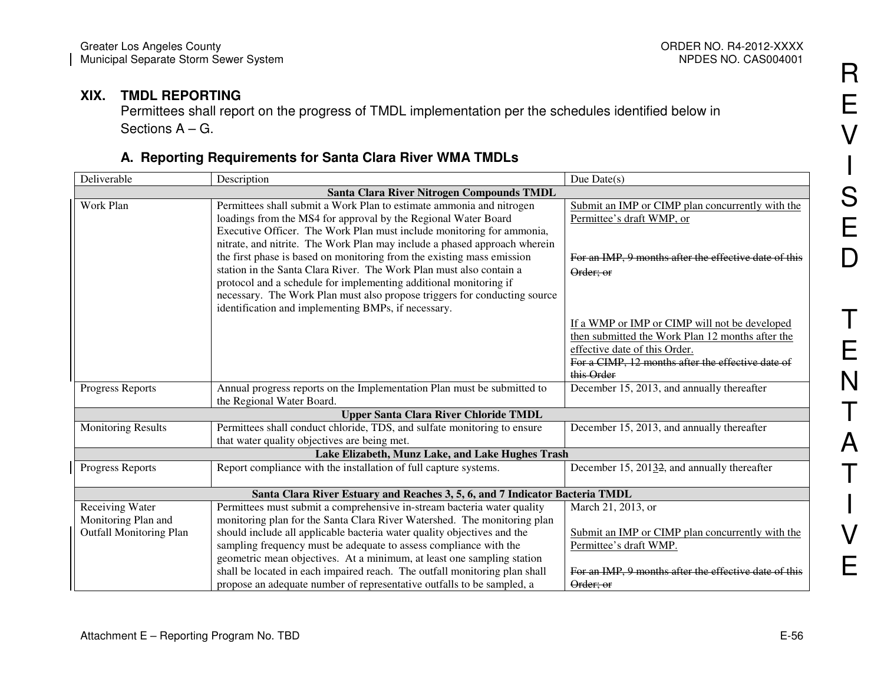## XIX. TMDL REPORTING

Permittees shall report on the progress of TMDL implementation per the schedules identified below in Sections A – G.

### A. Reporting Requirements for Santa Clara River WMA TMDLs

| Deliverable | Description | Due Date(s) |
|---|---|---|
| **Santa Clara River Nitrogen Compounds TMDL** | | |
| Work Plan | Permittees shall submit a Work Plan to estimate ammonia and nitrogen loadings from the MS4 for approval by the Regional Water Board Executive Officer. The Work Plan must include monitoring for ammonia, nitrate, and nitrite. The Work Plan may include a phased approach wherein the first phase is based on monitoring from the existing mass emission station in the Santa Clara River. The Work Plan must also contain a protocol and a schedule for implementing additional monitoring if necessary. The Work Plan must also propose triggers for conducting source identification and implementing BMPs, if necessary. | Submit an IMP or CIMP plan concurrently with the Permittee's draft WMP, or<br><br>~~For an IMP, 9 months after the effective date of this Order; or~~<br><br>If a WMP or IMP or CIMP will not be developed then submitted the Work Plan 12 months after the effective date of this Order.<br>~~For a CIMP, 12 months after the effective date of this Order~~ |
| Progress Reports | Annual progress reports on the Implementation Plan must be submitted to the Regional Water Board. | December 15, 2013, and annually thereafter |
| **Upper Santa Clara River Chloride TMDL** | | |
| Monitoring Results | Permittees shall conduct chloride, TDS, and sulfate monitoring to ensure that water quality objectives are being met. | December 15, 2013, and annually thereafter |
| **Lake Elizabeth, Munz Lake, and Lake Hughes Trash** | | |
| Progress Reports | Report compliance with the installation of full capture systems. | December 15, 2013~~2~~, and annually thereafter |
| **Santa Clara River Estuary and Reaches 3, 5, 6, and 7 Indicator Bacteria TMDL** | | |
| Receiving Water Monitoring Plan and Outfall Monitoring Plan | Permittees must submit a comprehensive in-stream bacteria water quality monitoring plan for the Santa Clara River Watershed. The monitoring plan should include all applicable bacteria water quality objectives and the sampling frequency must be adequate to assess compliance with the geometric mean objectives. At a minimum, at least one sampling station shall be located in each impaired reach. The outfall monitoring plan shall propose an adequate number of representative outfalls to be sampled, a | March 21, 2013, or<br><br>Submit an IMP or CIMP plan concurrently with the Permittee's draft WMP.<br><br>~~For an IMP, 9 months after the effective date of this Order; or~~ |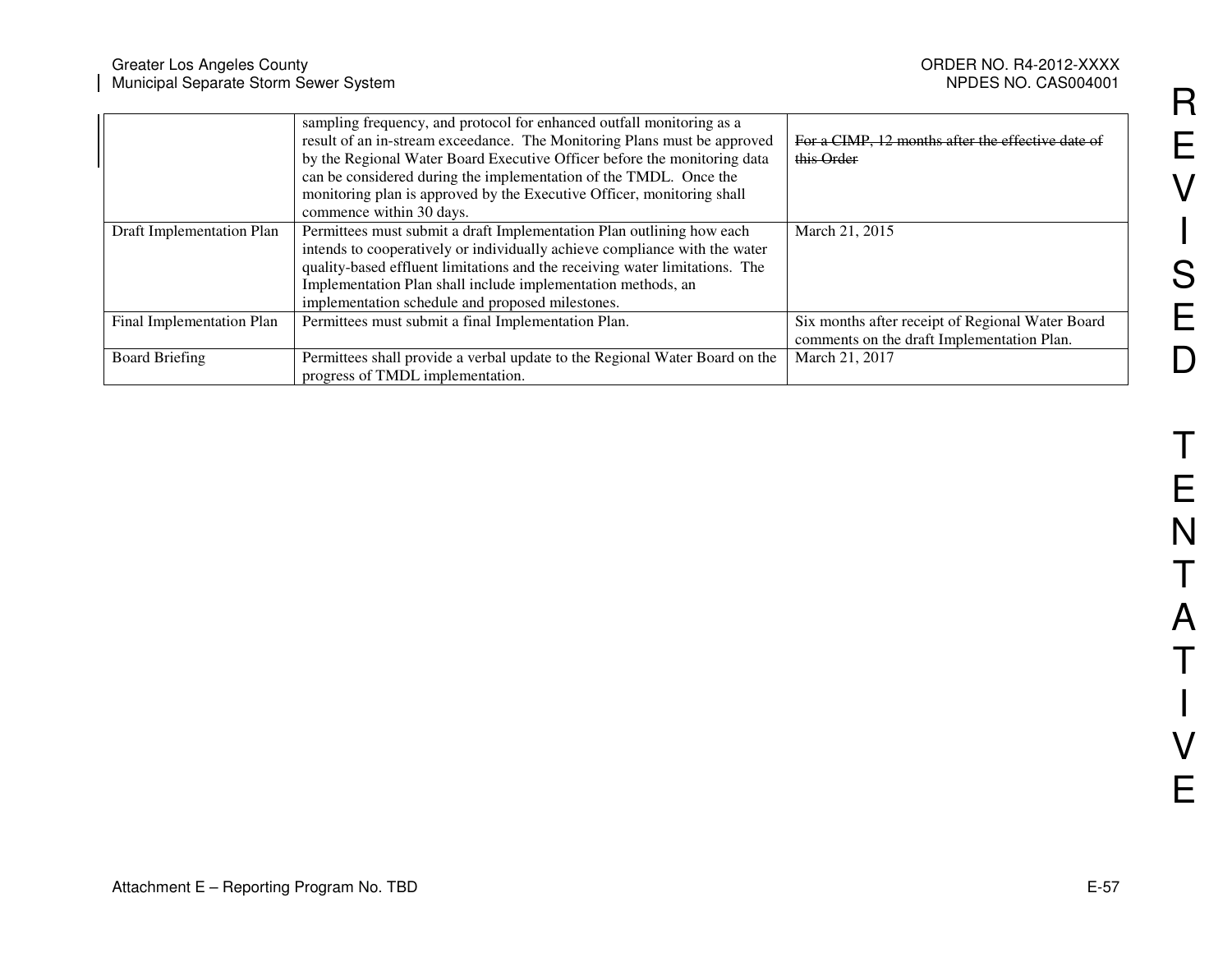| | | |
|---|---|---|
| | sampling frequency, and protocol for enhanced outfall monitoring as a result of an in-stream exceedance. The Monitoring Plans must be approved by the Regional Water Board Executive Officer before the monitoring data can be considered during the implementation of the TMDL. Once the monitoring plan is approved by the Executive Officer, monitoring shall commence within 30 days. | ~~For a CIMP, 12 months after the effective date of this Order~~ |
| Draft Implementation Plan | Permittees must submit a draft Implementation Plan outlining how each intends to cooperatively or individually achieve compliance with the water quality-based effluent limitations and the receiving water limitations. The Implementation Plan shall include implementation methods, an implementation schedule and proposed milestones. | March 21, 2015 |
| Final Implementation Plan | Permittees must submit a final Implementation Plan. | Six months after receipt of Regional Water Board comments on the draft Implementation Plan. |
| Board Briefing | Permittees shall provide a verbal update to the Regional Water Board on the progress of TMDL implementation. | March 21, 2017 |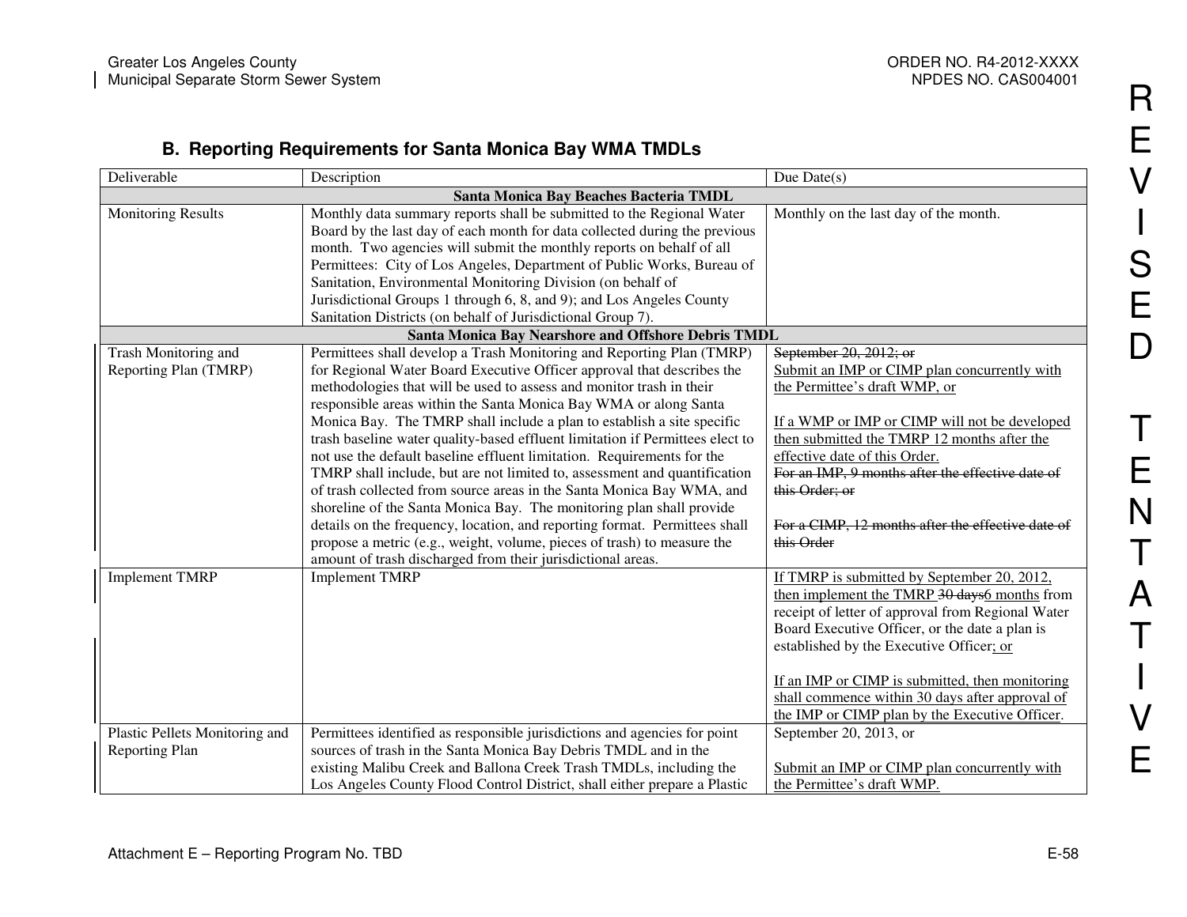## B. Reporting Requirements for Santa Monica Bay WMA TMDLs

| Deliverable | Description | Due Date(s) |
|---|---|---|
| **Santa Monica Bay Beaches Bacteria TMDL** | | |
| Monitoring Results | Monthly data summary reports shall be submitted to the Regional Water Board by the last day of each month for data collected during the previous month. Two agencies will submit the monthly reports on behalf of all Permittees: City of Los Angeles, Department of Public Works, Bureau of Sanitation, Environmental Monitoring Division (on behalf of Jurisdictional Groups 1 through 6, 8, and 9); and Los Angeles County Sanitation Districts (on behalf of Jurisdictional Group 7). | Monthly on the last day of the month. |
| **Santa Monica Bay Nearshore and Offshore Debris TMDL** | | |
| Trash Monitoring and Reporting Plan (TMRP) | Permittees shall develop a Trash Monitoring and Reporting Plan (TMRP) for Regional Water Board Executive Officer approval that describes the methodologies that will be used to assess and monitor trash in their responsible areas within the Santa Monica Bay WMA or along Santa Monica Bay. The TMRP shall include a plan to establish a site specific trash baseline water quality-based effluent limitation if Permittees elect to not use the default baseline effluent limitation. Requirements for the TMRP shall include, but are not limited to, assessment and quantification of trash collected from source areas in the Santa Monica Bay WMA, and shoreline of the Santa Monica Bay. The monitoring plan shall provide details on the frequency, location, and reporting format. Permittees shall propose a metric (e.g., weight, volume, pieces of trash) to measure the amount of trash discharged from their jurisdictional areas. | ~~September 20, 2012; or~~<br>Submit an IMP or CIMP plan concurrently with the Permittee's draft WMP, or<br><br>If a WMP or IMP or CIMP will not be developed then submitted the TMRP 12 months after the effective date of this Order.<br>~~For an IMP, 9 months after the effective date of this Order; or~~<br><br>~~For a CIMP, 12 months after the effective date of this Order~~ |
| Implement TMRP | Implement TMRP | If TMRP is submitted by September 20, 2012, then implement the TMRP ~~30 days~~6 months from receipt of letter of approval from Regional Water Board Executive Officer, or the date a plan is established by the Executive Officer; or<br><br>If an IMP or CIMP is submitted, then monitoring shall commence within 30 days after approval of the IMP or CIMP plan by the Executive Officer. |
| Plastic Pellets Monitoring and Reporting Plan | Permittees identified as responsible jurisdictions and agencies for point sources of trash in the Santa Monica Bay Debris TMDL and in the existing Malibu Creek and Ballona Creek Trash TMDLs, including the Los Angeles County Flood Control District, shall either prepare a Plastic | September 20, 2013, or<br><br>Submit an IMP or CIMP plan concurrently with the Permittee's draft WMP. |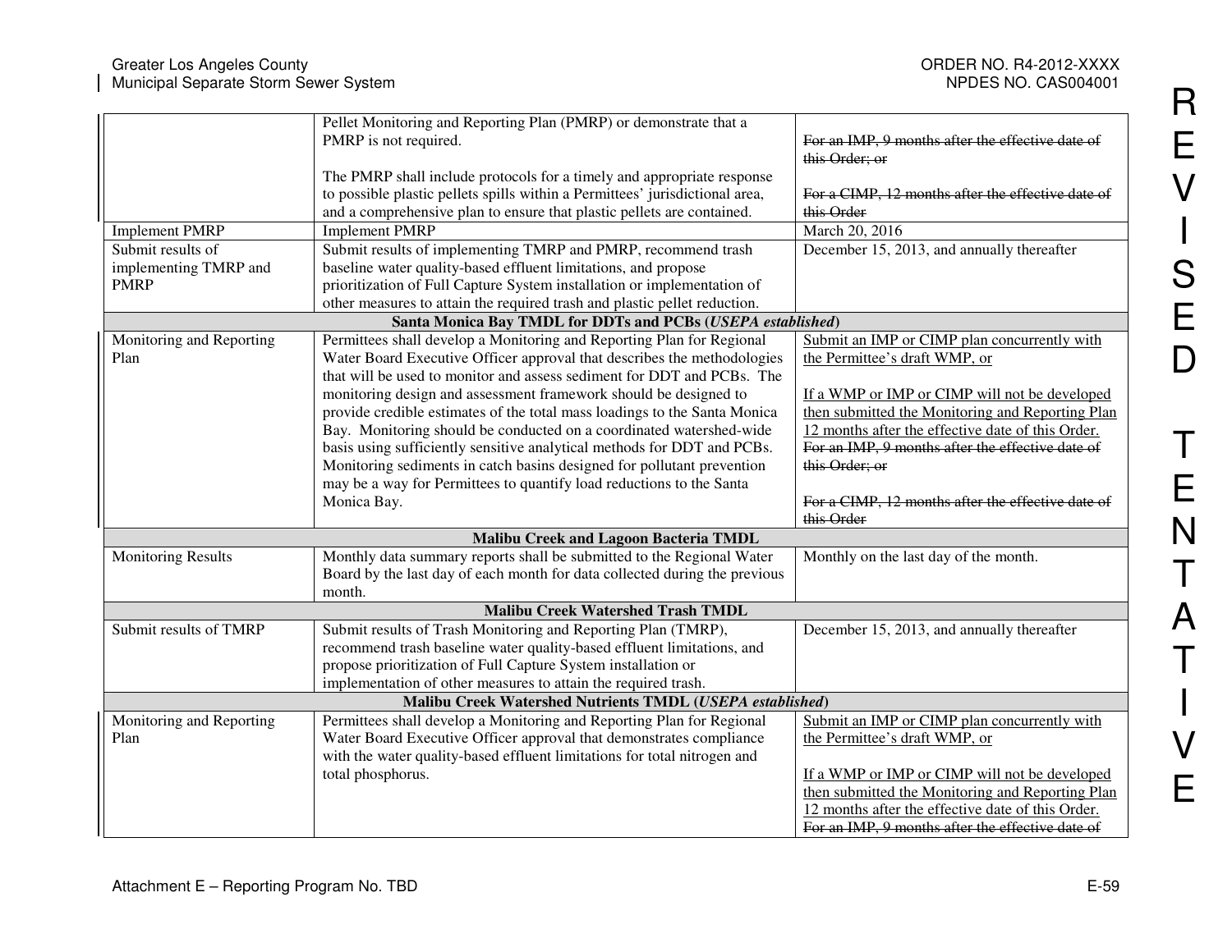| | | |
|---|---|---|
| | Pellet Monitoring and Reporting Plan (PMRP) or demonstrate that a PMRP is not required.<br><br>The PMRP shall include protocols for a timely and appropriate response to possible plastic pellets spills within a Permittees' jurisdictional area, and a comprehensive plan to ensure that plastic pellets are contained. | ~~For an IMP, 9 months after the effective date of this Order; or~~<br><br>~~For a CIMP, 12 months after the effective date of this Order~~ |
| Implement PMRP | Implement PMRP | March 20, 2016 |
| Submit results of implementing TMRP and PMRP | Submit results of implementing TMRP and PMRP, recommend trash baseline water quality-based effluent limitations, and propose prioritization of Full Capture System installation or implementation of other measures to attain the required trash and plastic pellet reduction. | December 15, 2013, and annually thereafter |
| **Santa Monica Bay TMDL for DDTs and PCBs (*USEPA established*)** | | |
| Monitoring and Reporting Plan | Permittees shall develop a Monitoring and Reporting Plan for Regional Water Board Executive Officer approval that describes the methodologies that will be used to monitor and assess sediment for DDT and PCBs. The monitoring design and assessment framework should be designed to provide credible estimates of the total mass loadings to the Santa Monica Bay. Monitoring should be conducted on a coordinated watershed-wide basis using sufficiently sensitive analytical methods for DDT and PCBs. Monitoring sediments in catch basins designed for pollutant prevention may be a way for Permittees to quantify load reductions to the Santa Monica Bay. | <u>Submit an IMP or CIMP plan concurrently with the Permittee's draft WMP, or</u><br><br><u>If a WMP or IMP or CIMP will not be developed then submitted the Monitoring and Reporting Plan 12 months after the effective date of this Order.</u><br>~~For an IMP, 9 months after the effective date of this Order; or~~<br><br>~~For a CIMP, 12 months after the effective date of this Order~~ |
| **Malibu Creek and Lagoon Bacteria TMDL** | | |
| Monitoring Results | Monthly data summary reports shall be submitted to the Regional Water Board by the last day of each month for data collected during the previous month. | Monthly on the last day of the month. |
| **Malibu Creek Watershed Trash TMDL** | | |
| Submit results of TMRP | Submit results of Trash Monitoring and Reporting Plan (TMRP), recommend trash baseline water quality-based effluent limitations, and propose prioritization of Full Capture System installation or implementation of other measures to attain the required trash. | December 15, 2013, and annually thereafter |
| **Malibu Creek Watershed Nutrients TMDL (*USEPA established*)** | | |
| Monitoring and Reporting Plan | Permittees shall develop a Monitoring and Reporting Plan for Regional Water Board Executive Officer approval that demonstrates compliance with the water quality-based effluent limitations for total nitrogen and total phosphorus. | <u>Submit an IMP or CIMP plan concurrently with the Permittee's draft WMP, or</u><br><br><u>If a WMP or IMP or CIMP will not be developed then submitted the Monitoring and Reporting Plan 12 months after the effective date of this Order.</u><br>~~For an IMP, 9 months after the effective date of~~ |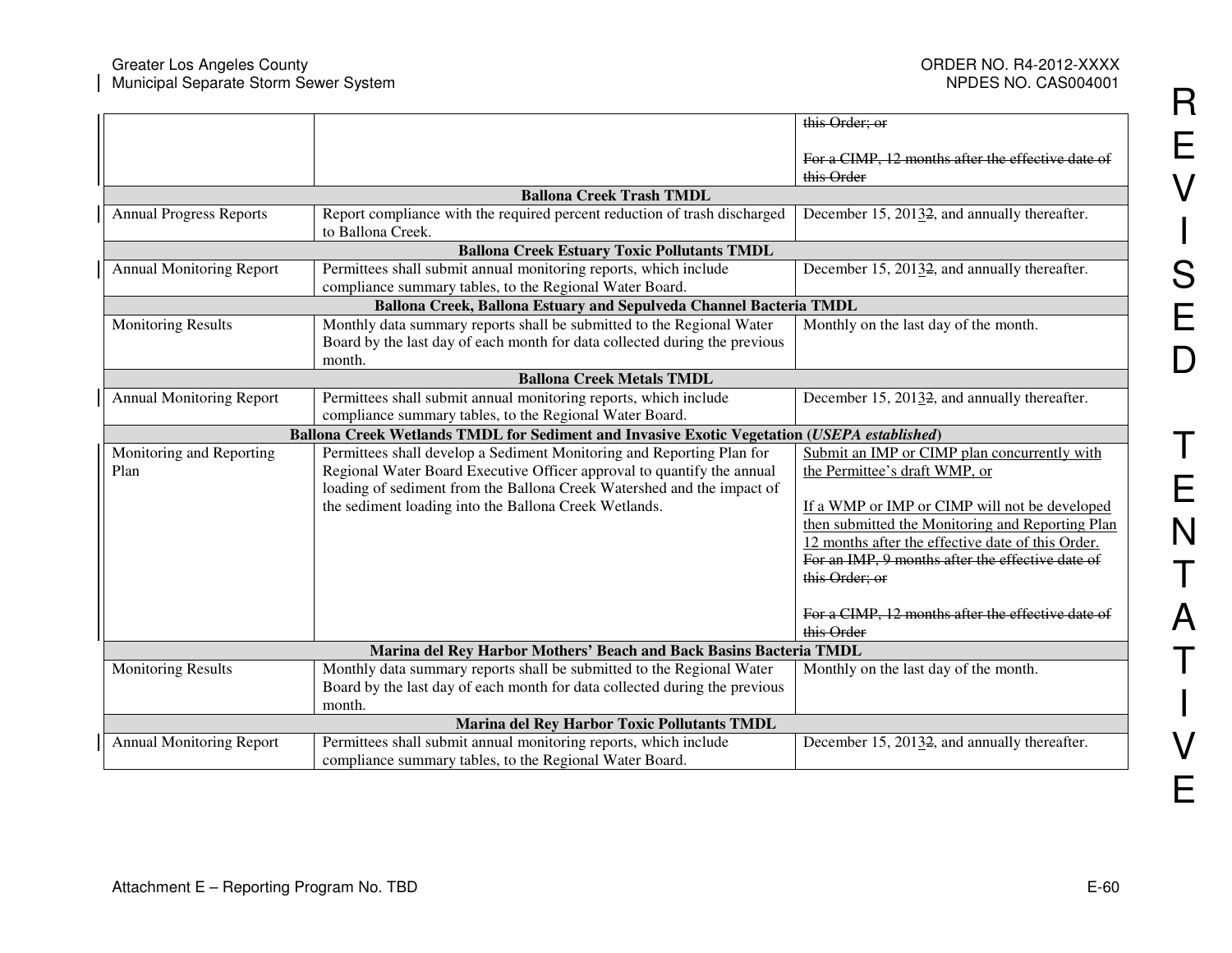| | | |
|---|---|---|
| | | ~~this Order; or~~<br><br>~~For a CIMP, 12 months after the effective date of this Order~~ |
| **Ballona Creek Trash TMDL** | | |
| Annual Progress Reports | Report compliance with the required percent reduction of trash discharged to Ballona Creek. | December 15, 201<u>3</u>~~2~~, and annually thereafter. |
| **Ballona Creek Estuary Toxic Pollutants TMDL** | | |
| Annual Monitoring Report | Permittees shall submit annual monitoring reports, which include compliance summary tables, to the Regional Water Board. | December 15, 201<u>3</u>~~2~~, and annually thereafter. |
| **Ballona Creek, Ballona Estuary and Sepulveda Channel Bacteria TMDL** | | |
| Monitoring Results | Monthly data summary reports shall be submitted to the Regional Water Board by the last day of each month for data collected during the previous month. | Monthly on the last day of the month. |
| **Ballona Creek Metals TMDL** | | |
| Annual Monitoring Report | Permittees shall submit annual monitoring reports, which include compliance summary tables, to the Regional Water Board. | December 15, 201<u>3</u>~~2~~, and annually thereafter. |
| **Ballona Creek Wetlands TMDL for Sediment and Invasive Exotic Vegetation (*USEPA established*)** | | |
| Monitoring and Reporting Plan | Permittees shall develop a Sediment Monitoring and Reporting Plan for Regional Water Board Executive Officer approval to quantify the annual loading of sediment from the Ballona Creek Watershed and the impact of the sediment loading into the Ballona Creek Wetlands. | <u>Submit an IMP or CIMP plan concurrently with the Permittee's draft WMP, or</u><br><br><u>If a WMP or IMP or CIMP will not be developed then submitted the Monitoring and Reporting Plan 12 months after the effective date of this Order.</u><br>~~For an IMP, 9 months after the effective date of this Order; or~~<br><br>~~For a CIMP, 12 months after the effective date of this Order~~ |
| **Marina del Rey Harbor Mothers' Beach and Back Basins Bacteria TMDL** | | |
| Monitoring Results | Monthly data summary reports shall be submitted to the Regional Water Board by the last day of each month for data collected during the previous month. | Monthly on the last day of the month. |
| **Marina del Rey Harbor Toxic Pollutants TMDL** | | |
| Annual Monitoring Report | Permittees shall submit annual monitoring reports, which include compliance summary tables, to the Regional Water Board. | December 15, 201<u>3</u>~~2~~, and annually thereafter. |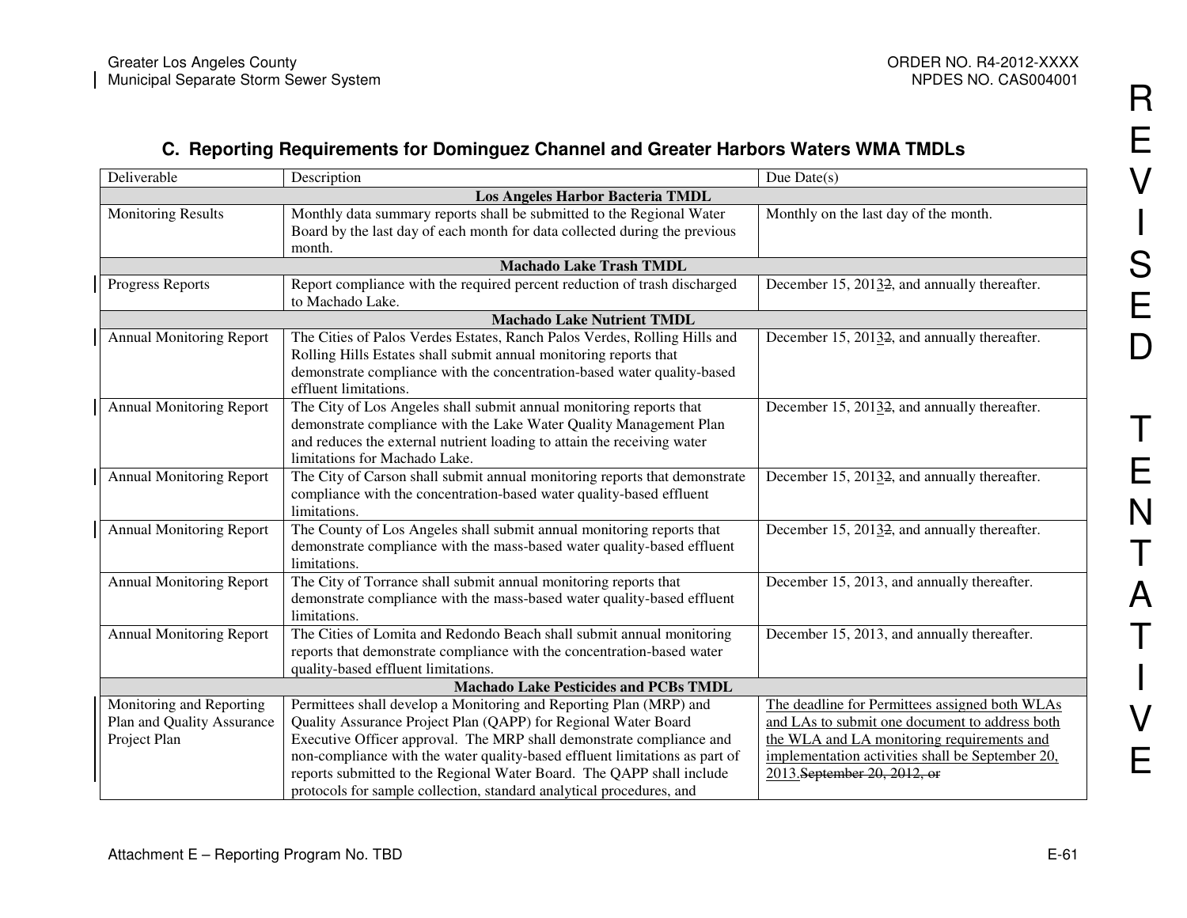### C. Reporting Requirements for Dominguez Channel and Greater Harbors Waters WMA TMDLs

| Deliverable | Description | Due Date(s) |
|---|---|---|
| **Los Angeles Harbor Bacteria TMDL** | | |
| Monitoring Results | Monthly data summary reports shall be submitted to the Regional Water Board by the last day of each month for data collected during the previous month. | Monthly on the last day of the month. |
| **Machado Lake Trash TMDL** | | |
| Progress Reports | Report compliance with the required percent reduction of trash discharged to Machado Lake. | December 15, 2013~~2~~, and annually thereafter. |
| **Machado Lake Nutrient TMDL** | | |
| Annual Monitoring Report | The Cities of Palos Verdes Estates, Ranch Palos Verdes, Rolling Hills and Rolling Hills Estates shall submit annual monitoring reports that demonstrate compliance with the concentration-based water quality-based effluent limitations. | December 15, 2013~~2~~, and annually thereafter. |
| Annual Monitoring Report | The City of Los Angeles shall submit annual monitoring reports that demonstrate compliance with the Lake Water Quality Management Plan and reduces the external nutrient loading to attain the receiving water limitations for Machado Lake. | December 15, 2013~~2~~, and annually thereafter. |
| Annual Monitoring Report | The City of Carson shall submit annual monitoring reports that demonstrate compliance with the concentration-based water quality-based effluent limitations. | December 15, 2013~~2~~, and annually thereafter. |
| Annual Monitoring Report | The County of Los Angeles shall submit annual monitoring reports that demonstrate compliance with the mass-based water quality-based effluent limitations. | December 15, 2013~~2~~, and annually thereafter. |
| Annual Monitoring Report | The City of Torrance shall submit annual monitoring reports that demonstrate compliance with the mass-based water quality-based effluent limitations. | December 15, 2013, and annually thereafter. |
| Annual Monitoring Report | The Cities of Lomita and Redondo Beach shall submit annual monitoring reports that demonstrate compliance with the concentration-based water quality-based effluent limitations. | December 15, 2013, and annually thereafter. |
| **Machado Lake Pesticides and PCBs TMDL** | | |
| Monitoring and Reporting Plan and Quality Assurance Project Plan | Permittees shall develop a Monitoring and Reporting Plan (MRP) and Quality Assurance Project Plan (QAPP) for Regional Water Board Executive Officer approval. The MRP shall demonstrate compliance and non-compliance with the water quality-based effluent limitations as part of reports submitted to the Regional Water Board. The QAPP shall include protocols for sample collection, standard analytical procedures, and | The deadline for Permittees assigned both WLAs and LAs to submit one document to address both the WLA and LA monitoring requirements and implementation activities shall be September 20, 2013.~~September 20, 2012, or~~ |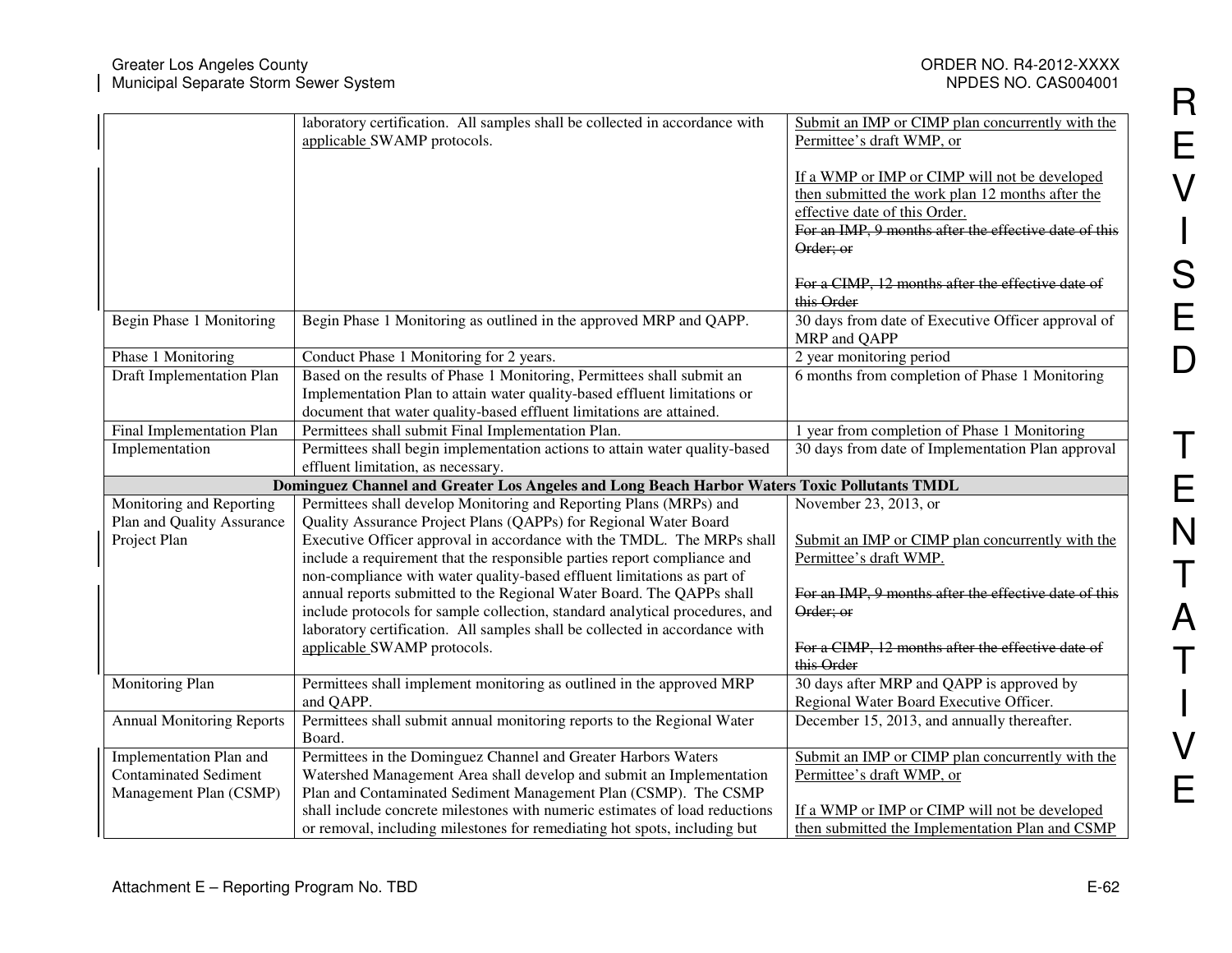| | | |
|---|---|---|
| | laboratory certification. All samples shall be collected in accordance with applicable SWAMP protocols. | Submit an IMP or CIMP plan concurrently with the Permittee's draft WMP, or<br><br>If a WMP or IMP or CIMP will not be developed then submitted the work plan 12 months after the effective date of this Order.<br>~~For an IMP, 9 months after the effective date of this Order; or~~<br><br>~~For a CIMP, 12 months after the effective date of this Order~~ |
| Begin Phase 1 Monitoring | Begin Phase 1 Monitoring as outlined in the approved MRP and QAPP. | 30 days from date of Executive Officer approval of MRP and QAPP |
| Phase 1 Monitoring | Conduct Phase 1 Monitoring for 2 years. | 2 year monitoring period |
| Draft Implementation Plan | Based on the results of Phase 1 Monitoring, Permittees shall submit an Implementation Plan to attain water quality-based effluent limitations or document that water quality-based effluent limitations are attained. | 6 months from completion of Phase 1 Monitoring |
| Final Implementation Plan | Permittees shall submit Final Implementation Plan. | 1 year from completion of Phase 1 Monitoring |
| Implementation | Permittees shall begin implementation actions to attain water quality-based effluent limitation, as necessary. | 30 days from date of Implementation Plan approval |
| **Dominguez Channel and Greater Los Angeles and Long Beach Harbor Waters Toxic Pollutants TMDL** | | |
| Monitoring and Reporting Plan and Quality Assurance Project Plan | Permittees shall develop Monitoring and Reporting Plans (MRPs) and Quality Assurance Project Plans (QAPPs) for Regional Water Board Executive Officer approval in accordance with the TMDL. The MRPs shall include a requirement that the responsible parties report compliance and non-compliance with water quality-based effluent limitations as part of annual reports submitted to the Regional Water Board. The QAPPs shall include protocols for sample collection, standard analytical procedures, and laboratory certification. All samples shall be collected in accordance with applicable SWAMP protocols. | November 23, 2013, or<br><br>Submit an IMP or CIMP plan concurrently with the Permittee's draft WMP.<br><br>~~For an IMP, 9 months after the effective date of this Order; or~~<br><br>~~For a CIMP, 12 months after the effective date of this Order~~ |
| Monitoring Plan | Permittees shall implement monitoring as outlined in the approved MRP and QAPP. | 30 days after MRP and QAPP is approved by Regional Water Board Executive Officer. |
| Annual Monitoring Reports | Permittees shall submit annual monitoring reports to the Regional Water Board. | December 15, 2013, and annually thereafter. |
| Implementation Plan and Contaminated Sediment Management Plan (CSMP) | Permittees in the Dominguez Channel and Greater Harbors Waters Watershed Management Area shall develop and submit an Implementation Plan and Contaminated Sediment Management Plan (CSMP). The CSMP shall include concrete milestones with numeric estimates of load reductions or removal, including milestones for remediating hot spots, including but | Submit an IMP or CIMP plan concurrently with the Permittee's draft WMP, or<br><br>If a WMP or IMP or CIMP will not be developed then submitted the Implementation Plan and CSMP |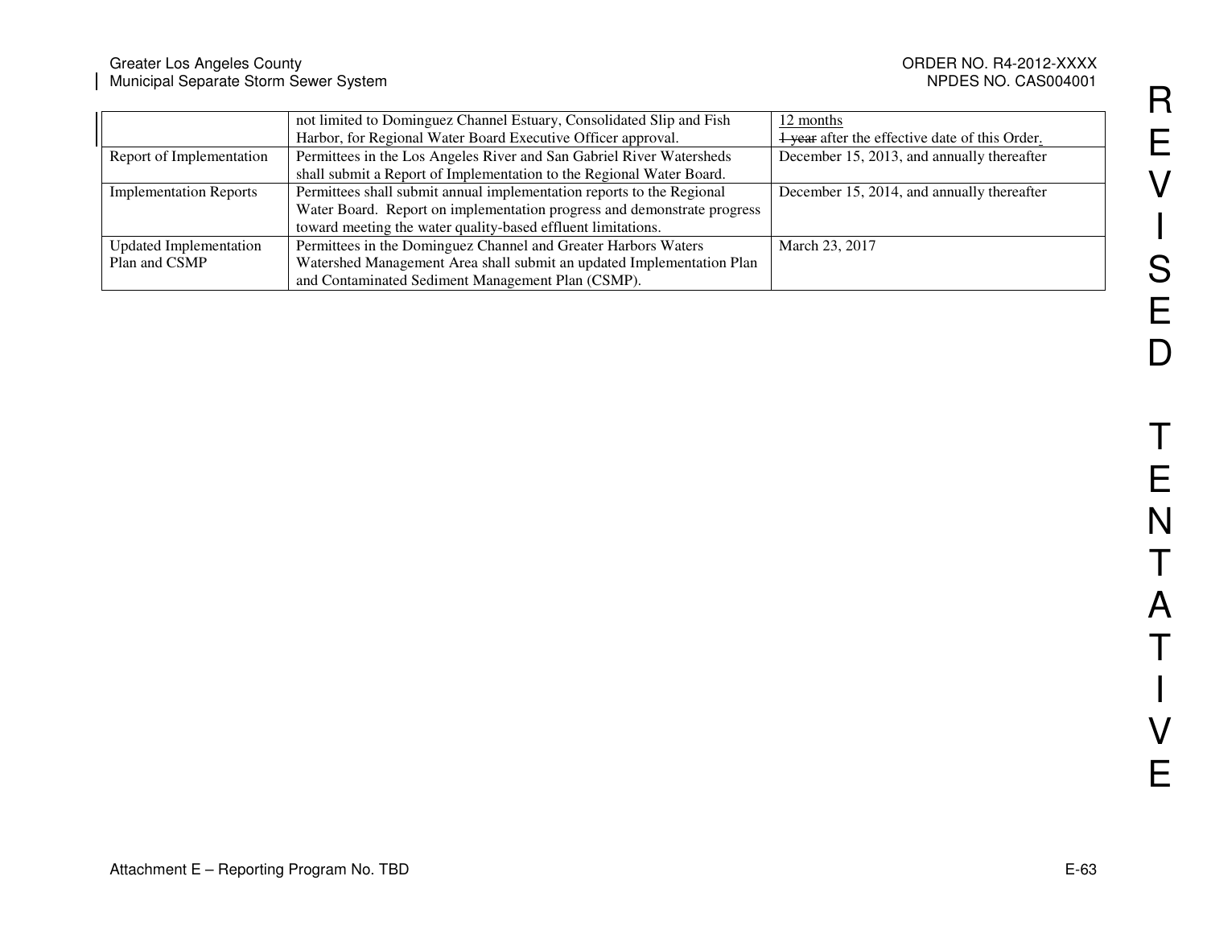| | | |
|---|---|---|
| | not limited to Dominguez Channel Estuary, Consolidated Slip and Fish Harbor, for Regional Water Board Executive Officer approval. | 12 months ~~1 year~~ after the effective date of this Order. |
| Report of Implementation | Permittees in the Los Angeles River and San Gabriel River Watersheds shall submit a Report of Implementation to the Regional Water Board. | December 15, 2013, and annually thereafter |
| Implementation Reports | Permittees shall submit annual implementation reports to the Regional Water Board. Report on implementation progress and demonstrate progress toward meeting the water quality-based effluent limitations. | December 15, 2014, and annually thereafter |
| Updated Implementation Plan and CSMP | Permittees in the Dominguez Channel and Greater Harbors Waters Watershed Management Area shall submit an updated Implementation Plan and Contaminated Sediment Management Plan (CSMP). | March 23, 2017 |

REVISED TENTATIVE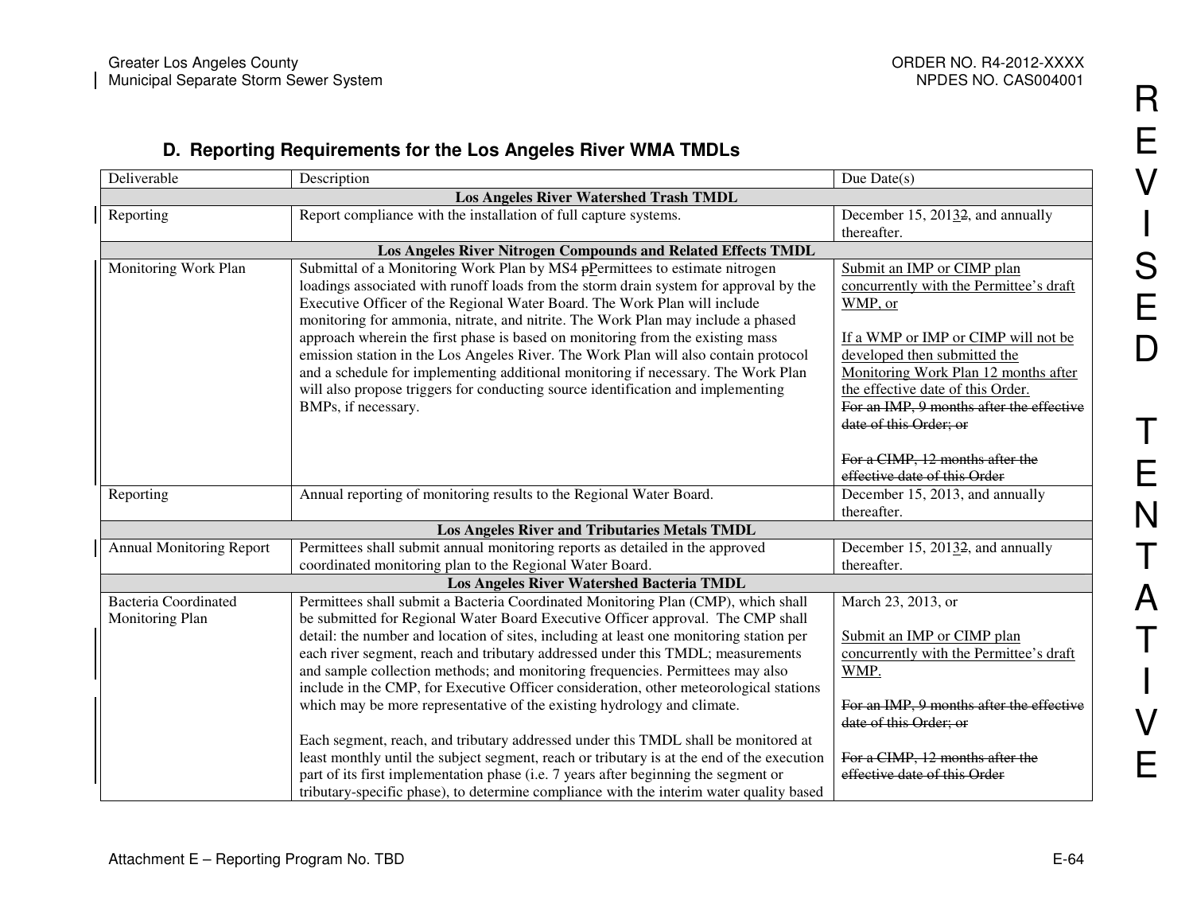## D. Reporting Requirements for the Los Angeles River WMA TMDLs

| Deliverable | Description | Due Date(s) |
|---|---|---|
| **Los Angeles River Watershed Trash TMDL** | | |
| Reporting | Report compliance with the installation of full capture systems. | December 15, 20132, and annually thereafter. |
| **Los Angeles River Nitrogen Compounds and Related Effects TMDL** | | |
| Monitoring Work Plan | Submittal of a Monitoring Work Plan by MS4 pPermittees to estimate nitrogen loadings associated with runoff loads from the storm drain system for approval by the Executive Officer of the Regional Water Board. The Work Plan will include monitoring for ammonia, nitrate, and nitrite. The Work Plan may include a phased approach wherein the first phase is based on monitoring from the existing mass emission station in the Los Angeles River. The Work Plan will also contain protocol and a schedule for implementing additional monitoring if necessary. The Work Plan will also propose triggers for conducting source identification and implementing BMPs, if necessary. | Submit an IMP or CIMP plan concurrently with the Permittee's draft WMP, or<br><br>If a WMP or IMP or CIMP will not be developed then submitted the Monitoring Work Plan 12 months after the effective date of this Order.<br>~~For an IMP, 9 months after the effective date of this Order; or~~<br><br>~~For a CIMP, 12 months after the effective date of this Order~~ |
| Reporting | Annual reporting of monitoring results to the Regional Water Board. | December 15, 2013, and annually thereafter. |
| **Los Angeles River and Tributaries Metals TMDL** | | |
| Annual Monitoring Report | Permittees shall submit annual monitoring reports as detailed in the approved coordinated monitoring plan to the Regional Water Board. | December 15, 20132, and annually thereafter. |
| **Los Angeles River Watershed Bacteria TMDL** | | |
| Bacteria Coordinated Monitoring Plan | Permittees shall submit a Bacteria Coordinated Monitoring Plan (CMP), which shall be submitted for Regional Water Board Executive Officer approval. The CMP shall detail: the number and location of sites, including at least one monitoring station per each river segment, reach and tributary addressed under this TMDL; measurements and sample collection methods; and monitoring frequencies. Permittees may also include in the CMP, for Executive Officer consideration, other meteorological stations which may be more representative of the existing hydrology and climate.<br><br>Each segment, reach, and tributary addressed under this TMDL shall be monitored at least monthly until the subject segment, reach or tributary is at the end of the execution part of its first implementation phase (i.e. 7 years after beginning the segment or tributary-specific phase), to determine compliance with the interim water quality based | March 23, 2013, or<br><br>Submit an IMP or CIMP plan concurrently with the Permittee's draft WMP.<br><br>~~For an IMP, 9 months after the effective date of this Order; or~~<br><br>~~For a CIMP, 12 months after the effective date of this Order~~ |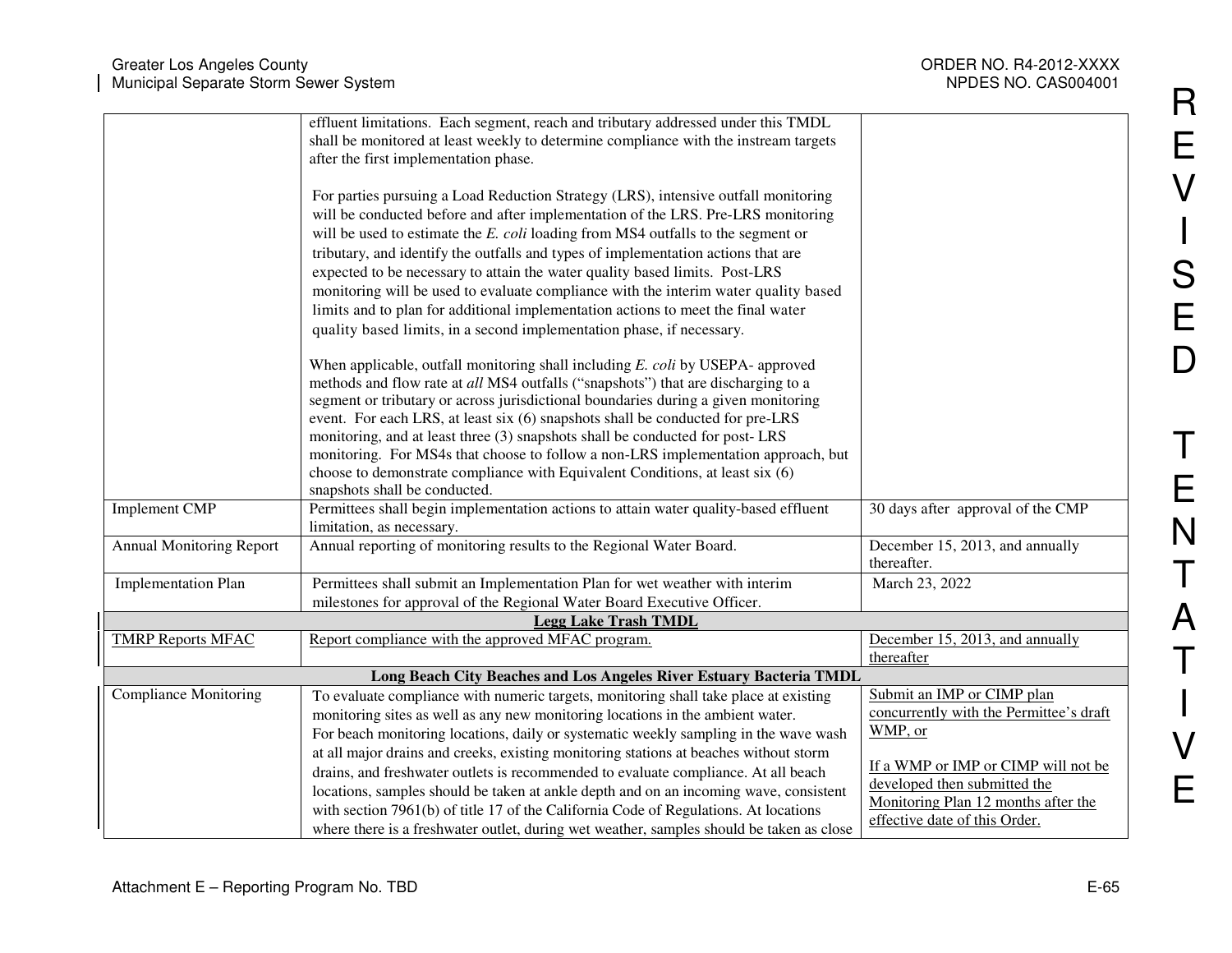| | | |
|---|---|---|
| | effluent limitations. Each segment, reach and tributary addressed under this TMDL shall be monitored at least weekly to determine compliance with the instream targets after the first implementation phase.<br><br>For parties pursuing a Load Reduction Strategy (LRS), intensive outfall monitoring will be conducted before and after implementation of the LRS. Pre-LRS monitoring will be used to estimate the *E. coli* loading from MS4 outfalls to the segment or tributary, and identify the outfalls and types of implementation actions that are expected to be necessary to attain the water quality based limits. Post-LRS monitoring will be used to evaluate compliance with the interim water quality based limits and to plan for additional implementation actions to meet the final water quality based limits, in a second implementation phase, if necessary.<br><br>When applicable, outfall monitoring shall including *E. coli* by USEPA- approved methods and flow rate at *all* MS4 outfalls ("snapshots") that are discharging to a segment or tributary or across jurisdictional boundaries during a given monitoring event. For each LRS, at least six (6) snapshots shall be conducted for pre-LRS monitoring, and at least three (3) snapshots shall be conducted for post- LRS monitoring. For MS4s that choose to follow a non-LRS implementation approach, but choose to demonstrate compliance with Equivalent Conditions, at least six (6) snapshots shall be conducted. | |
| Implement CMP | Permittees shall begin implementation actions to attain water quality-based effluent limitation, as necessary. | 30 days after approval of the CMP |
| Annual Monitoring Report | Annual reporting of monitoring results to the Regional Water Board. | December 15, 2013, and annually thereafter. |
| Implementation Plan | Permittees shall submit an Implementation Plan for wet weather with interim milestones for approval of the Regional Water Board Executive Officer. | March 23, 2022 |
| **Legg Lake Trash TMDL** | | |
| TMRP Reports MFAC | Report compliance with the approved MFAC program. | December 15, 2013, and annually thereafter |
| **Long Beach City Beaches and Los Angeles River Estuary Bacteria TMDL** | | |
| Compliance Monitoring | To evaluate compliance with numeric targets, monitoring shall take place at existing monitoring sites as well as any new monitoring locations in the ambient water.<br>For beach monitoring locations, daily or systematic weekly sampling in the wave wash at all major drains and creeks, existing monitoring stations at beaches without storm drains, and freshwater outlets is recommended to evaluate compliance. At all beach locations, samples should be taken at ankle depth and on an incoming wave, consistent with section 7961(b) of title 17 of the California Code of Regulations. At locations where there is a freshwater outlet, during wet weather, samples should be taken as close | Submit an IMP or CIMP plan concurrently with the Permittee's draft WMP, or<br><br>If a WMP or IMP or CIMP will not be developed then submitted the Monitoring Plan 12 months after the effective date of this Order. |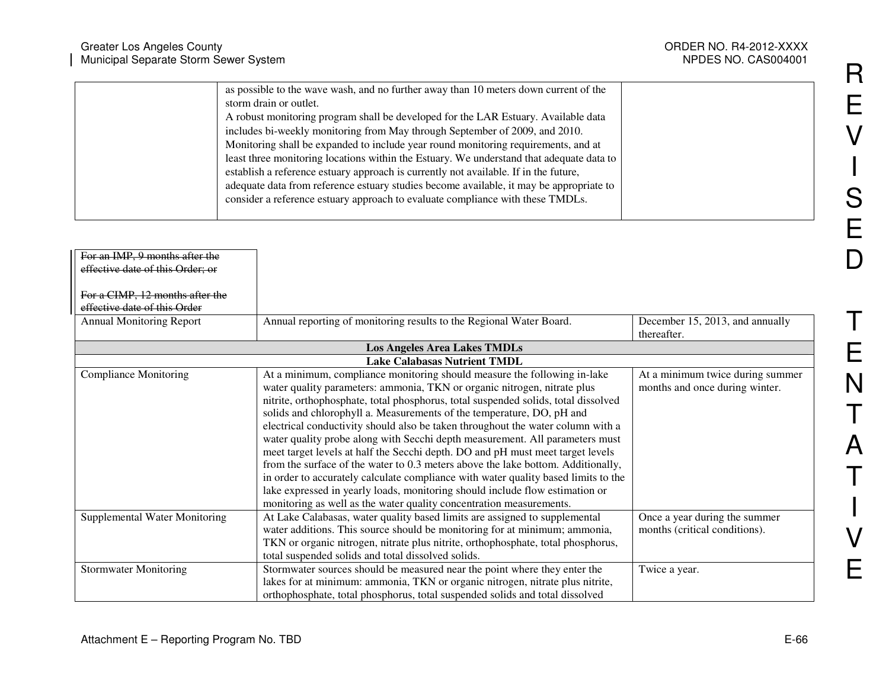| | as possible to the wave wash, and no further away than 10 meters down current of the storm drain or outlet.<br>A robust monitoring program shall be developed for the LAR Estuary. Available data includes bi-weekly monitoring from May through September of 2009, and 2010. Monitoring shall be expanded to include year round monitoring requirements, and at least three monitoring locations within the Estuary. We understand that adequate data to establish a reference estuary approach is currently not available. If in the future, adequate data from reference estuary studies become available, it may be appropriate to consider a reference estuary approach to evaluate compliance with these TMDLs. | |
|---|---|---|

| ~~For an IMP, 9 months after the effective date of this Order; or~~<br><br>~~For a CIMP, 12 months after the effective date of this Order~~ | | |
|---|---|---|
| Annual Monitoring Report | Annual reporting of monitoring results to the Regional Water Board. | December 15, 2013, and annually thereafter. |
| **Los Angeles Area Lakes TMDLs** | | |
| **Lake Calabasas Nutrient TMDL** | | |
| Compliance Monitoring | At a minimum, compliance monitoring should measure the following in-lake water quality parameters: ammonia, TKN or organic nitrogen, nitrate plus nitrite, orthophosphate, total phosphorus, total suspended solids, total dissolved solids and chlorophyll a. Measurements of the temperature, DO, pH and electrical conductivity should also be taken throughout the water column with a water quality probe along with Secchi depth measurement. All parameters must meet target levels at half the Secchi depth. DO and pH must meet target levels from the surface of the water to 0.3 meters above the lake bottom. Additionally, in order to accurately calculate compliance with water quality based limits to the lake expressed in yearly loads, monitoring should include flow estimation or monitoring as well as the water quality concentration measurements. | At a minimum twice during summer months and once during winter. |
| Supplemental Water Monitoring | At Lake Calabasas, water quality based limits are assigned to supplemental water additions. This source should be monitoring for at minimum; ammonia, TKN or organic nitrogen, nitrate plus nitrite, orthophosphate, total phosphorus, total suspended solids and total dissolved solids. | Once a year during the summer months (critical conditions). |
| Stormwater Monitoring | Stormwater sources should be measured near the point where they enter the lakes for at minimum: ammonia, TKN or organic nitrogen, nitrate plus nitrite, orthophosphate, total phosphorus, total suspended solids and total dissolved | Twice a year. |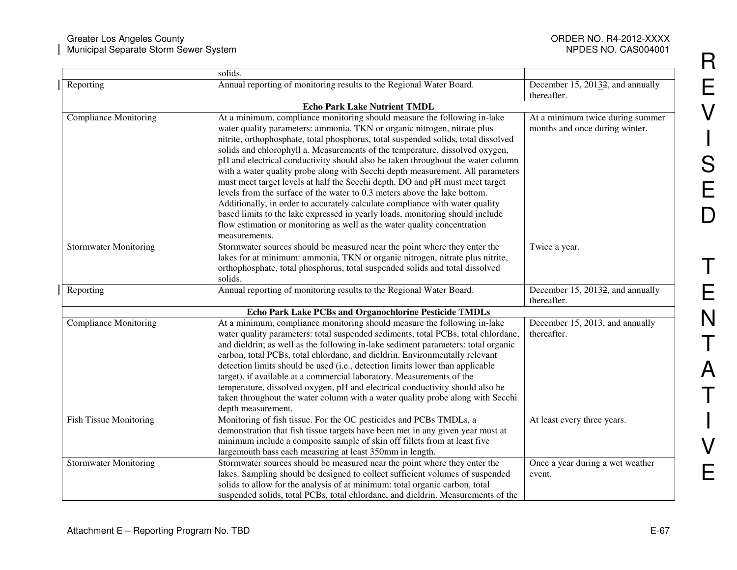| | | |
|---|---|---|
| | solids. | |
| Reporting | Annual reporting of monitoring results to the Regional Water Board. | December 15, 20132, and annually thereafter. |
| **Echo Park Lake Nutrient TMDL** | | |
| Compliance Monitoring | At a minimum, compliance monitoring should measure the following in-lake water quality parameters: ammonia, TKN or organic nitrogen, nitrate plus nitrite, orthophosphate, total phosphorus, total suspended solids, total dissolved solids and chlorophyll a. Measurements of the temperature, dissolved oxygen, pH and electrical conductivity should also be taken throughout the water column with a water quality probe along with Secchi depth measurement. All parameters must meet target levels at half the Secchi depth. DO and pH must meet target levels from the surface of the water to 0.3 meters above the lake bottom. Additionally, in order to accurately calculate compliance with water quality based limits to the lake expressed in yearly loads, monitoring should include flow estimation or monitoring as well as the water quality concentration measurements. | At a minimum twice during summer months and once during winter. |
| Stormwater Monitoring | Stormwater sources should be measured near the point where they enter the lakes for at minimum: ammonia, TKN or organic nitrogen, nitrate plus nitrite, orthophosphate, total phosphorus, total suspended solids and total dissolved solids. | Twice a year. |
| Reporting | Annual reporting of monitoring results to the Regional Water Board. | December 15, 20132, and annually thereafter. |
| **Echo Park Lake PCBs and Organochlorine Pesticide TMDLs** | | |
| Compliance Monitoring | At a minimum, compliance monitoring should measure the following in-lake water quality parameters: total suspended sediments, total PCBs, total chlordane, and dieldrin; as well as the following in-lake sediment parameters: total organic carbon, total PCBs, total chlordane, and dieldrin. Environmentally relevant detection limits should be used (i.e., detection limits lower than applicable target), if available at a commercial laboratory. Measurements of the temperature, dissolved oxygen, pH and electrical conductivity should also be taken throughout the water column with a water quality probe along with Secchi depth measurement. | December 15, 2013, and annually thereafter. |
| Fish Tissue Monitoring | Monitoring of fish tissue. For the OC pesticides and PCBs TMDLs, a demonstration that fish tissue targets have been met in any given year must at minimum include a composite sample of skin off fillets from at least five largemouth bass each measuring at least 350mm in length. | At least every three years. |
| Stormwater Monitoring | Stormwater sources should be measured near the point where they enter the lakes. Sampling should be designed to collect sufficient volumes of suspended solids to allow for the analysis of at minimum: total organic carbon, total suspended solids, total PCBs, total chlordane, and dieldrin. Measurements of the | Once a year during a wet weather event. |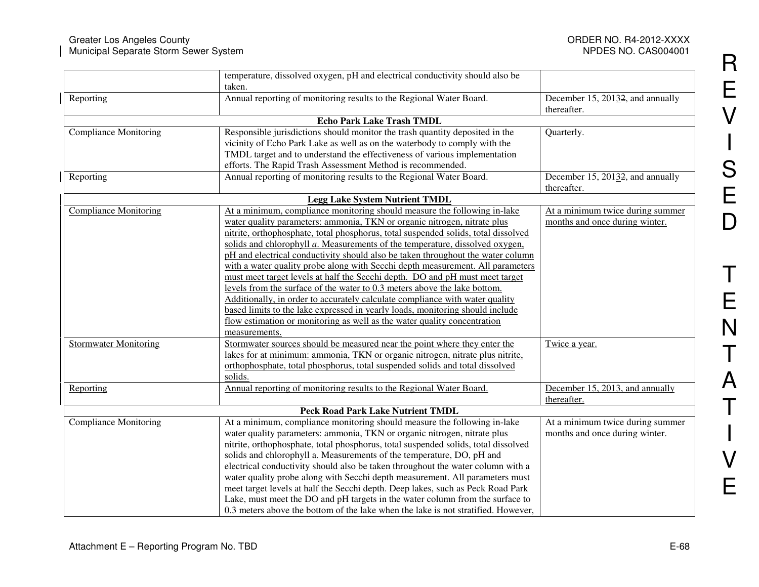| | | |
|---|---|---|
| | temperature, dissolved oxygen, pH and electrical conductivity should also be taken. | |
| Reporting | Annual reporting of monitoring results to the Regional Water Board. | December 15, 20132, and annually thereafter. |
| **Echo Park Lake Trash TMDL** | | |
| Compliance Monitoring | Responsible jurisdictions should monitor the trash quantity deposited in the vicinity of Echo Park Lake as well as on the waterbody to comply with the TMDL target and to understand the effectiveness of various implementation efforts. The Rapid Trash Assessment Method is recommended. | Quarterly. |
| Reporting | Annual reporting of monitoring results to the Regional Water Board. | December 15, 20132, and annually thereafter. |
| **Legg Lake System Nutrient TMDL** | | |
| Compliance Monitoring | At a minimum, compliance monitoring should measure the following in-lake water quality parameters: ammonia, TKN or organic nitrogen, nitrate plus nitrite, orthophosphate, total phosphorus, total suspended solids, total dissolved solids and chlorophyll *a*. Measurements of the temperature, dissolved oxygen, pH and electrical conductivity should also be taken throughout the water column with a water quality probe along with Secchi depth measurement. All parameters must meet target levels at half the Secchi depth. DO and pH must meet target levels from the surface of the water to 0.3 meters above the lake bottom. Additionally, in order to accurately calculate compliance with water quality based limits to the lake expressed in yearly loads, monitoring should include flow estimation or monitoring as well as the water quality concentration measurements. | At a minimum twice during summer months and once during winter. |
| Stormwater Monitoring | Stormwater sources should be measured near the point where they enter the lakes for at minimum: ammonia, TKN or organic nitrogen, nitrate plus nitrite, orthophosphate, total phosphorus, total suspended solids and total dissolved solids. | Twice a year. |
| Reporting | Annual reporting of monitoring results to the Regional Water Board. | December 15, 2013, and annually thereafter. |
| **Peck Road Park Lake Nutrient TMDL** | | |
| Compliance Monitoring | At a minimum, compliance monitoring should measure the following in-lake water quality parameters: ammonia, TKN or organic nitrogen, nitrate plus nitrite, orthophosphate, total phosphorus, total suspended solids, total dissolved solids and chlorophyll a. Measurements of the temperature, DO, pH and electrical conductivity should also be taken throughout the water column with a water quality probe along with Secchi depth measurement. All parameters must meet target levels at half the Secchi depth. Deep lakes, such as Peck Road Park Lake, must meet the DO and pH targets in the water column from the surface to 0.3 meters above the bottom of the lake when the lake is not stratified. However, | At a minimum twice during summer months and once during winter. |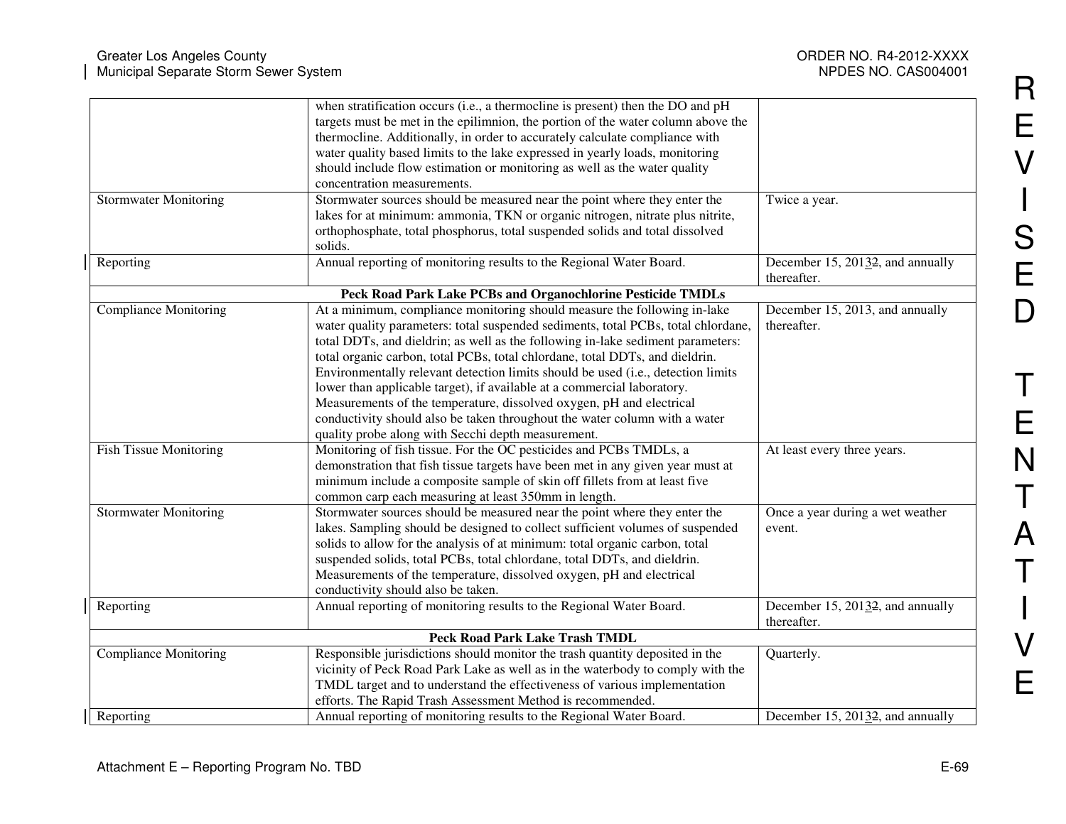| | | |
|---|---|---|
| | when stratification occurs (i.e., a thermocline is present) then the DO and pH targets must be met in the epilimnion, the portion of the water column above the thermocline. Additionally, in order to accurately calculate compliance with water quality based limits to the lake expressed in yearly loads, monitoring should include flow estimation or monitoring as well as the water quality concentration measurements. | |
| Stormwater Monitoring | Stormwater sources should be measured near the point where they enter the lakes for at minimum: ammonia, TKN or organic nitrogen, nitrate plus nitrite, orthophosphate, total phosphorus, total suspended solids and total dissolved solids. | Twice a year. |
| Reporting | Annual reporting of monitoring results to the Regional Water Board. | December 15, 20132, and annually thereafter. |
| **Peck Road Park Lake PCBs and Organochlorine Pesticide TMDLs** | | |
| Compliance Monitoring | At a minimum, compliance monitoring should measure the following in-lake water quality parameters: total suspended sediments, total PCBs, total chlordane, total DDTs, and dieldrin; as well as the following in-lake sediment parameters: total organic carbon, total PCBs, total chlordane, total DDTs, and dieldrin. Environmentally relevant detection limits should be used (i.e., detection limits lower than applicable target), if available at a commercial laboratory. Measurements of the temperature, dissolved oxygen, pH and electrical conductivity should also be taken throughout the water column with a water quality probe along with Secchi depth measurement. | December 15, 2013, and annually thereafter. |
| Fish Tissue Monitoring | Monitoring of fish tissue. For the OC pesticides and PCBs TMDLs, a demonstration that fish tissue targets have been met in any given year must at minimum include a composite sample of skin off fillets from at least five common carp each measuring at least 350mm in length. | At least every three years. |
| Stormwater Monitoring | Stormwater sources should be measured near the point where they enter the lakes. Sampling should be designed to collect sufficient volumes of suspended solids to allow for the analysis of at minimum: total organic carbon, total suspended solids, total PCBs, total chlordane, total DDTs, and dieldrin. Measurements of the temperature, dissolved oxygen, pH and electrical conductivity should also be taken. | Once a year during a wet weather event. |
| Reporting | Annual reporting of monitoring results to the Regional Water Board. | December 15, 20132, and annually thereafter. |
| **Peck Road Park Lake Trash TMDL** | | |
| Compliance Monitoring | Responsible jurisdictions should monitor the trash quantity deposited in the vicinity of Peck Road Park Lake as well as in the waterbody to comply with the TMDL target and to understand the effectiveness of various implementation efforts. The Rapid Trash Assessment Method is recommended. | Quarterly. |
| Reporting | Annual reporting of monitoring results to the Regional Water Board. | December 15, 20132, and annually |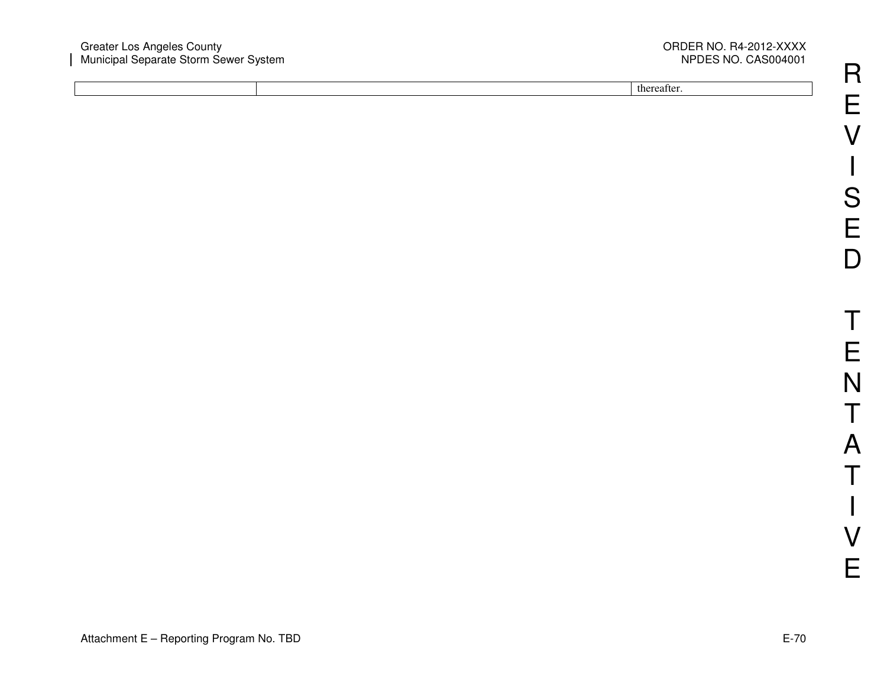| | | |
|---|---|---|
| | | thereafter. |

R E V I S E D T E N T A T I V E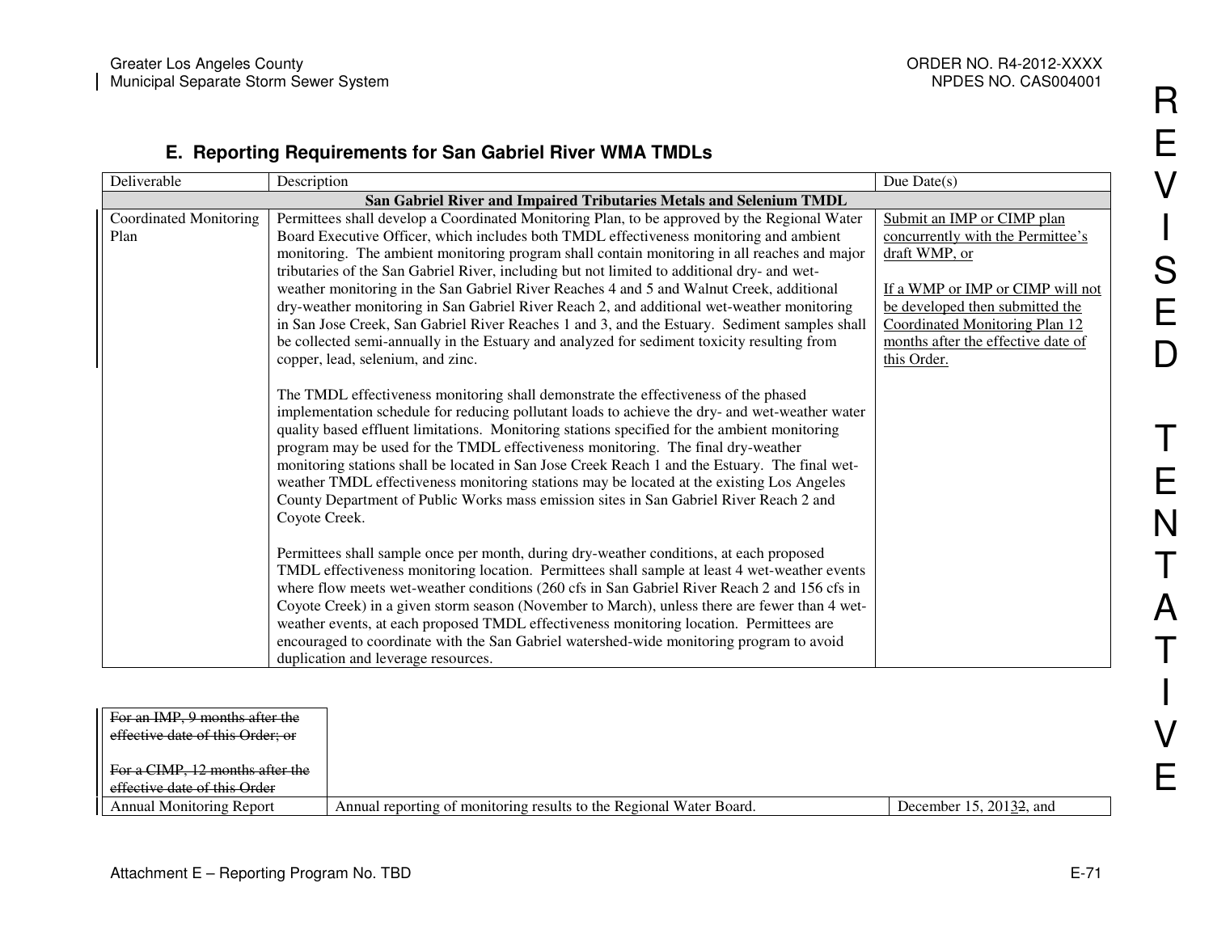### E. Reporting Requirements for San Gabriel River WMA TMDLs

| Deliverable | Description | Due Date(s) |
|---|---|---|
| **San Gabriel River and Impaired Tributaries Metals and Selenium TMDL** | | |
| Coordinated Monitoring Plan | Permittees shall develop a Coordinated Monitoring Plan, to be approved by the Regional Water Board Executive Officer, which includes both TMDL effectiveness monitoring and ambient monitoring. The ambient monitoring program shall contain monitoring in all reaches and major tributaries of the San Gabriel River, including but not limited to additional dry- and wet-weather monitoring in the San Gabriel River Reaches 4 and 5 and Walnut Creek, additional dry-weather monitoring in San Gabriel River Reach 2, and additional wet-weather monitoring in San Jose Creek, San Gabriel River Reaches 1 and 3, and the Estuary. Sediment samples shall be collected semi-annually in the Estuary and analyzed for sediment toxicity resulting from copper, lead, selenium, and zinc.<br><br>The TMDL effectiveness monitoring shall demonstrate the effectiveness of the phased implementation schedule for reducing pollutant loads to achieve the dry- and wet-weather water quality based effluent limitations. Monitoring stations specified for the ambient monitoring program may be used for the TMDL effectiveness monitoring. The final dry-weather monitoring stations shall be located in San Jose Creek Reach 1 and the Estuary. The final wet-weather TMDL effectiveness monitoring stations may be located at the existing Los Angeles County Department of Public Works mass emission sites in San Gabriel River Reach 2 and Coyote Creek.<br><br>Permittees shall sample once per month, during dry-weather conditions, at each proposed TMDL effectiveness monitoring location. Permittees shall sample at least 4 wet-weather events where flow meets wet-weather conditions (260 cfs in San Gabriel River Reach 2 and 156 cfs in Coyote Creek) in a given storm season (November to March), unless there are fewer than 4 wet-weather events, at each proposed TMDL effectiveness monitoring location. Permittees are encouraged to coordinate with the San Gabriel watershed-wide monitoring program to avoid duplication and leverage resources. | Submit an IMP or CIMP plan concurrently with the Permittee's draft WMP, or<br><br>If a WMP or IMP or CIMP will not be developed then submitted the Coordinated Monitoring Plan 12 months after the effective date of this Order.<br><br>~~For an IMP, 9 months after the effective date of this Order; or~~<br><br>~~For a CIMP, 12 months after the effective date of this Order~~ |
| Annual Monitoring Report | Annual reporting of monitoring results to the Regional Water Board. | December 15, 2013~~2~~, and |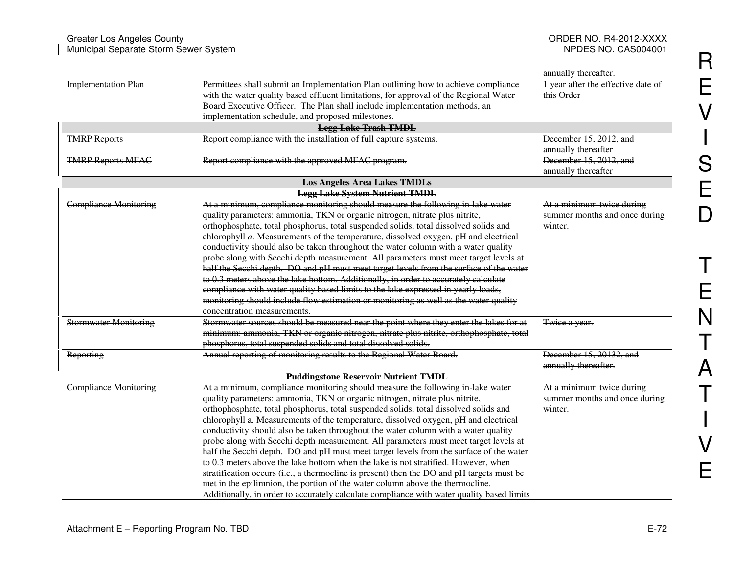| | | annually thereafter. |
|---|---|---|
| Implementation Plan | Permittees shall submit an Implementation Plan outlining how to achieve compliance with the water quality based effluent limitations, for approval of the Regional Water Board Executive Officer. The Plan shall include implementation methods, an implementation schedule, and proposed milestones. | 1 year after the effective date of this Order |
| | ~~**Legg Lake Trash TMDL**~~ | |
| ~~TMRP Reports~~ | ~~Report compliance with the installation of full capture systems.~~ | ~~December 15, 2012, and annually thereafter~~ |
| ~~TMRP Reports MFAC~~ | ~~Report compliance with the approved MFAC program.~~ | ~~December 15, 2012, and annually thereafter~~ |
| | **Los Angeles Area Lakes TMDLs** | |
| | ~~**Legg Lake System Nutrient TMDL**~~ | |
| ~~Compliance Monitoring~~ | ~~At a minimum, compliance monitoring should measure the following in-lake water quality parameters: ammonia, TKN or organic nitrogen, nitrate plus nitrite, orthophosphate, total phosphorus, total suspended solids, total dissolved solids and chlorophyll *a*. Measurements of the temperature, dissolved oxygen, pH and electrical conductivity should also be taken throughout the water column with a water quality probe along with Secchi depth measurement. All parameters must meet target levels at half the Secchi depth. DO and pH must meet target levels from the surface of the water to 0.3 meters above the lake bottom. Additionally, in order to accurately calculate compliance with water quality based limits to the lake expressed in yearly loads, monitoring should include flow estimation or monitoring as well as the water quality concentration measurements.~~ | ~~At a minimum twice during summer months and once during winter.~~ |
| ~~Stormwater Monitoring~~ | ~~Stormwater sources should be measured near the point where they enter the lakes for at minimum: ammonia, TKN or organic nitrogen, nitrate plus nitrite, orthophosphate, total phosphorus, total suspended solids and total dissolved solids.~~ | ~~Twice a year.~~ |
| ~~Reporting~~ | ~~Annual reporting of monitoring results to the Regional Water Board.~~ | ~~December 15, 20132, and annually thereafter.~~ |
| | **Puddingstone Reservoir Nutrient TMDL** | |
| Compliance Monitoring | At a minimum, compliance monitoring should measure the following in-lake water quality parameters: ammonia, TKN or organic nitrogen, nitrate plus nitrite, orthophosphate, total phosphorus, total suspended solids, total dissolved solids and chlorophyll a. Measurements of the temperature, dissolved oxygen, pH and electrical conductivity should also be taken throughout the water column with a water quality probe along with Secchi depth measurement. All parameters must meet target levels at half the Secchi depth. DO and pH must meet target levels from the surface of the water to 0.3 meters above the lake bottom when the lake is not stratified. However, when stratification occurs (i.e., a thermocline is present) then the DO and pH targets must be met in the epilimnion, the portion of the water column above the thermocline. Additionally, in order to accurately calculate compliance with water quality based limits | At a minimum twice during summer months and once during winter. |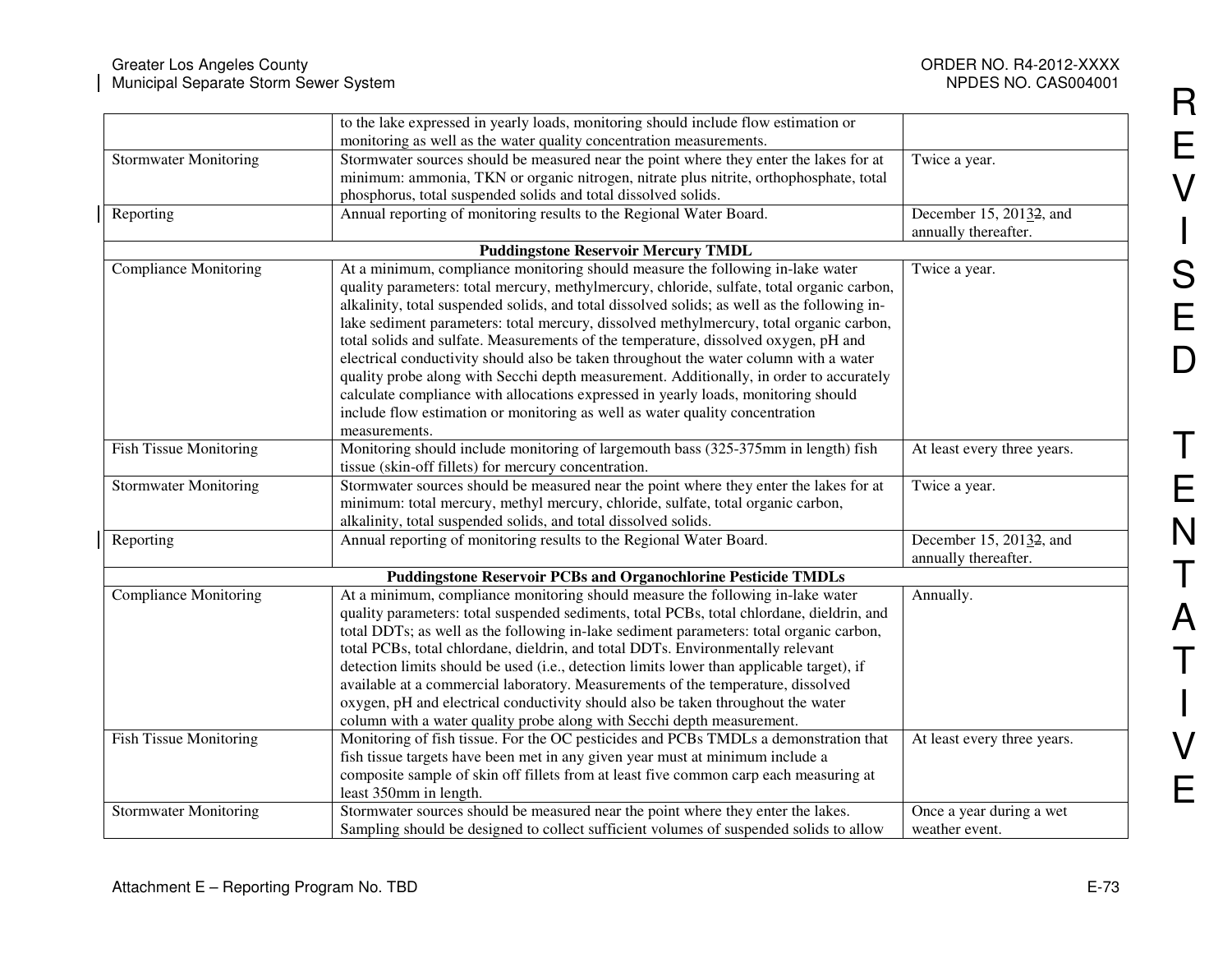| | | |
|---|---|---|
| | to the lake expressed in yearly loads, monitoring should include flow estimation or monitoring as well as the water quality concentration measurements. | |
| Stormwater Monitoring | Stormwater sources should be measured near the point where they enter the lakes for at minimum: ammonia, TKN or organic nitrogen, nitrate plus nitrite, orthophosphate, total phosphorus, total suspended solids and total dissolved solids. | Twice a year. |
| Reporting | Annual reporting of monitoring results to the Regional Water Board. | December 15, 20132, and annually thereafter. |
| **Puddingstone Reservoir Mercury TMDL** | | |
| Compliance Monitoring | At a minimum, compliance monitoring should measure the following in-lake water quality parameters: total mercury, methylmercury, chloride, sulfate, total organic carbon, alkalinity, total suspended solids, and total dissolved solids; as well as the following in-lake sediment parameters: total mercury, dissolved methylmercury, total organic carbon, total solids and sulfate. Measurements of the temperature, dissolved oxygen, pH and electrical conductivity should also be taken throughout the water column with a water quality probe along with Secchi depth measurement. Additionally, in order to accurately calculate compliance with allocations expressed in yearly loads, monitoring should include flow estimation or monitoring as well as water quality concentration measurements. | Twice a year. |
| Fish Tissue Monitoring | Monitoring should include monitoring of largemouth bass (325-375mm in length) fish tissue (skin-off fillets) for mercury concentration. | At least every three years. |
| Stormwater Monitoring | Stormwater sources should be measured near the point where they enter the lakes for at minimum: total mercury, methyl mercury, chloride, sulfate, total organic carbon, alkalinity, total suspended solids, and total dissolved solids. | Twice a year. |
| Reporting | Annual reporting of monitoring results to the Regional Water Board. | December 15, 20132, and annually thereafter. |
| **Puddingstone Reservoir PCBs and Organochlorine Pesticide TMDLs** | | |
| Compliance Monitoring | At a minimum, compliance monitoring should measure the following in-lake water quality parameters: total suspended sediments, total PCBs, total chlordane, dieldrin, and total DDTs; as well as the following in-lake sediment parameters: total organic carbon, total PCBs, total chlordane, dieldrin, and total DDTs. Environmentally relevant detection limits should be used (i.e., detection limits lower than applicable target), if available at a commercial laboratory. Measurements of the temperature, dissolved oxygen, pH and electrical conductivity should also be taken throughout the water column with a water quality probe along with Secchi depth measurement. | Annually. |
| Fish Tissue Monitoring | Monitoring of fish tissue. For the OC pesticides and PCBs TMDLs a demonstration that fish tissue targets have been met in any given year must at minimum include a composite sample of skin off fillets from at least five common carp each measuring at least 350mm in length. | At least every three years. |
| Stormwater Monitoring | Stormwater sources should be measured near the point where they enter the lakes. Sampling should be designed to collect sufficient volumes of suspended solids to allow | Once a year during a wet weather event. |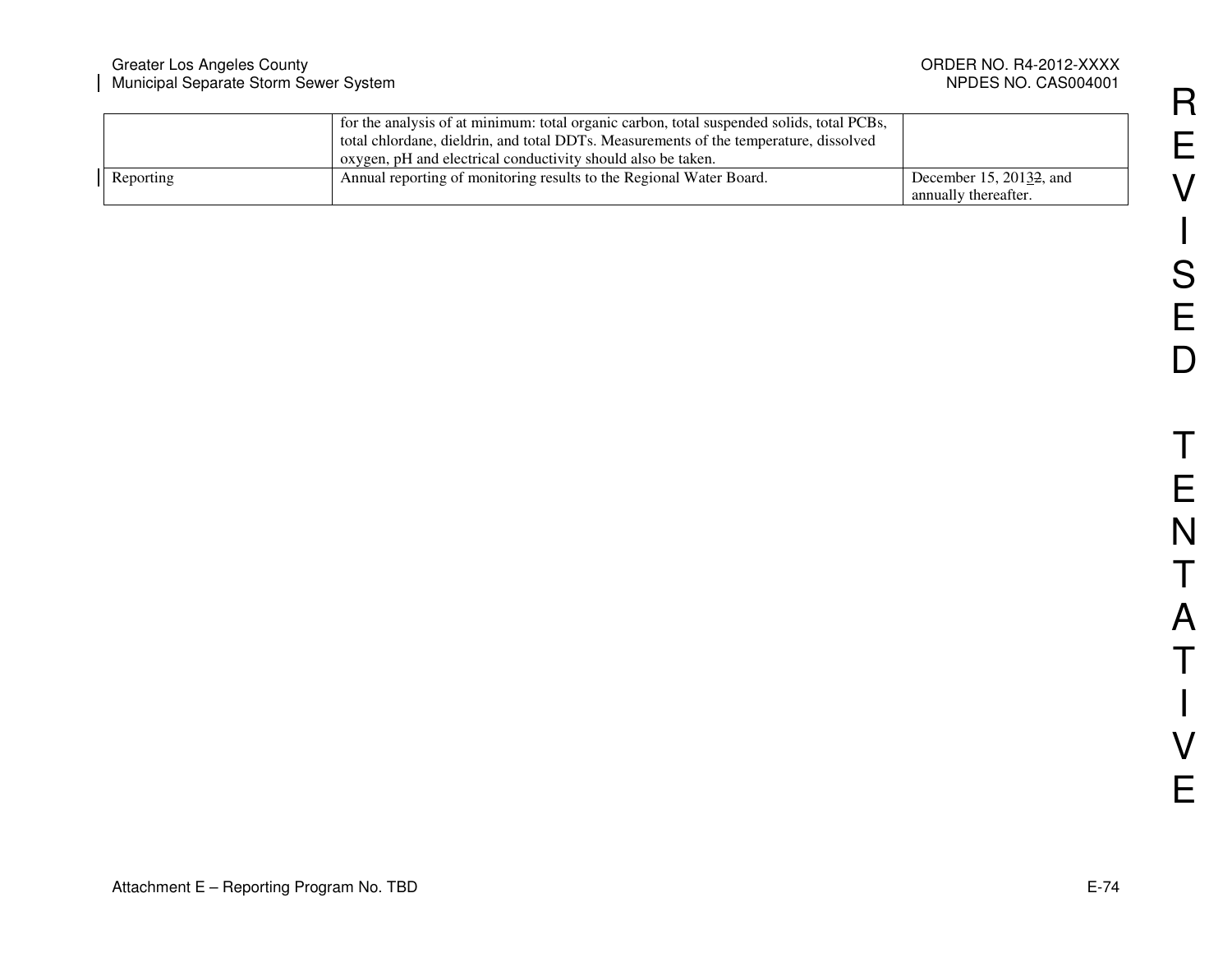| | | |
|---|---|---|
| | for the analysis of at minimum: total organic carbon, total suspended solids, total PCBs, total chlordane, dieldrin, and total DDTs. Measurements of the temperature, dissolved oxygen, pH and electrical conductivity should also be taken. | |
| Reporting | Annual reporting of monitoring results to the Regional Water Board. | December 15, 20132, and annually thereafter. |

REVISED TENTATIVE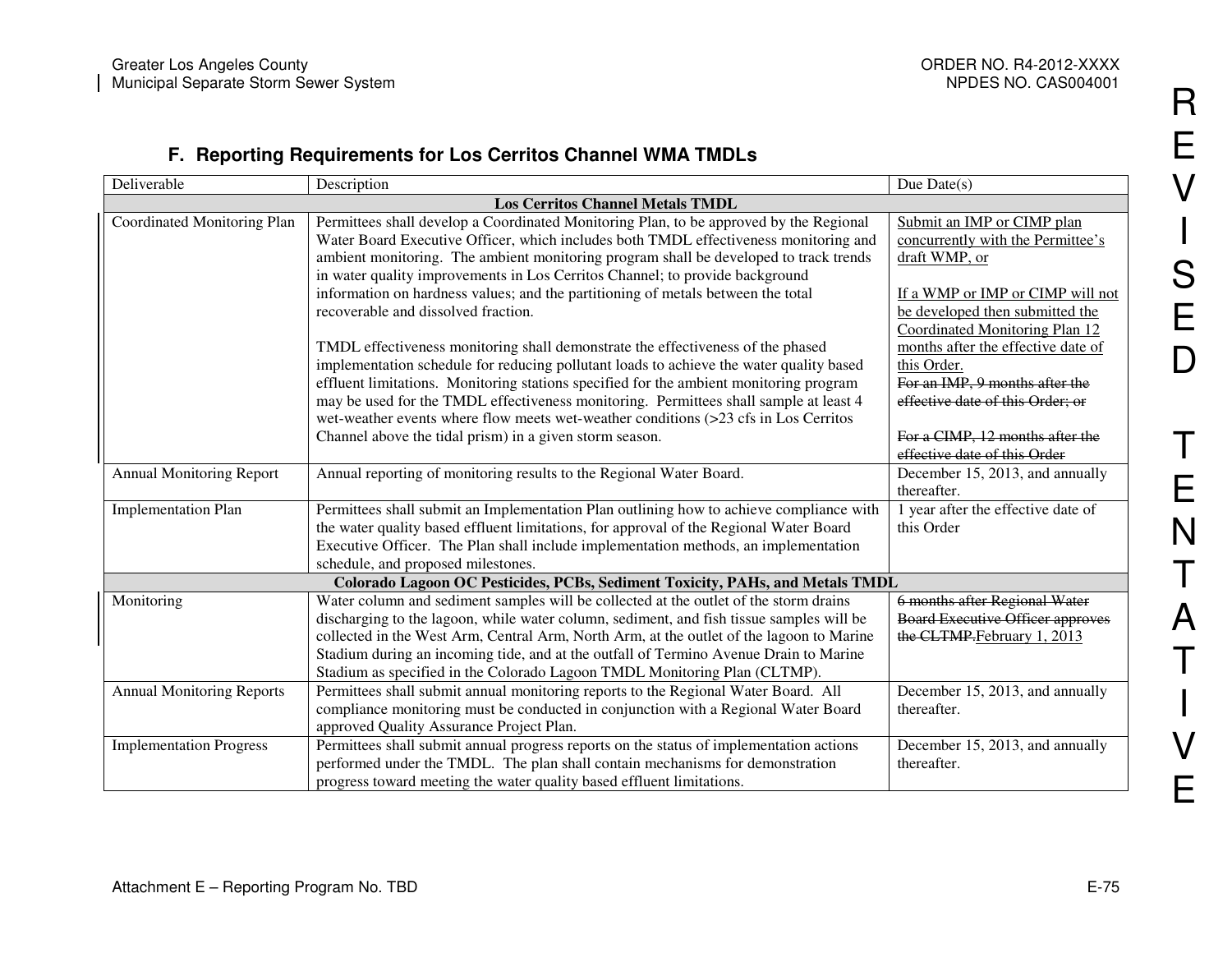## F. Reporting Requirements for Los Cerritos Channel WMA TMDLs

| Deliverable | Description | Due Date(s) |
|---|---|---|
| **Los Cerritos Channel Metals TMDL** | | |
| Coordinated Monitoring Plan | Permittees shall develop a Coordinated Monitoring Plan, to be approved by the Regional Water Board Executive Officer, which includes both TMDL effectiveness monitoring and ambient monitoring. The ambient monitoring program shall be developed to track trends in water quality improvements in Los Cerritos Channel; to provide background information on hardness values; and the partitioning of metals between the total recoverable and dissolved fraction.<br><br>TMDL effectiveness monitoring shall demonstrate the effectiveness of the phased implementation schedule for reducing pollutant loads to achieve the water quality based effluent limitations. Monitoring stations specified for the ambient monitoring program may be used for the TMDL effectiveness monitoring. Permittees shall sample at least 4 wet-weather events where flow meets wet-weather conditions (>23 cfs in Los Cerritos Channel above the tidal prism) in a given storm season. | Submit an IMP or CIMP plan concurrently with the Permittee's draft WMP, or<br><br>If a WMP or IMP or CIMP will not be developed then submitted the Coordinated Monitoring Plan 12 months after the effective date of this Order.<br>~~For an IMP, 9 months after the effective date of this Order; or~~<br><br>~~For a CIMP, 12 months after the effective date of this Order~~ |
| Annual Monitoring Report | Annual reporting of monitoring results to the Regional Water Board. | December 15, 2013, and annually thereafter. |
| Implementation Plan | Permittees shall submit an Implementation Plan outlining how to achieve compliance with the water quality based effluent limitations, for approval of the Regional Water Board Executive Officer. The Plan shall include implementation methods, an implementation schedule, and proposed milestones. | 1 year after the effective date of this Order |
| **Colorado Lagoon OC Pesticides, PCBs, Sediment Toxicity, PAHs, and Metals TMDL** | | |
| Monitoring | Water column and sediment samples will be collected at the outlet of the storm drains discharging to the lagoon, while water column, sediment, and fish tissue samples will be collected in the West Arm, Central Arm, North Arm, at the outlet of the lagoon to Marine Stadium during an incoming tide, and at the outfall of Termino Avenue Drain to Marine Stadium as specified in the Colorado Lagoon TMDL Monitoring Plan (CLTMP). | ~~6 months after Regional Water Board Executive Officer approves the CLTMP.~~February 1, 2013 |
| Annual Monitoring Reports | Permittees shall submit annual monitoring reports to the Regional Water Board. All compliance monitoring must be conducted in conjunction with a Regional Water Board approved Quality Assurance Project Plan. | December 15, 2013, and annually thereafter. |
| Implementation Progress | Permittees shall submit annual progress reports on the status of implementation actions performed under the TMDL. The plan shall contain mechanisms for demonstration progress toward meeting the water quality based effluent limitations. | December 15, 2013, and annually thereafter. |

REVISED TENTATIVE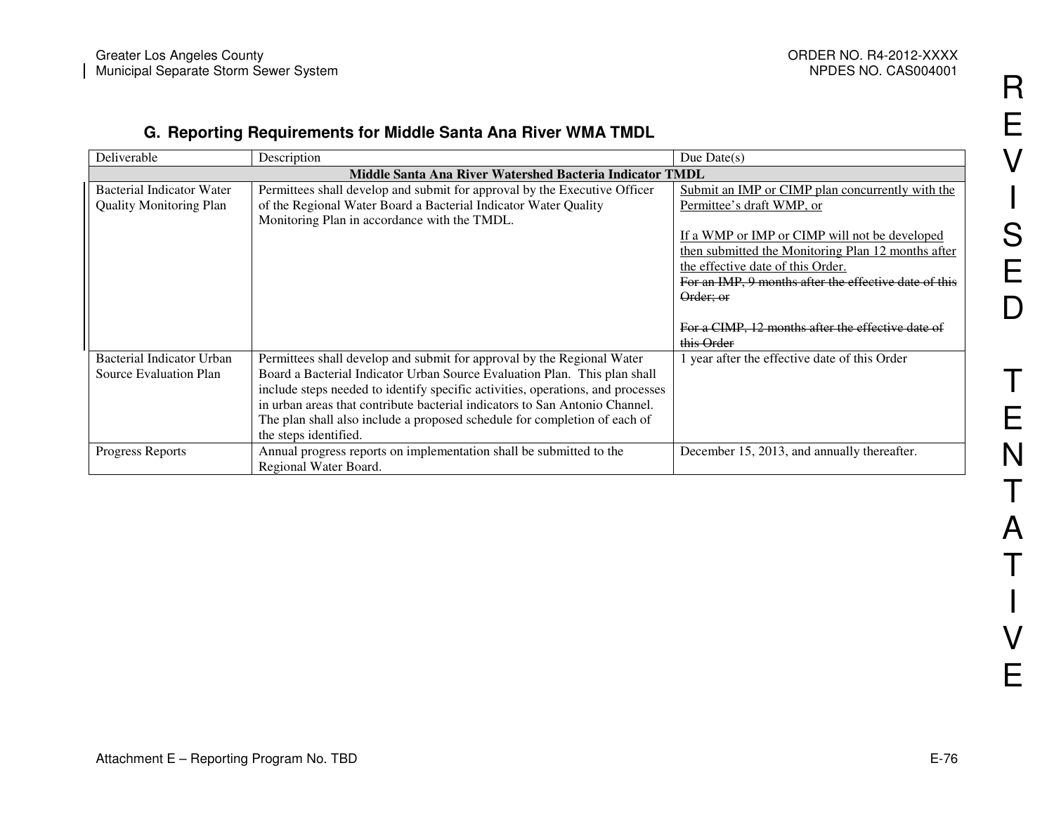## G. Reporting Requirements for Middle Santa Ana River WMA TMDL

| Deliverable | Description | Due Date(s) |
|---|---|---|
| **Middle Santa Ana River Watershed Bacteria Indicator TMDL** | | |
| Bacterial Indicator Water Quality Monitoring Plan | Permittees shall develop and submit for approval by the Executive Officer of the Regional Water Board a Bacterial Indicator Water Quality Monitoring Plan in accordance with the TMDL. | <u>Submit an IMP or CIMP plan concurrently with the Permittee's draft WMP, or</u><br><br><u>If a WMP or IMP or CIMP will not be developed then submitted the Monitoring Plan 12 months after the effective date of this Order.</u><br>~~For an IMP, 9 months after the effective date of this Order; or~~<br><br>~~For a CIMP, 12 months after the effective date of this Order~~ |
| Bacterial Indicator Urban Source Evaluation Plan | Permittees shall develop and submit for approval by the Regional Water Board a Bacterial Indicator Urban Source Evaluation Plan. This plan shall include steps needed to identify specific activities, operations, and processes in urban areas that contribute bacterial indicators to San Antonio Channel. The plan shall also include a proposed schedule for completion of each of the steps identified. | 1 year after the effective date of this Order |
| Progress Reports | Annual progress reports on implementation shall be submitted to the Regional Water Board. | December 15, 2013, and annually thereafter. |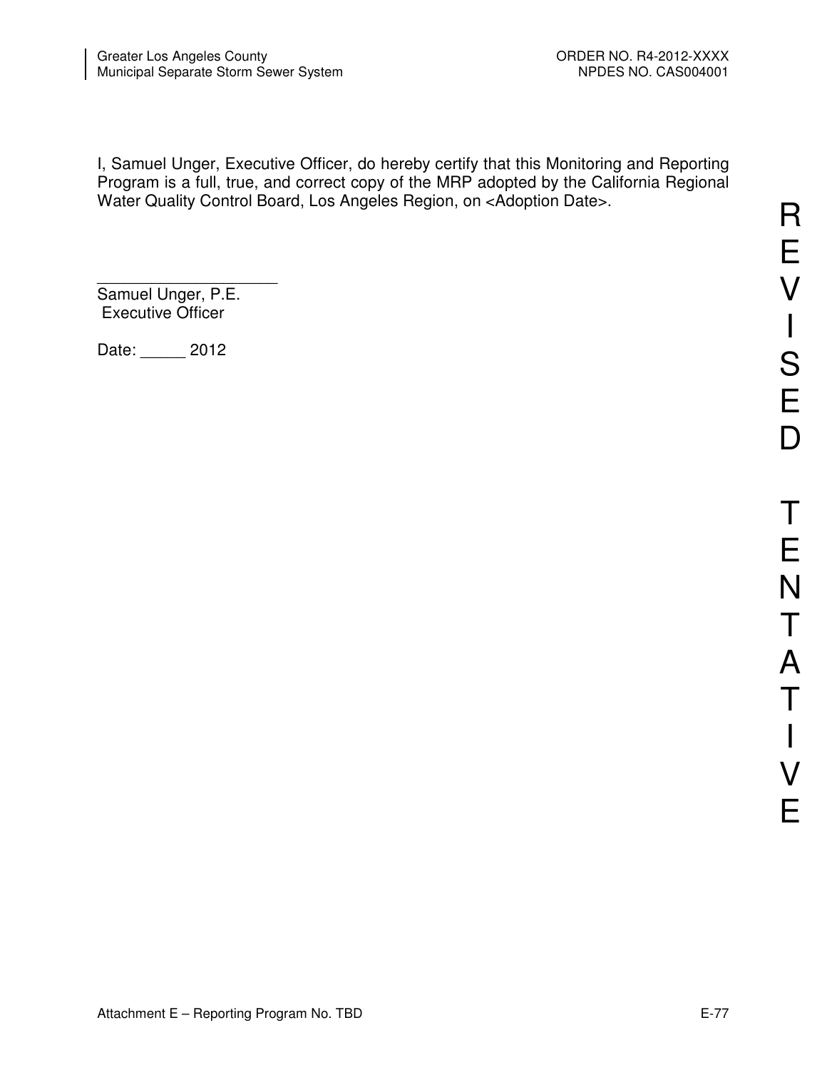I, Samuel Unger, Executive Officer, do hereby certify that this Monitoring and Reporting Program is a full, true, and correct copy of the MRP adopted by the California Regional Water Quality Control Board, Los Angeles Region, on <Adoption Date>.

_____________________
Samuel Unger, P.E.
Executive Officer

Date: _____ 2012

REVISED TENTATIVE